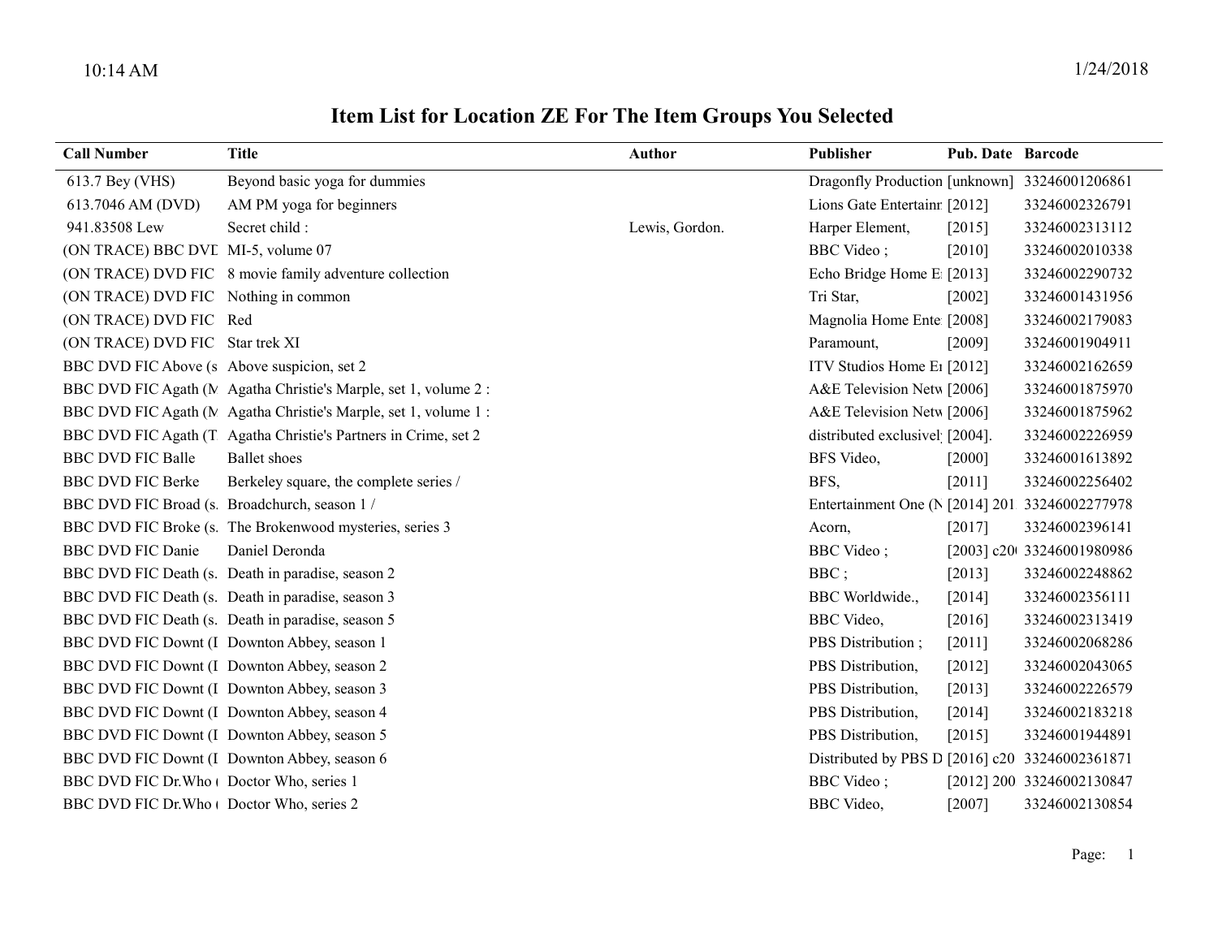# Item List for Location ZE For The Item Groups You Selected

| Call Number | Title | Author | Publisher | Pub. Date | Barcode |
|---|---|---|---|---|---|
| 613.7 Bey (VHS) | Beyond basic yoga for dummies | | Dragonfly Production | [unknown] | 33246001206861 |
| 613.7046 AM (DVD) | AM PM yoga for beginners | | Lions Gate Entertainn | [2012] | 33246002326791 |
| 941.83508 Lew | Secret child : | Lewis, Gordon. | Harper Element, | [2015] | 33246002313112 |
| (ON TRACE) BBC DVD | MI-5, volume 07 | | BBC Video ; | [2010] | 33246002010338 |
| (ON TRACE) DVD FIC | 8 movie family adventure collection | | Echo Bridge Home E | [2013] | 33246002290732 |
| (ON TRACE) DVD FIC | Nothing in common | | Tri Star, | [2002] | 33246001431956 |
| (ON TRACE) DVD FIC | Red | | Magnolia Home Ente | [2008] | 33246002179083 |
| (ON TRACE) DVD FIC | Star trek XI | | Paramount, | [2009] | 33246001904911 |
| BBC DVD FIC Above (s | Above suspicion, set 2 | | ITV Studios Home E | [2012] | 33246002162659 |
| BBC DVD FIC Agath (M | Agatha Christie's Marple, set 1, volume 2 : | | A&E Television Netw | [2006] | 33246001875970 |
| BBC DVD FIC Agath (M | Agatha Christie's Marple, set 1, volume 1 : | | A&E Television Netw | [2006] | 33246001875962 |
| BBC DVD FIC Agath (T | Agatha Christie's Partners in Crime, set 2 | | distributed exclusivel | [2004]. | 33246002226959 |
| BBC DVD FIC Balle | Ballet shoes | | BFS Video, | [2000] | 33246001613892 |
| BBC DVD FIC Berke | Berkeley square, the complete series / | | BFS, | [2011] | 33246002256402 |
| BBC DVD FIC Broad (s. | Broadchurch, season 1 / | | Entertainment One (N | [2014] 201 | 33246002277978 |
| BBC DVD FIC Broke (s. | The Brokenwood mysteries, series 3 | | Acorn, | [2017] | 33246002396141 |
| BBC DVD FIC Danie | Daniel Deronda | | BBC Video ; | [2003] c20 | 33246001980986 |
| BBC DVD FIC Death (s. | Death in paradise, season 2 | | BBC ; | [2013] | 33246002248862 |
| BBC DVD FIC Death (s. | Death in paradise, season 3 | | BBC Worldwide., | [2014] | 33246002356111 |
| BBC DVD FIC Death (s. | Death in paradise, season 5 | | BBC Video, | [2016] | 33246002313419 |
| BBC DVD FIC Downt (I | Downton Abbey, season 1 | | PBS Distribution ; | [2011] | 33246002068286 |
| BBC DVD FIC Downt (I | Downton Abbey, season 2 | | PBS Distribution, | [2012] | 33246002043065 |
| BBC DVD FIC Downt (I | Downton Abbey, season 3 | | PBS Distribution, | [2013] | 33246002226579 |
| BBC DVD FIC Downt (I | Downton Abbey, season 4 | | PBS Distribution, | [2014] | 33246002183218 |
| BBC DVD FIC Downt (I | Downton Abbey, season 5 | | PBS Distribution, | [2015] | 33246001944891 |
| BBC DVD FIC Downt (I | Downton Abbey, season 6 | | Distributed by PBS D | [2016] c20 | 33246002361871 |
| BBC DVD FIC Dr.Who ( | Doctor Who, series 1 | | BBC Video ; | [2012] 200 | 33246002130847 |
| BBC DVD FIC Dr.Who ( | Doctor Who, series 2 | | BBC Video, | [2007] | 33246002130854 |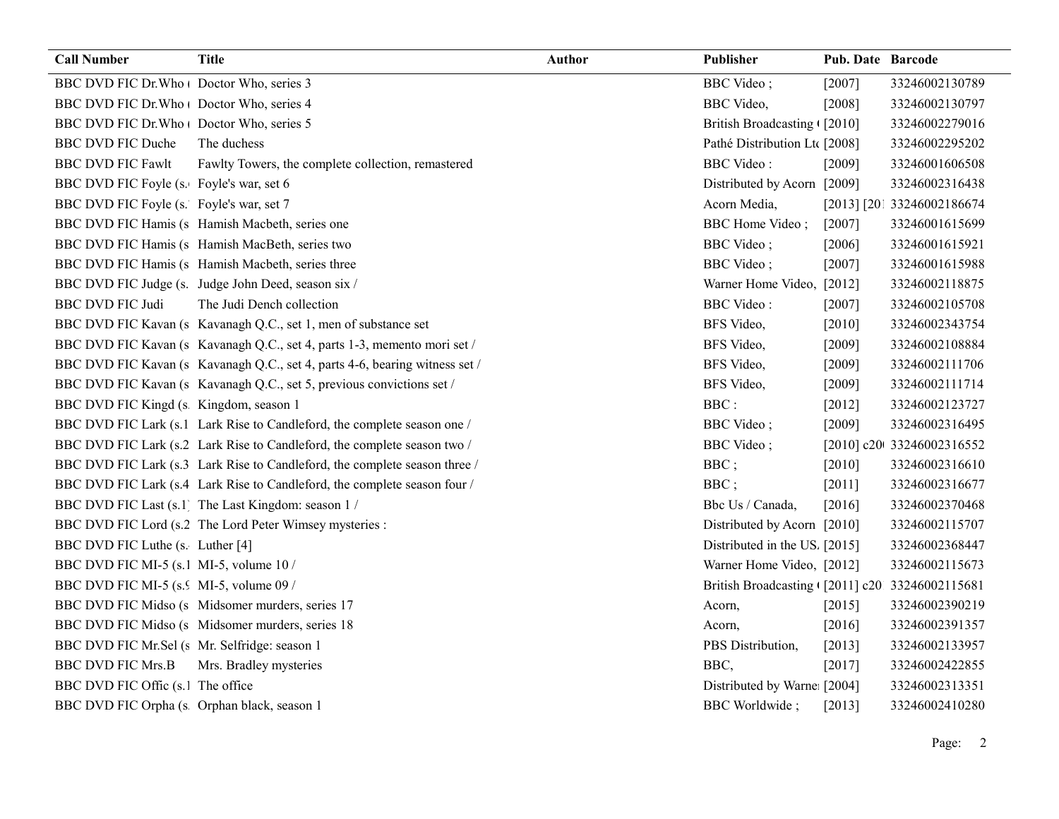| Call Number | Title | Author | Publisher | Pub. Date | Barcode |
|---|---|---|---|---|---|
| BBC DVD FIC Dr.Who ( | Doctor Who, series 3 | | BBC Video ; | [2007] | 33246002130789 |
| BBC DVD FIC Dr.Who ( | Doctor Who, series 4 | | BBC Video, | [2008] | 33246002130797 |
| BBC DVD FIC Dr.Who ( | Doctor Who, series 5 | | British Broadcasting ( | [2010] | 33246002279016 |
| BBC DVD FIC Duche | The duchess | | Pathé Distribution Ltc | [2008] | 33246002295202 |
| BBC DVD FIC Fawlt | Fawlty Towers, the complete collection, remastered | | BBC Video : | [2009] | 33246001606508 |
| BBC DVD FIC Foyle (s. | Foyle's war, set 6 | | Distributed by Acorn | [2009] | 33246002316438 |
| BBC DVD FIC Foyle (s. | Foyle's war, set 7 | | Acorn Media, | [2013] [201 | 33246002186674 |
| BBC DVD FIC Hamis (s | Hamish Macbeth, series one | | BBC Home Video ; | [2007] | 33246001615699 |
| BBC DVD FIC Hamis (s | Hamish MacBeth, series two | | BBC Video ; | [2006] | 33246001615921 |
| BBC DVD FIC Hamis (s | Hamish Macbeth, series three | | BBC Video ; | [2007] | 33246001615988 |
| BBC DVD FIC Judge (s. | Judge John Deed, season six / | | Warner Home Video, | [2012] | 33246002118875 |
| BBC DVD FIC Judi | The Judi Dench collection | | BBC Video : | [2007] | 33246002105708 |
| BBC DVD FIC Kavan (s | Kavanagh Q.C., set 1, men of substance set | | BFS Video, | [2010] | 33246002343754 |
| BBC DVD FIC Kavan (s | Kavanagh Q.C., set 4, parts 1-3, memento mori set / | | BFS Video, | [2009] | 33246002108884 |
| BBC DVD FIC Kavan (s | Kavanagh Q.C., set 4, parts 4-6, bearing witness set / | | BFS Video, | [2009] | 33246002111706 |
| BBC DVD FIC Kavan (s | Kavanagh Q.C., set 5, previous convictions set / | | BFS Video, | [2009] | 33246002111714 |
| BBC DVD FIC Kingd (s. | Kingdom, season 1 | | BBC : | [2012] | 33246002123727 |
| BBC DVD FIC Lark (s.1 | Lark Rise to Candleford, the complete season one / | | BBC Video ; | [2009] | 33246002316495 |
| BBC DVD FIC Lark (s.2 | Lark Rise to Candleford, the complete season two / | | BBC Video ; | [2010] c20( | 33246002316552 |
| BBC DVD FIC Lark (s.3 | Lark Rise to Candleford, the complete season three / | | BBC ; | [2010] | 33246002316610 |
| BBC DVD FIC Lark (s.4 | Lark Rise to Candleford, the complete season four / | | BBC ; | [2011] | 33246002316677 |
| BBC DVD FIC Last (s.1) | The Last Kingdom: season 1 / | | Bbc Us / Canada, | [2016] | 33246002370468 |
| BBC DVD FIC Lord (s.2 | The Lord Peter Wimsey mysteries : | | Distributed by Acorn | [2010] | 33246002115707 |
| BBC DVD FIC Luthe (s. | Luther [4] | | Distributed in the US. | [2015] | 33246002368447 |
| BBC DVD FIC MI-5 (s.1 | MI-5, volume 10 / | | Warner Home Video, | [2012] | 33246002115673 |
| BBC DVD FIC MI-5 (s.9 | MI-5, volume 09 / | | British Broadcasting ( | [2011] c20 | 33246002115681 |
| BBC DVD FIC Midso (s | Midsomer murders, series 17 | | Acorn, | [2015] | 33246002390219 |
| BBC DVD FIC Midso (s | Midsomer murders, series 18 | | Acorn, | [2016] | 33246002391357 |
| BBC DVD FIC Mr.Sel (s | Mr. Selfridge: season 1 | | PBS Distribution, | [2013] | 33246002133957 |
| BBC DVD FIC Mrs.B | Mrs. Bradley mysteries | | BBC, | [2017] | 33246002422855 |
| BBC DVD FIC Offic (s.1 | The office | | Distributed by Warne | [2004] | 33246002313351 |
| BBC DVD FIC Orpha (s. | Orphan black, season 1 | | BBC Worldwide ; | [2013] | 33246002410280 |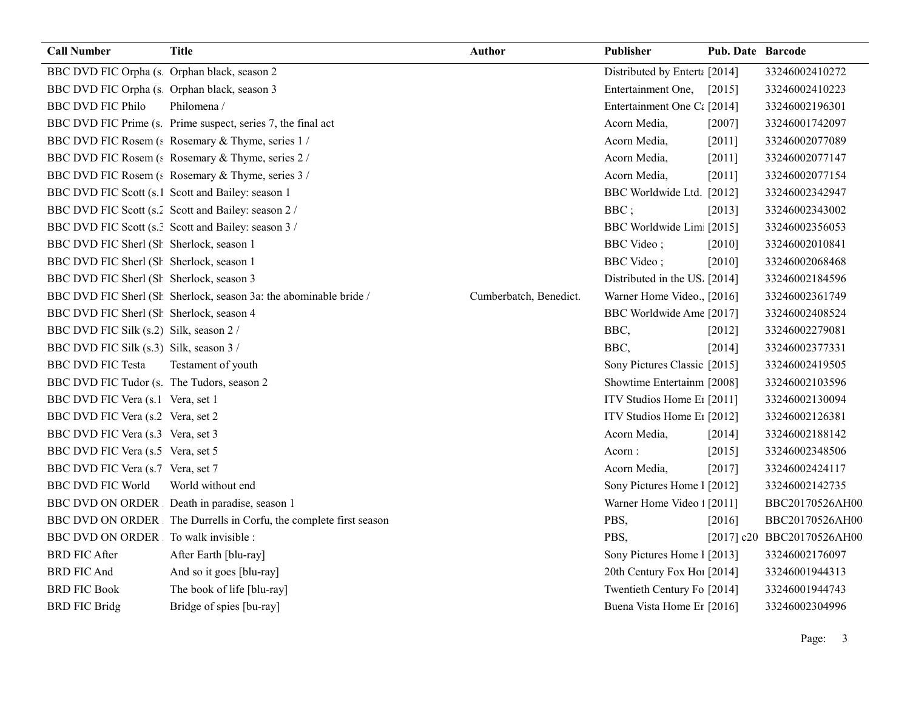| Call Number | Title | Author | Publisher | Pub. Date | Barcode |
|---|---|---|---|---|---|
| BBC DVD FIC Orpha (s. | Orphan black, season 2 | | Distributed by Enterta | [2014] | 33246002410272 |
| BBC DVD FIC Orpha (s. | Orphan black, season 3 | | Entertainment One, | [2015] | 33246002410223 |
| BBC DVD FIC Philo | Philomena / | | Entertainment One Ca | [2014] | 33246002196301 |
| BBC DVD FIC Prime (s. | Prime suspect, series 7, the final act | | Acorn Media, | [2007] | 33246001742097 |
| BBC DVD FIC Rosem (s | Rosemary & Thyme, series 1 / | | Acorn Media, | [2011] | 33246002077089 |
| BBC DVD FIC Rosem (s | Rosemary & Thyme, series 2 / | | Acorn Media, | [2011] | 33246002077147 |
| BBC DVD FIC Rosem (s | Rosemary & Thyme, series 3 / | | Acorn Media, | [2011] | 33246002077154 |
| BBC DVD FIC Scott (s.1 | Scott and Bailey: season 1 | | BBC Worldwide Ltd. | [2012] | 33246002342947 |
| BBC DVD FIC Scott (s.2 | Scott and Bailey: season 2 / | | BBC ; | [2013] | 33246002343002 |
| BBC DVD FIC Scott (s.3 | Scott and Bailey: season 3 / | | BBC Worldwide Limi | [2015] | 33246002356053 |
| BBC DVD FIC Sherl (Sh | Sherlock, season 1 | | BBC Video ; | [2010] | 33246002010841 |
| BBC DVD FIC Sherl (Sh | Sherlock, season 1 | | BBC Video ; | [2010] | 33246002068468 |
| BBC DVD FIC Sherl (Sh | Sherlock, season 3 | | Distributed in the US. | [2014] | 33246002184596 |
| BBC DVD FIC Sherl (Sh | Sherlock, season 3a: the abominable bride / | Cumberbatch, Benedict. | Warner Home Video., | [2016] | 33246002361749 |
| BBC DVD FIC Sherl (Sh | Sherlock, season 4 | | BBC Worldwide Ame | [2017] | 33246002408524 |
| BBC DVD FIC Silk (s.2) | Silk, season 2 / | | BBC, | [2012] | 33246002279081 |
| BBC DVD FIC Silk (s.3) | Silk, season 3 / | | BBC, | [2014] | 33246002377331 |
| BBC DVD FIC Testa | Testament of youth | | Sony Pictures Classic | [2015] | 33246002419505 |
| BBC DVD FIC Tudor (s. | The Tudors, season 2 | | Showtime Entertainm | [2008] | 33246002103596 |
| BBC DVD FIC Vera (s.1 | Vera, set 1 | | ITV Studios Home En | [2011] | 33246002130094 |
| BBC DVD FIC Vera (s.2 | Vera, set 2 | | ITV Studios Home En | [2012] | 33246002126381 |
| BBC DVD FIC Vera (s.3 | Vera, set 3 | | Acorn Media, | [2014] | 33246002188142 |
| BBC DVD FIC Vera (s.5 | Vera, set 5 | | Acorn : | [2015] | 33246002348506 |
| BBC DVD FIC Vera (s.7 | Vera, set 7 | | Acorn Media, | [2017] | 33246002424117 |
| BBC DVD FIC World | World without end | | Sony Pictures Home I | [2012] | 33246002142735 |
| BBC DVD ON ORDER | Death in paradise, season 1 | | Warner Home Video | [2011] | BBC20170526AH00 |
| BBC DVD ON ORDER | The Durrells in Corfu, the complete first season | | PBS, | [2016] | BBC20170526AH00 |
| BBC DVD ON ORDER | To walk invisible : | | PBS, | [2017] c20 | BBC20170526AH00 |
| BRD FIC After | After Earth [blu-ray] | | Sony Pictures Home I | [2013] | 33246002176097 |
| BRD FIC And | And so it goes [blu-ray] | | 20th Century Fox Ho | [2014] | 33246001944313 |
| BRD FIC Book | The book of life [blu-ray] | | Twentieth Century Fo | [2014] | 33246001944743 |
| BRD FIC Bridg | Bridge of spies [bu-ray] | | Buena Vista Home En | [2016] | 33246002304996 |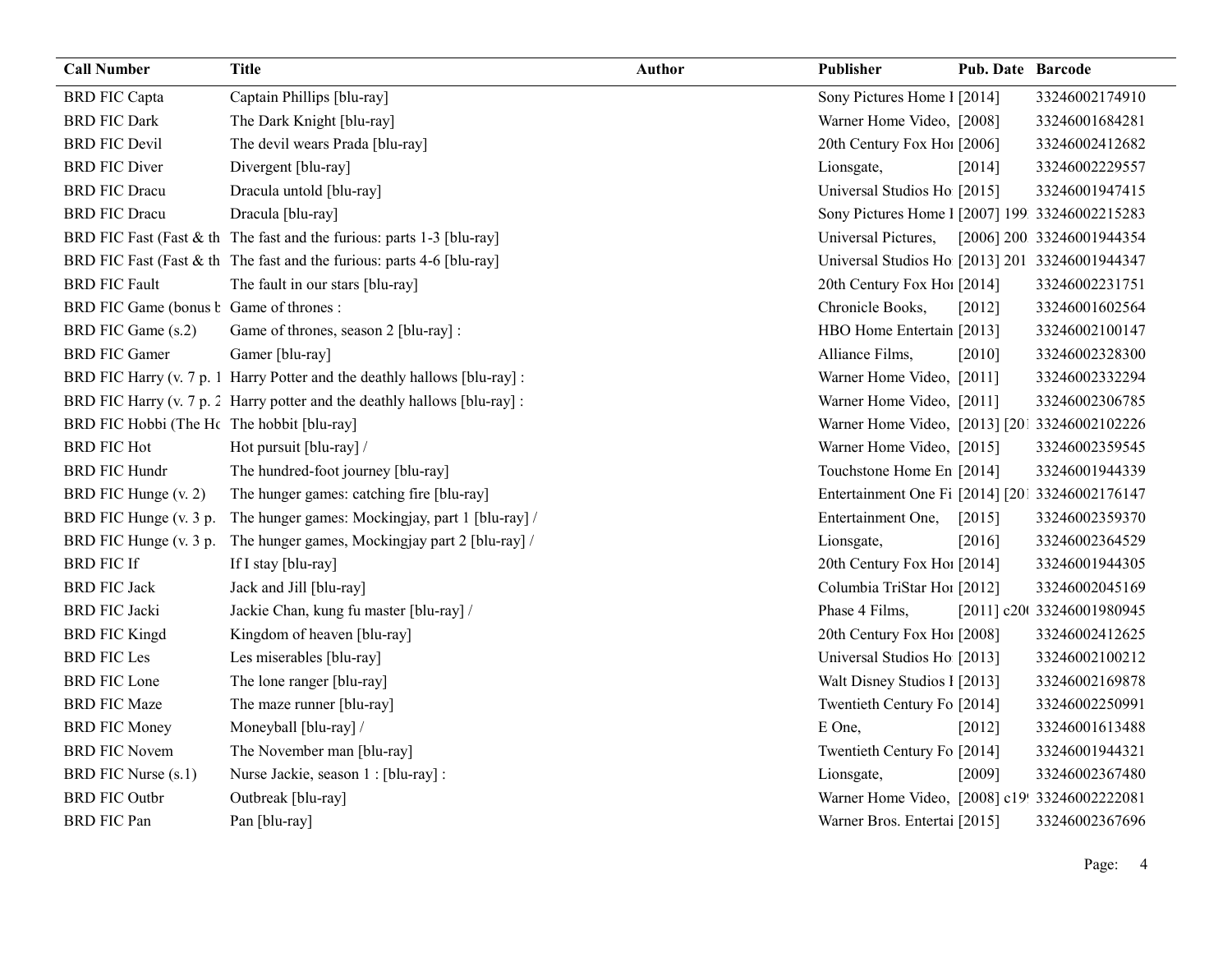| Call Number | Title | Author | Publisher | Pub. Date | Barcode |
|---|---|---|---|---|---|
| BRD FIC Capta | Captain Phillips [blu-ray] | | Sony Pictures Home I | [2014] | 33246002174910 |
| BRD FIC Dark | The Dark Knight [blu-ray] | | Warner Home Video, | [2008] | 33246001684281 |
| BRD FIC Devil | The devil wears Prada [blu-ray] | | 20th Century Fox Hoı | [2006] | 33246002412682 |
| BRD FIC Diver | Divergent [blu-ray] | | Lionsgate, | [2014] | 33246002229557 |
| BRD FIC Dracu | Dracula untold [blu-ray] | | Universal Studios Ho | [2015] | 33246001947415 |
| BRD FIC Dracu | Dracula [blu-ray] | | Sony Pictures Home I | [2007] 199 | 33246002215283 |
| BRD FIC Fast (Fast & th | The fast and the furious: parts 1-3 [blu-ray] | | Universal Pictures, | [2006] 200 | 33246001944354 |
| BRD FIC Fast (Fast & th | The fast and the furious: parts 4-6 [blu-ray] | | Universal Studios Ho | [2013] 201 | 33246001944347 |
| BRD FIC Fault | The fault in our stars [blu-ray] | | 20th Century Fox Hoı | [2014] | 33246002231751 |
| BRD FIC Game (bonus b | Game of thrones : | | Chronicle Books, | [2012] | 33246001602564 |
| BRD FIC Game (s.2) | Game of thrones, season 2 [blu-ray] : | | HBO Home Entertain | [2013] | 33246002100147 |
| BRD FIC Gamer | Gamer [blu-ray] | | Alliance Films, | [2010] | 33246002328300 |
| BRD FIC Harry (v. 7 p. 1 | Harry Potter and the deathly hallows [blu-ray] : | | Warner Home Video, | [2011] | 33246002332294 |
| BRD FIC Harry (v. 7 p. 2 | Harry potter and the deathly hallows [blu-ray] : | | Warner Home Video, | [2011] | 33246002306785 |
| BRD FIC Hobbi (The Hc | The hobbit [blu-ray] | | Warner Home Video, | [2013] [201 | 33246002102226 |
| BRD FIC Hot | Hot pursuit [blu-ray] / | | Warner Home Video, | [2015] | 33246002359545 |
| BRD FIC Hundr | The hundred-foot journey [blu-ray] | | Touchstone Home En | [2014] | 33246001944339 |
| BRD FIC Hunge (v. 2) | The hunger games: catching fire [blu-ray] | | Entertainment One Fi | [2014] [201 | 33246002176147 |
| BRD FIC Hunge (v. 3 p. | The hunger games: Mockingjay, part 1 [blu-ray] / | | Entertainment One, | [2015] | 33246002359370 |
| BRD FIC Hunge (v. 3 p. | The hunger games, Mockingjay part 2 [blu-ray] / | | Lionsgate, | [2016] | 33246002364529 |
| BRD FIC If | If I stay [blu-ray] | | 20th Century Fox Hoı | [2014] | 33246001944305 |
| BRD FIC Jack | Jack and Jill [blu-ray] | | Columbia TriStar Hoı | [2012] | 33246002045169 |
| BRD FIC Jacki | Jackie Chan, kung fu master [blu-ray] / | | Phase 4 Films, | [2011] c20( | 33246001980945 |
| BRD FIC Kingd | Kingdom of heaven [blu-ray] | | 20th Century Fox Hoı | [2008] | 33246002412625 |
| BRD FIC Les | Les miserables [blu-ray] | | Universal Studios Ho | [2013] | 33246002100212 |
| BRD FIC Lone | The lone ranger [blu-ray] | | Walt Disney Studios I | [2013] | 33246002169878 |
| BRD FIC Maze | The maze runner [blu-ray] | | Twentieth Century Fo | [2014] | 33246002250991 |
| BRD FIC Money | Moneyball [blu-ray] / | | E One, | [2012] | 33246001613488 |
| BRD FIC Novem | The November man [blu-ray] | | Twentieth Century Fo | [2014] | 33246001944321 |
| BRD FIC Nurse (s.1) | Nurse Jackie, season 1 : [blu-ray] : | | Lionsgate, | [2009] | 33246002367480 |
| BRD FIC Outbr | Outbreak [blu-ray] | | Warner Home Video, | [2008] c19 | 33246002222081 |
| BRD FIC Pan | Pan [blu-ray] | | Warner Bros. Entertai | [2015] | 33246002367696 |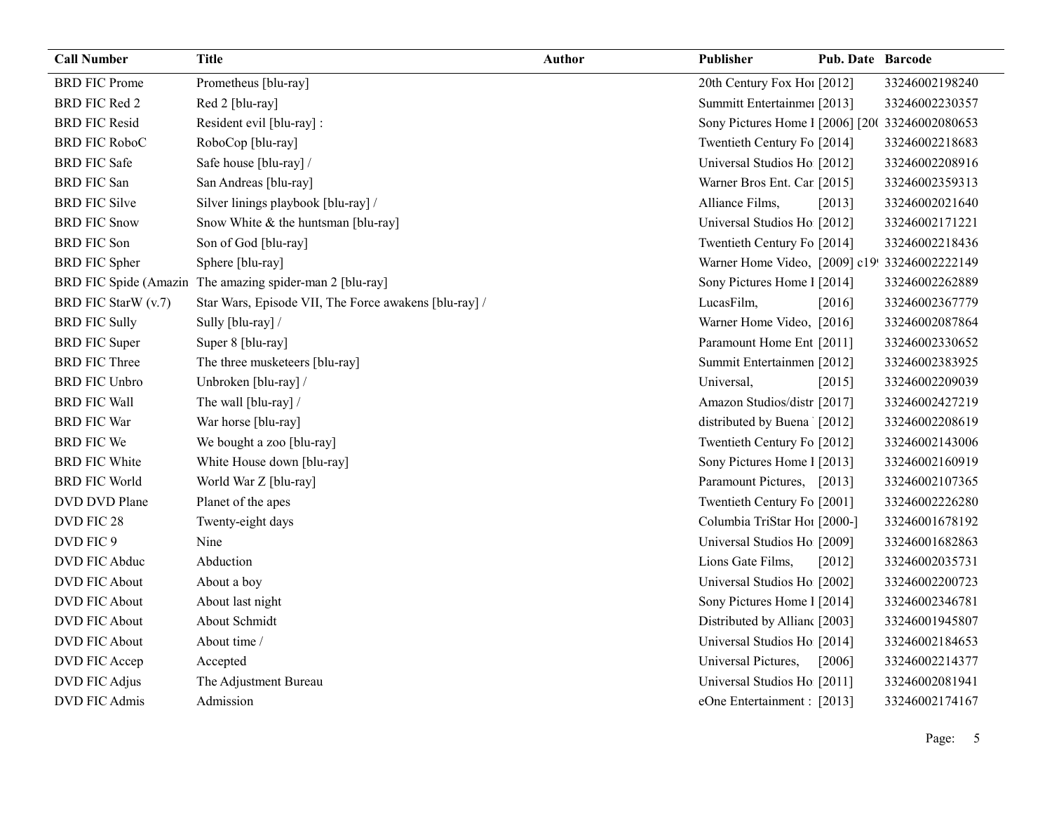| Call Number | Title | Author | Publisher | Pub. Date | Barcode |
|---|---|---|---|---|---|
| BRD FIC Prome | Prometheus [blu-ray] | | 20th Century Fox Hoı | [2012] | 33246002198240 |
| BRD FIC Red 2 | Red 2 [blu-ray] | | Summitt Entertainmeı | [2013] | 33246002230357 |
| BRD FIC Resid | Resident evil [blu-ray] : | | Sony Pictures Home I | [2006] [20( | 33246002080653 |
| BRD FIC RoboC | RoboCop [blu-ray] | | Twentieth Century Fo | [2014] | 33246002218683 |
| BRD FIC Safe | Safe house [blu-ray] / | | Universal Studios Ho | [2012] | 33246002208916 |
| BRD FIC San | San Andreas [blu-ray] | | Warner Bros Ent. Car | [2015] | 33246002359313 |
| BRD FIC Silve | Silver linings playbook [blu-ray] / | | Alliance Films, | [2013] | 33246002021640 |
| BRD FIC Snow | Snow White & the huntsman [blu-ray] | | Universal Studios Ho | [2012] | 33246002171221 |
| BRD FIC Son | Son of God [blu-ray] | | Twentieth Century Fo | [2014] | 33246002218436 |
| BRD FIC Spher | Sphere [blu-ray] | | Warner Home Video, | [2009] c19 | 33246002222149 |
| BRD FIC Spide (Amazin | The amazing spider-man 2 [blu-ray] | | Sony Pictures Home I | [2014] | 33246002262889 |
| BRD FIC StarW (v.7) | Star Wars, Episode VII, The Force awakens [blu-ray] / | | LucasFilm, | [2016] | 33246002367779 |
| BRD FIC Sully | Sully [blu-ray] / | | Warner Home Video, | [2016] | 33246002087864 |
| BRD FIC Super | Super 8 [blu-ray] | | Paramount Home Ent | [2011] | 33246002330652 |
| BRD FIC Three | The three musketeers [blu-ray] | | Summit Entertainmen | [2012] | 33246002383925 |
| BRD FIC Unbro | Unbroken [blu-ray] / | | Universal, | [2015] | 33246002209039 |
| BRD FIC Wall | The wall [blu-ray] / | | Amazon Studios/distr | [2017] | 33246002427219 |
| BRD FIC War | War horse [blu-ray] | | distributed by Buena | [2012] | 33246002208619 |
| BRD FIC We | We bought a zoo [blu-ray] | | Twentieth Century Fo | [2012] | 33246002143006 |
| BRD FIC White | White House down [blu-ray] | | Sony Pictures Home I | [2013] | 33246002160919 |
| BRD FIC World | World War Z [blu-ray] | | Paramount Pictures, | [2013] | 33246002107365 |
| DVD DVD Plane | Planet of the apes | | Twentieth Century Fo | [2001] | 33246002226280 |
| DVD FIC 28 | Twenty-eight days | | Columbia TriStar Hoı | [2000-] | 33246001678192 |
| DVD FIC 9 | Nine | | Universal Studios Ho | [2009] | 33246001682863 |
| DVD FIC Abduc | Abduction | | Lions Gate Films, | [2012] | 33246002035731 |
| DVD FIC About | About a boy | | Universal Studios Ho | [2002] | 33246002200723 |
| DVD FIC About | About last night | | Sony Pictures Home I | [2014] | 33246002346781 |
| DVD FIC About | About Schmidt | | Distributed by Allianc | [2003] | 33246001945807 |
| DVD FIC About | About time / | | Universal Studios Ho | [2014] | 33246002184653 |
| DVD FIC Accep | Accepted | | Universal Pictures, | [2006] | 33246002214377 |
| DVD FIC Adjus | The Adjustment Bureau | | Universal Studios Ho | [2011] | 33246002081941 |
| DVD FIC Admis | Admission | | eOne Entertainment : | [2013] | 33246002174167 |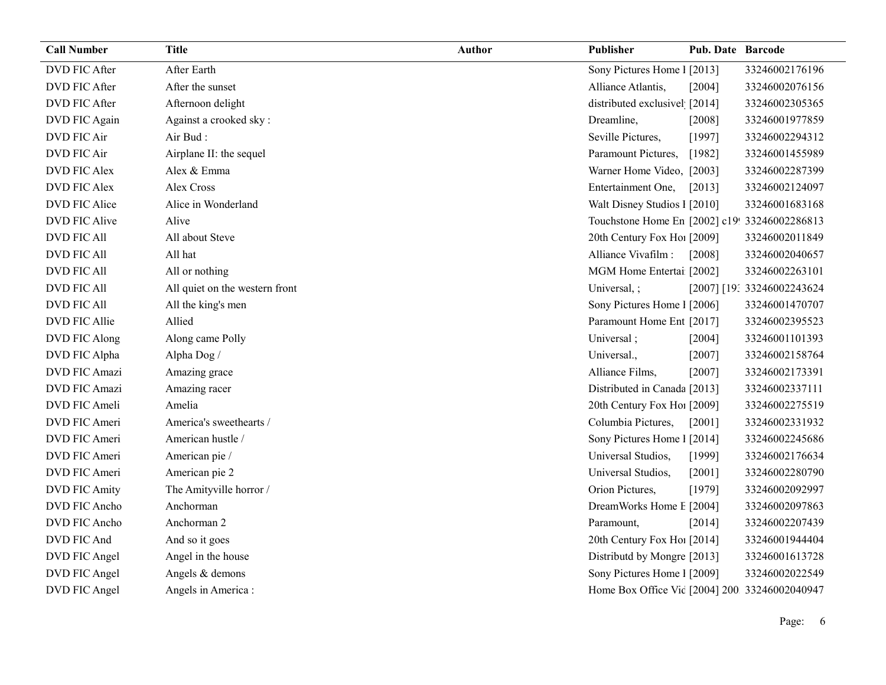| Call Number | Title | Author | Publisher | Pub. Date | Barcode |
|---|---|---|---|---|---|
| DVD FIC After | After Earth | | Sony Pictures Home I | [2013] | 33246002176196 |
| DVD FIC After | After the sunset | | Alliance Atlantis, | [2004] | 33246002076156 |
| DVD FIC After | Afternoon delight | | distributed exclusivel | [2014] | 33246002305365 |
| DVD FIC Again | Against a crooked sky : | | Dreamline, | [2008] | 33246001977859 |
| DVD FIC Air | Air Bud : | | Seville Pictures, | [1997] | 33246002294312 |
| DVD FIC Air | Airplane II: the sequel | | Paramount Pictures, | [1982] | 33246001455989 |
| DVD FIC Alex | Alex & Emma | | Warner Home Video, | [2003] | 33246002287399 |
| DVD FIC Alex | Alex Cross | | Entertainment One, | [2013] | 33246002124097 |
| DVD FIC Alice | Alice in Wonderland | | Walt Disney Studios I | [2010] | 33246001683168 |
| DVD FIC Alive | Alive | | Touchstone Home En | [2002] c19 | 33246002286813 |
| DVD FIC All | All about Steve | | 20th Century Fox Hoı | [2009] | 33246002011849 |
| DVD FIC All | All hat | | Alliance Vivafilm : | [2008] | 33246002040657 |
| DVD FIC All | All or nothing | | MGM Home Entertai | [2002] | 33246002263101 |
| DVD FIC All | All quiet on the western front | | Universal, ; | [2007] [19 | 33246002243624 |
| DVD FIC All | All the king's men | | Sony Pictures Home I | [2006] | 33246001470707 |
| DVD FIC Allie | Allied | | Paramount Home Ent | [2017] | 33246002395523 |
| DVD FIC Along | Along came Polly | | Universal ; | [2004] | 33246001101393 |
| DVD FIC Alpha | Alpha Dog / | | Universal., | [2007] | 33246002158764 |
| DVD FIC Amazi | Amazing grace | | Alliance Films, | [2007] | 33246002173391 |
| DVD FIC Amazi | Amazing racer | | Distributed in Canada | [2013] | 33246002337111 |
| DVD FIC Ameli | Amelia | | 20th Century Fox Hoı | [2009] | 33246002275519 |
| DVD FIC Ameri | America's sweethearts / | | Columbia Pictures, | [2001] | 33246002331932 |
| DVD FIC Ameri | American hustle / | | Sony Pictures Home I | [2014] | 33246002245686 |
| DVD FIC Ameri | American pie / | | Universal Studios, | [1999] | 33246002176634 |
| DVD FIC Ameri | American pie 2 | | Universal Studios, | [2001] | 33246002280790 |
| DVD FIC Amity | The Amityville horror / | | Orion Pictures, | [1979] | 33246002092997 |
| DVD FIC Ancho | Anchorman | | DreamWorks Home E | [2004] | 33246002097863 |
| DVD FIC Ancho | Anchorman 2 | | Paramount, | [2014] | 33246002207439 |
| DVD FIC And | And so it goes | | 20th Century Fox Hoı | [2014] | 33246001944404 |
| DVD FIC Angel | Angel in the house | | Distributd by Mongre | [2013] | 33246001613728 |
| DVD FIC Angel | Angels & demons | | Sony Pictures Home I | [2009] | 33246002022549 |
| DVD FIC Angel | Angels in America : | | Home Box Office Vid | [2004] 200 | 33246002040947 |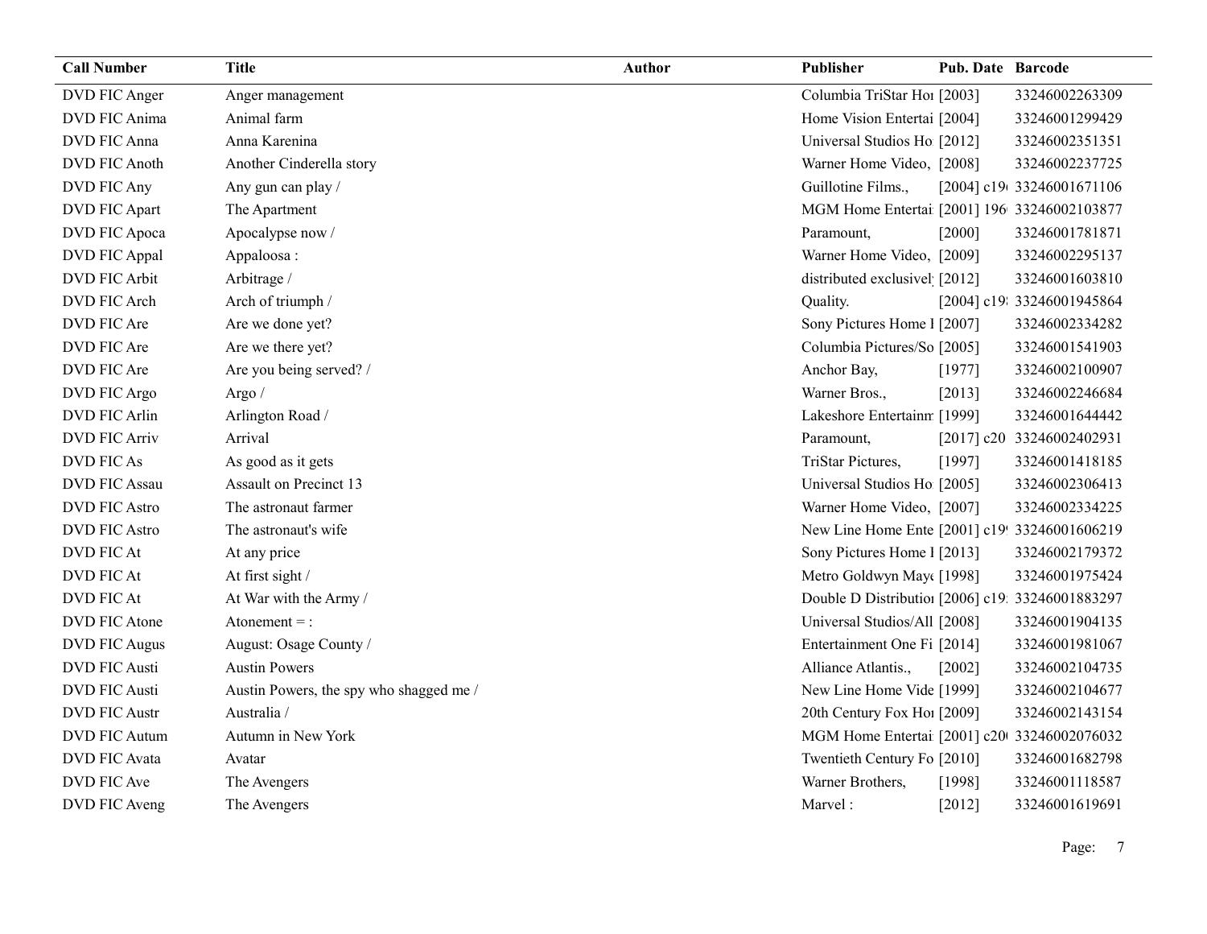| Call Number | Title | Author | Publisher | Pub. Date | Barcode |
| --- | --- | --- | --- | --- | --- |
| DVD FIC Anger | Anger management | | Columbia TriStar Hor | [2003] | 33246002263309 |
| DVD FIC Anima | Animal farm | | Home Vision Entertai | [2004] | 33246001299429 |
| DVD FIC Anna | Anna Karenina | | Universal Studios Ho | [2012] | 33246002351351 |
| DVD FIC Anoth | Another Cinderella story | | Warner Home Video, | [2008] | 33246002237725 |
| DVD FIC Any | Any gun can play / | | Guillotine Films., | [2004] c19 | 33246001671106 |
| DVD FIC Apart | The Apartment | | MGM Home Entertai | [2001] 196 | 33246002103877 |
| DVD FIC Apoca | Apocalypse now / | | Paramount, | [2000] | 33246001781871 |
| DVD FIC Appal | Appaloosa : | | Warner Home Video, | [2009] | 33246002295137 |
| DVD FIC Arbit | Arbitrage / | | distributed exclusivel | [2012] | 33246001603810 |
| DVD FIC Arch | Arch of triumph / | | Quality. | [2004] c19 | 33246001945864 |
| DVD FIC Are | Are we done yet? | | Sony Pictures Home I | [2007] | 33246002334282 |
| DVD FIC Are | Are we there yet? | | Columbia Pictures/So | [2005] | 33246001541903 |
| DVD FIC Are | Are you being served? / | | Anchor Bay, | [1977] | 33246002100907 |
| DVD FIC Argo | Argo / | | Warner Bros., | [2013] | 33246002246684 |
| DVD FIC Arlin | Arlington Road / | | Lakeshore Entertainm | [1999] | 33246001644442 |
| DVD FIC Arriv | Arrival | | Paramount, | [2017] c20 | 33246002402931 |
| DVD FIC As | As good as it gets | | TriStar Pictures, | [1997] | 33246001418185 |
| DVD FIC Assau | Assault on Precinct 13 | | Universal Studios Ho | [2005] | 33246002306413 |
| DVD FIC Astro | The astronaut farmer | | Warner Home Video, | [2007] | 33246002334225 |
| DVD FIC Astro | The astronaut's wife | | New Line Home Ente | [2001] c19 | 33246001606219 |
| DVD FIC At | At any price | | Sony Pictures Home I | [2013] | 33246002179372 |
| DVD FIC At | At first sight / | | Metro Goldwyn Maye | [1998] | 33246001975424 |
| DVD FIC At | At War with the Army / | | Double D Distributio | [2006] c19 | 33246001883297 |
| DVD FIC Atone | Atonement = : | | Universal Studios/All | [2008] | 33246001904135 |
| DVD FIC Augus | August: Osage County / | | Entertainment One Fi | [2014] | 33246001981067 |
| DVD FIC Austi | Austin Powers | | Alliance Atlantis., | [2002] | 33246002104735 |
| DVD FIC Austi | Austin Powers, the spy who shagged me / | | New Line Home Vide | [1999] | 33246002104677 |
| DVD FIC Austr | Australia / | | 20th Century Fox Hor | [2009] | 33246002143154 |
| DVD FIC Autum | Autumn in New York | | MGM Home Entertai | [2001] c20 | 33246002076032 |
| DVD FIC Avata | Avatar | | Twentieth Century Fo | [2010] | 33246001682798 |
| DVD FIC Ave | The Avengers | | Warner Brothers, | [1998] | 33246001118587 |
| DVD FIC Aveng | The Avengers | | Marvel : | [2012] | 33246001619691 |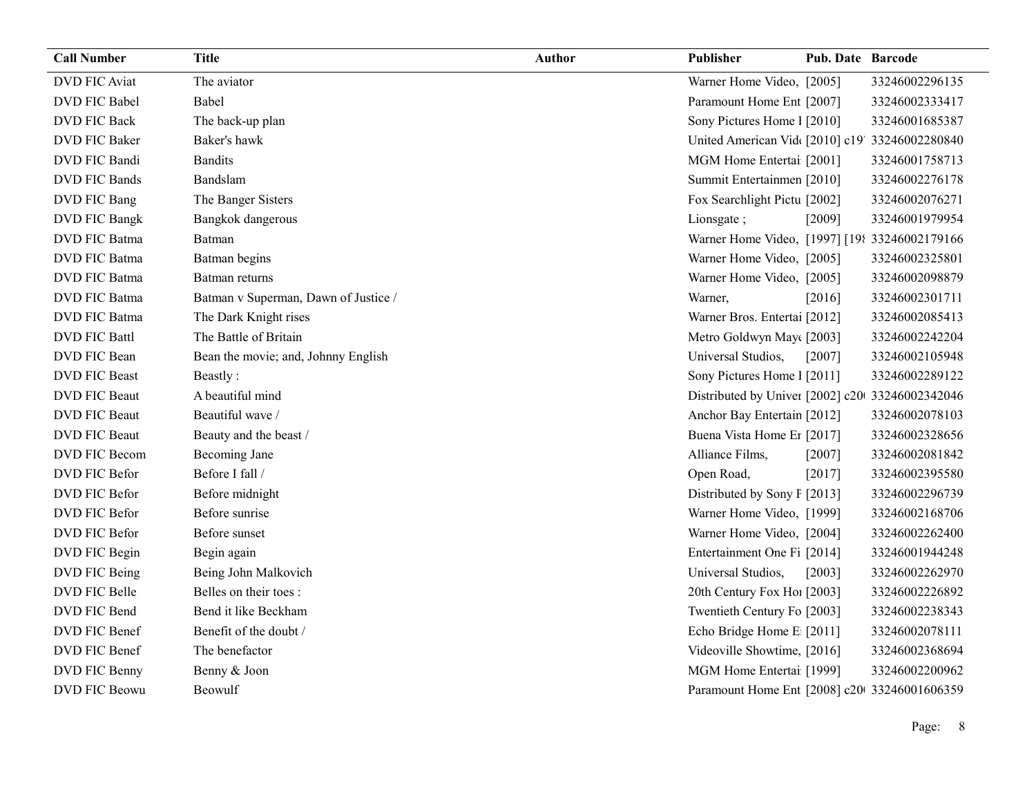| Call Number | Title | Author | Publisher | Pub. Date | Barcode |
|---|---|---|---|---|---|
| DVD FIC Aviat | The aviator | | Warner Home Video, | [2005] | 33246002296135 |
| DVD FIC Babel | Babel | | Paramount Home Ent | [2007] | 33246002333417 |
| DVD FIC Back | The back-up plan | | Sony Pictures Home I | [2010] | 33246001685387 |
| DVD FIC Baker | Baker's hawk | | United American Vid | [2010] c19 | 33246002280840 |
| DVD FIC Bandi | Bandits | | MGM Home Entertai | [2001] | 33246001758713 |
| DVD FIC Bands | Bandslam | | Summit Entertainmen | [2010] | 33246002276178 |
| DVD FIC Bang | The Banger Sisters | | Fox Searchlight Pictu | [2002] | 33246002076271 |
| DVD FIC Bangk | Bangkok dangerous | | Lionsgate ; | [2009] | 33246001979954 |
| DVD FIC Batma | Batman | | Warner Home Video, | [1997] [19 | 33246002179166 |
| DVD FIC Batma | Batman begins | | Warner Home Video, | [2005] | 33246002325801 |
| DVD FIC Batma | Batman returns | | Warner Home Video, | [2005] | 33246002098879 |
| DVD FIC Batma | Batman v Superman, Dawn of Justice / | | Warner, | [2016] | 33246002301711 |
| DVD FIC Batma | The Dark Knight rises | | Warner Bros. Entertai | [2012] | 33246002085413 |
| DVD FIC Battl | The Battle of Britain | | Metro Goldwyn May | [2003] | 33246002242204 |
| DVD FIC Bean | Bean the movie; and, Johnny English | | Universal Studios, | [2007] | 33246002105948 |
| DVD FIC Beast | Beastly : | | Sony Pictures Home I | [2011] | 33246002289122 |
| DVD FIC Beaut | A beautiful mind | | Distributed by Univer | [2002] c20 | 33246002342046 |
| DVD FIC Beaut | Beautiful wave / | | Anchor Bay Entertain | [2012] | 33246002078103 |
| DVD FIC Beaut | Beauty and the beast / | | Buena Vista Home En | [2017] | 33246002328656 |
| DVD FIC Becom | Becoming Jane | | Alliance Films, | [2007] | 33246002081842 |
| DVD FIC Befor | Before I fall / | | Open Road, | [2017] | 33246002395580 |
| DVD FIC Befor | Before midnight | | Distributed by Sony F | [2013] | 33246002296739 |
| DVD FIC Befor | Before sunrise | | Warner Home Video, | [1999] | 33246002168706 |
| DVD FIC Befor | Before sunset | | Warner Home Video, | [2004] | 33246002262400 |
| DVD FIC Begin | Begin again | | Entertainment One Fi | [2014] | 33246001944248 |
| DVD FIC Being | Being John Malkovich | | Universal Studios, | [2003] | 33246002262970 |
| DVD FIC Belle | Belles on their toes : | | 20th Century Fox Ho | [2003] | 33246002226892 |
| DVD FIC Bend | Bend it like Beckham | | Twentieth Century Fo | [2003] | 33246002238343 |
| DVD FIC Benef | Benefit of the doubt / | | Echo Bridge Home E | [2011] | 33246002078111 |
| DVD FIC Benef | The benefactor | | Videoville Showtime, | [2016] | 33246002368694 |
| DVD FIC Benny | Benny & Joon | | MGM Home Entertai | [1999] | 33246002200962 |
| DVD FIC Beowu | Beowulf | | Paramount Home Ent | [2008] c20 | 33246001606359 |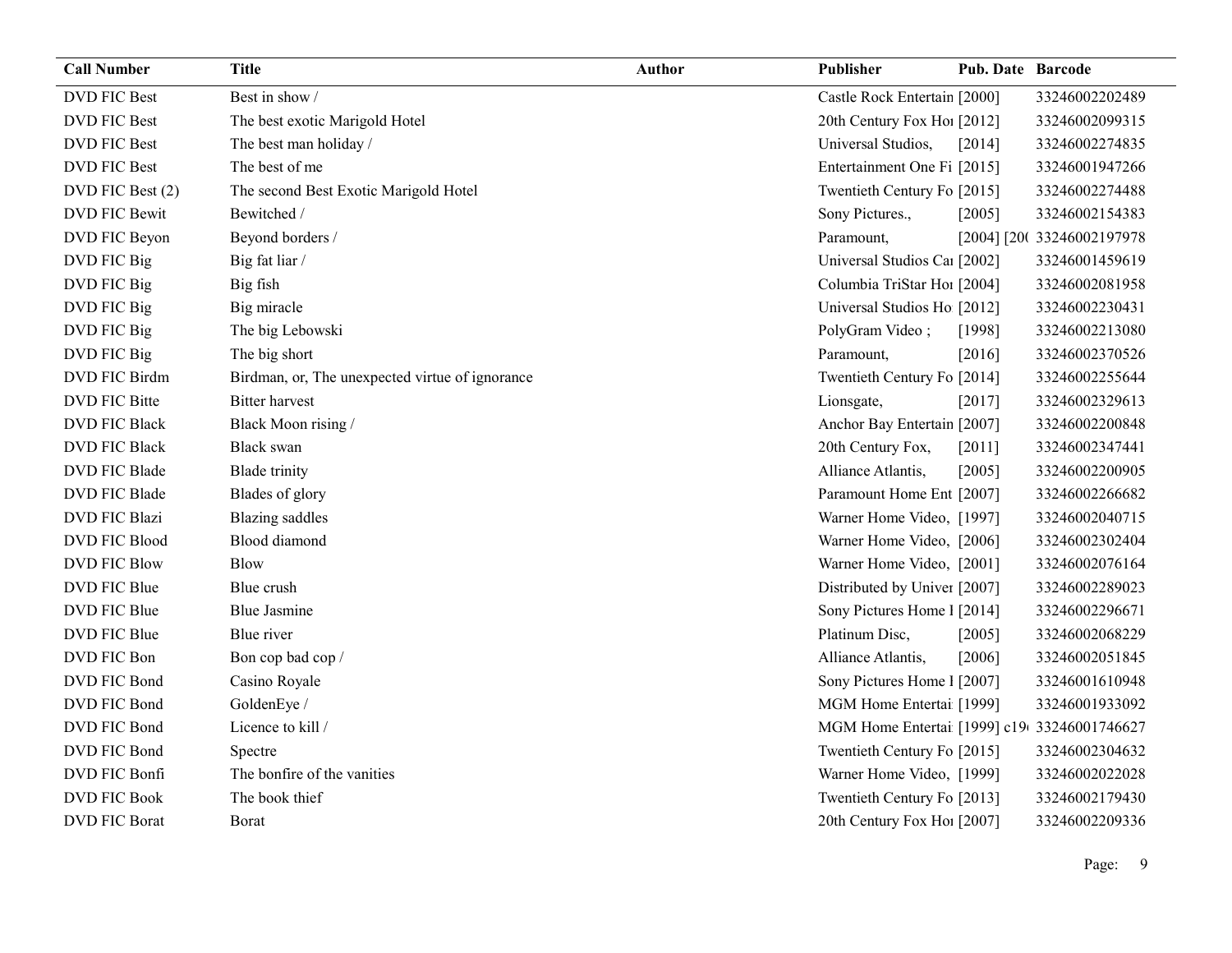| Call Number | Title | Author | Publisher | Pub. Date | Barcode |
|---|---|---|---|---|---|
| DVD FIC Best | Best in show / | | Castle Rock Entertain | [2000] | 33246002202489 |
| DVD FIC Best | The best exotic Marigold Hotel | | 20th Century Fox Hoı | [2012] | 33246002099315 |
| DVD FIC Best | The best man holiday / | | Universal Studios, | [2014] | 33246002274835 |
| DVD FIC Best | The best of me | | Entertainment One Fi | [2015] | 33246001947266 |
| DVD FIC Best (2) | The second Best Exotic Marigold Hotel | | Twentieth Century Fo | [2015] | 33246002274488 |
| DVD FIC Bewit | Bewitched / | | Sony Pictures., | [2005] | 33246002154383 |
| DVD FIC Beyon | Beyond borders / | | Paramount, | [2004] [20( | 33246002197978 |
| DVD FIC Big | Big fat liar / | | Universal Studios Caı | [2002] | 33246001459619 |
| DVD FIC Big | Big fish | | Columbia TriStar Hoı | [2004] | 33246002081958 |
| DVD FIC Big | Big miracle | | Universal Studios Ho | [2012] | 33246002230431 |
| DVD FIC Big | The big Lebowski | | PolyGram Video ; | [1998] | 33246002213080 |
| DVD FIC Big | The big short | | Paramount, | [2016] | 33246002370526 |
| DVD FIC Birdm | Birdman, or, The unexpected virtue of ignorance | | Twentieth Century Fo | [2014] | 33246002255644 |
| DVD FIC Bitte | Bitter harvest | | Lionsgate, | [2017] | 33246002329613 |
| DVD FIC Black | Black Moon rising / | | Anchor Bay Entertain | [2007] | 33246002200848 |
| DVD FIC Black | Black swan | | 20th Century Fox, | [2011] | 33246002347441 |
| DVD FIC Blade | Blade trinity | | Alliance Atlantis, | [2005] | 33246002200905 |
| DVD FIC Blade | Blades of glory | | Paramount Home Ent | [2007] | 33246002266682 |
| DVD FIC Blazi | Blazing saddles | | Warner Home Video, | [1997] | 33246002040715 |
| DVD FIC Blood | Blood diamond | | Warner Home Video, | [2006] | 33246002302404 |
| DVD FIC Blow | Blow | | Warner Home Video, | [2001] | 33246002076164 |
| DVD FIC Blue | Blue crush | | Distributed by Univeı | [2007] | 33246002289023 |
| DVD FIC Blue | Blue Jasmine | | Sony Pictures Home I | [2014] | 33246002296671 |
| DVD FIC Blue | Blue river | | Platinum Disc, | [2005] | 33246002068229 |
| DVD FIC Bon | Bon cop bad cop / | | Alliance Atlantis, | [2006] | 33246002051845 |
| DVD FIC Bond | Casino Royale | | Sony Pictures Home I | [2007] | 33246001610948 |
| DVD FIC Bond | GoldenEye / | | MGM Home Entertai | [1999] | 33246001933092 |
| DVD FIC Bond | Licence to kill / | | MGM Home Entertai | [1999] c19( | 33246001746627 |
| DVD FIC Bond | Spectre | | Twentieth Century Fo | [2015] | 33246002304632 |
| DVD FIC Bonfi | The bonfire of the vanities | | Warner Home Video, | [1999] | 33246002022028 |
| DVD FIC Book | The book thief | | Twentieth Century Fo | [2013] | 33246002179430 |
| DVD FIC Borat | Borat | | 20th Century Fox Hoı | [2007] | 33246002209336 |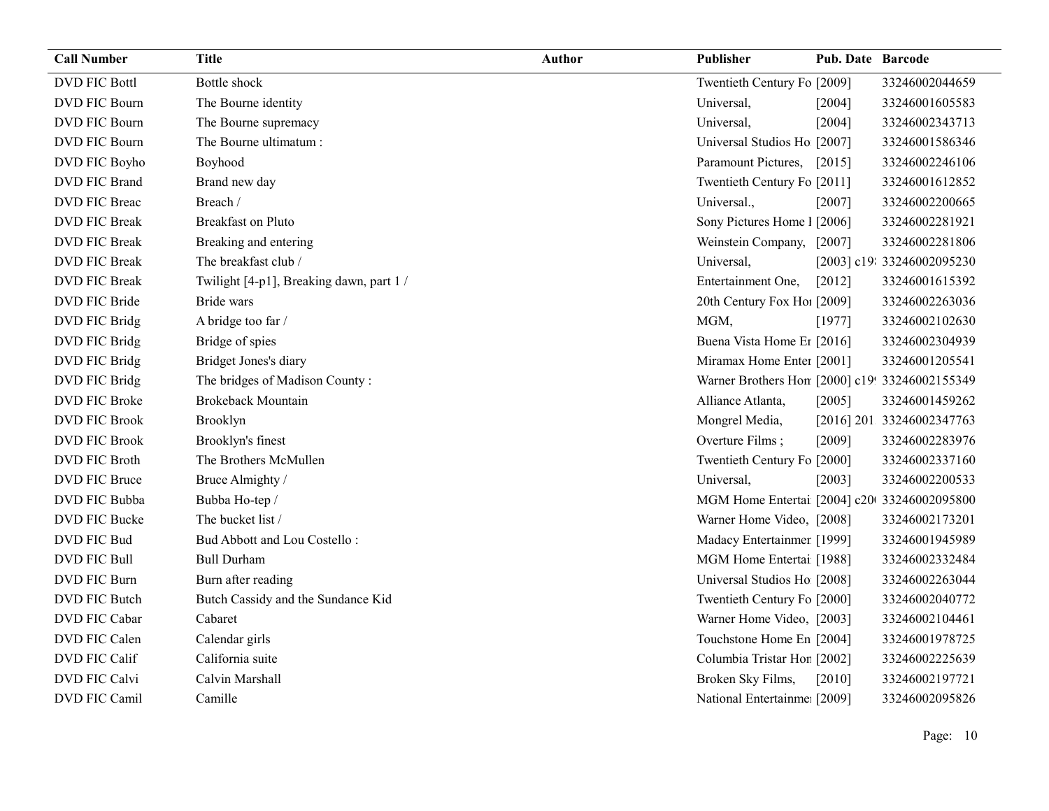| Call Number | Title | Author | Publisher | Pub. Date | Barcode |
|---|---|---|---|---|---|
| DVD FIC Bottl | Bottle shock | | Twentieth Century Fo | [2009] | 33246002044659 |
| DVD FIC Bourn | The Bourne identity | | Universal, | [2004] | 33246001605583 |
| DVD FIC Bourn | The Bourne supremacy | | Universal, | [2004] | 33246002343713 |
| DVD FIC Bourn | The Bourne ultimatum : | | Universal Studios Ho | [2007] | 33246001586346 |
| DVD FIC Boyho | Boyhood | | Paramount Pictures, | [2015] | 33246002246106 |
| DVD FIC Brand | Brand new day | | Twentieth Century Fo | [2011] | 33246001612852 |
| DVD FIC Breac | Breach / | | Universal., | [2007] | 33246002200665 |
| DVD FIC Break | Breakfast on Pluto | | Sony Pictures Home I | [2006] | 33246002281921 |
| DVD FIC Break | Breaking and entering | | Weinstein Company, | [2007] | 33246002281806 |
| DVD FIC Break | The breakfast club / | | Universal, | [2003] c19 | 33246002095230 |
| DVD FIC Break | Twilight [4-p1], Breaking dawn, part 1 / | | Entertainment One, | [2012] | 33246001615392 |
| DVD FIC Bride | Bride wars | | 20th Century Fox Ho | [2009] | 33246002263036 |
| DVD FIC Bridg | A bridge too far / | | MGM, | [1977] | 33246002102630 |
| DVD FIC Bridg | Bridge of spies | | Buena Vista Home Er | [2016] | 33246002304939 |
| DVD FIC Bridg | Bridget Jones's diary | | Miramax Home Enter | [2001] | 33246001205541 |
| DVD FIC Bridg | The bridges of Madison County : | | Warner Brothers Hon | [2000] c19 | 33246002155349 |
| DVD FIC Broke | Brokeback Mountain | | Alliance Atlanta, | [2005] | 33246001459262 |
| DVD FIC Brook | Brooklyn | | Mongrel Media, | [2016] 201 | 33246002347763 |
| DVD FIC Brook | Brooklyn's finest | | Overture Films ; | [2009] | 33246002283976 |
| DVD FIC Broth | The Brothers McMullen | | Twentieth Century Fo | [2000] | 33246002337160 |
| DVD FIC Bruce | Bruce Almighty / | | Universal, | [2003] | 33246002200533 |
| DVD FIC Bubba | Bubba Ho-tep / | | MGM Home Entertai | [2004] c20 | 33246002095800 |
| DVD FIC Bucke | The bucket list / | | Warner Home Video, | [2008] | 33246002173201 |
| DVD FIC Bud | Bud Abbott and Lou Costello : | | Madacy Entertainmer | [1999] | 33246001945989 |
| DVD FIC Bull | Bull Durham | | MGM Home Entertai | [1988] | 33246002332484 |
| DVD FIC Burn | Burn after reading | | Universal Studios Ho | [2008] | 33246002263044 |
| DVD FIC Butch | Butch Cassidy and the Sundance Kid | | Twentieth Century Fo | [2000] | 33246002040772 |
| DVD FIC Cabar | Cabaret | | Warner Home Video, | [2003] | 33246002104461 |
| DVD FIC Calen | Calendar girls | | Touchstone Home En | [2004] | 33246001978725 |
| DVD FIC Calif | California suite | | Columbia Tristar Hon | [2002] | 33246002225639 |
| DVD FIC Calvi | Calvin Marshall | | Broken Sky Films, | [2010] | 33246002197721 |
| DVD FIC Camil | Camille | | National Entertainme | [2009] | 33246002095826 |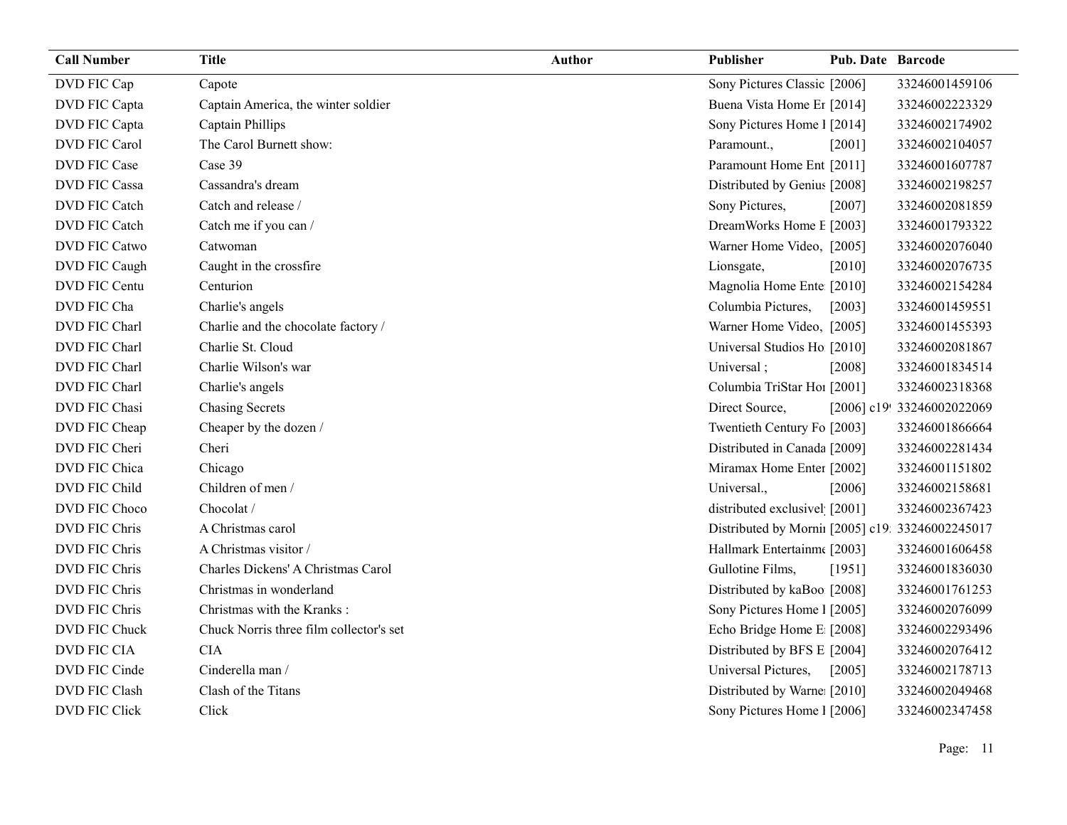| Call Number | Title | Author | Publisher | Pub. Date | Barcode |
|---|---|---|---|---|---|
| DVD FIC Cap | Capote | | Sony Pictures Classic | [2006] | 33246001459106 |
| DVD FIC Capta | Captain America, the winter soldier | | Buena Vista Home En | [2014] | 33246002223329 |
| DVD FIC Capta | Captain Phillips | | Sony Pictures Home I | [2014] | 33246002174902 |
| DVD FIC Carol | The Carol Burnett show: | | Paramount., | [2001] | 33246002104057 |
| DVD FIC Case | Case 39 | | Paramount Home Ent | [2011] | 33246001607787 |
| DVD FIC Cassa | Cassandra's dream | | Distributed by Genius | [2008] | 33246002198257 |
| DVD FIC Catch | Catch and release / | | Sony Pictures, | [2007] | 33246002081859 |
| DVD FIC Catch | Catch me if you can / | | DreamWorks Home E | [2003] | 33246001793322 |
| DVD FIC Catwo | Catwoman | | Warner Home Video, | [2005] | 33246002076040 |
| DVD FIC Caugh | Caught in the crossfire | | Lionsgate, | [2010] | 33246002076735 |
| DVD FIC Centu | Centurion | | Magnolia Home Ente | [2010] | 33246002154284 |
| DVD FIC Cha | Charlie's angels | | Columbia Pictures, | [2003] | 33246001459551 |
| DVD FIC Charl | Charlie and the chocolate factory / | | Warner Home Video, | [2005] | 33246001455393 |
| DVD FIC Charl | Charlie St. Cloud | | Universal Studios Ho | [2010] | 33246002081867 |
| DVD FIC Charl | Charlie Wilson's war | | Universal ; | [2008] | 33246001834514 |
| DVD FIC Charl | Charlie's angels | | Columbia TriStar Hor | [2001] | 33246002318368 |
| DVD FIC Chasi | Chasing Secrets | | Direct Source, | [2006] c19 | 33246002022069 |
| DVD FIC Cheap | Cheaper by the dozen / | | Twentieth Century Fo | [2003] | 33246001866664 |
| DVD FIC Cheri | Cheri | | Distributed in Canada | [2009] | 33246002281434 |
| DVD FIC Chica | Chicago | | Miramax Home Enter | [2002] | 33246001151802 |
| DVD FIC Child | Children of men / | | Universal., | [2006] | 33246002158681 |
| DVD FIC Choco | Chocolat / | | distributed exclusivel | [2001] | 33246002367423 |
| DVD FIC Chris | A Christmas carol | | Distributed by Mornii | [2005] c19 | 33246002245017 |
| DVD FIC Chris | A Christmas visitor / | | Hallmark Entertainme | [2003] | 33246001606458 |
| DVD FIC Chris | Charles Dickens' A Christmas Carol | | Gullotine Films, | [1951] | 33246001836030 |
| DVD FIC Chris | Christmas in wonderland | | Distributed by kaBoo | [2008] | 33246001761253 |
| DVD FIC Chris | Christmas with the Kranks : | | Sony Pictures Home I | [2005] | 33246002076099 |
| DVD FIC Chuck | Chuck Norris three film collector's set | | Echo Bridge Home E | [2008] | 33246002293496 |
| DVD FIC CIA | CIA | | Distributed by BFS E | [2004] | 33246002076412 |
| DVD FIC Cinde | Cinderella man / | | Universal Pictures, | [2005] | 33246002178713 |
| DVD FIC Clash | Clash of the Titans | | Distributed by Warne | [2010] | 33246002049468 |
| DVD FIC Click | Click | | Sony Pictures Home I | [2006] | 33246002347458 |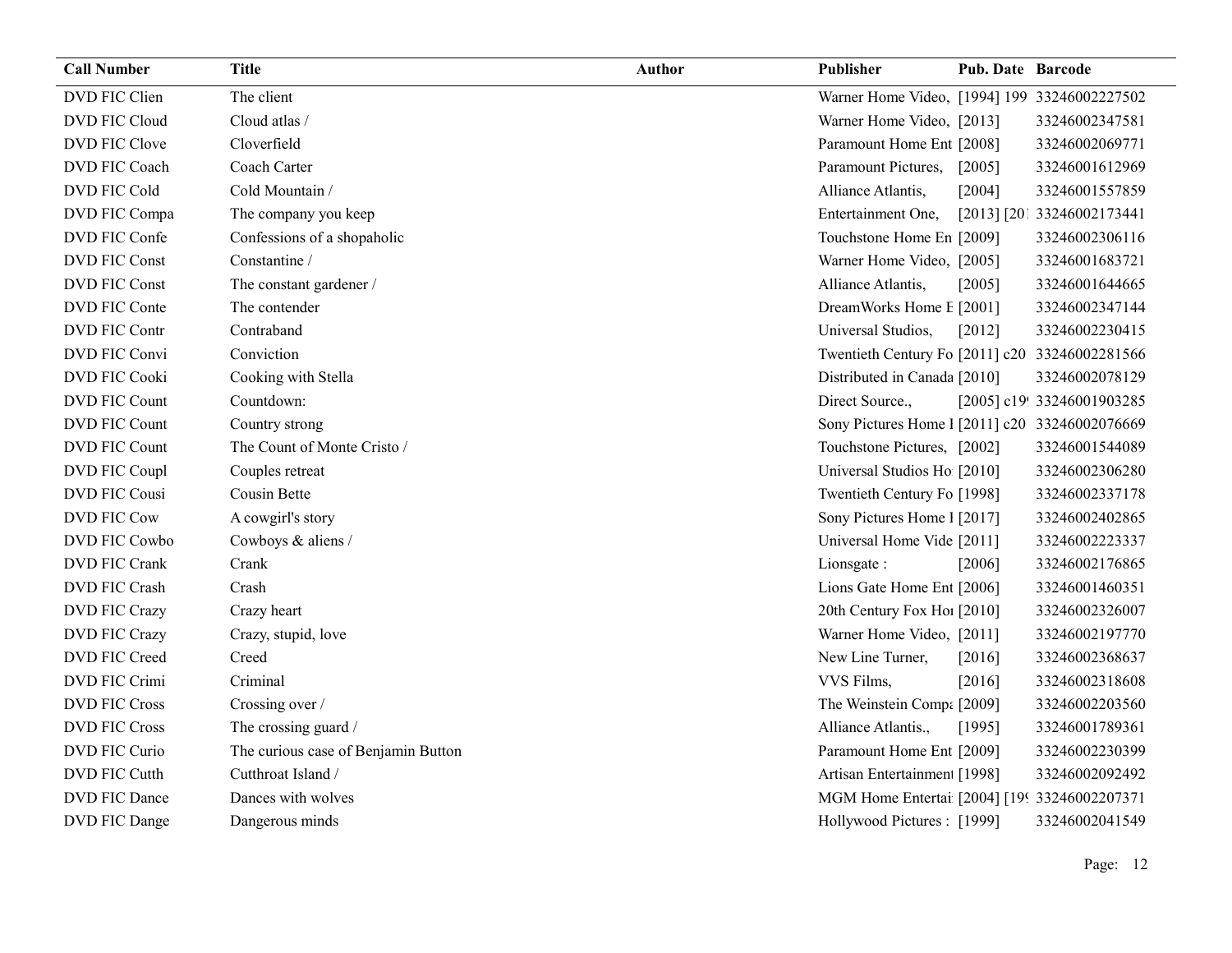| Call Number | Title | Author | Publisher | Pub. Date | Barcode |
|---|---|---|---|---|---|
| DVD FIC Clien | The client | | Warner Home Video, | [1994] 199 | 33246002227502 |
| DVD FIC Cloud | Cloud atlas / | | Warner Home Video, | [2013] | 33246002347581 |
| DVD FIC Clove | Cloverfield | | Paramount Home Ent | [2008] | 33246002069771 |
| DVD FIC Coach | Coach Carter | | Paramount Pictures, | [2005] | 33246001612969 |
| DVD FIC Cold | Cold Mountain / | | Alliance Atlantis, | [2004] | 33246001557859 |
| DVD FIC Compa | The company you keep | | Entertainment One, | [2013] [201 | 33246002173441 |
| DVD FIC Confe | Confessions of a shopaholic | | Touchstone Home En | [2009] | 33246002306116 |
| DVD FIC Const | Constantine / | | Warner Home Video, | [2005] | 33246001683721 |
| DVD FIC Const | The constant gardener / | | Alliance Atlantis, | [2005] | 33246001644665 |
| DVD FIC Conte | The contender | | DreamWorks Home E | [2001] | 33246002347144 |
| DVD FIC Contr | Contraband | | Universal Studios, | [2012] | 33246002230415 |
| DVD FIC Convi | Conviction | | Twentieth Century Fo | [2011] c20 | 33246002281566 |
| DVD FIC Cooki | Cooking with Stella | | Distributed in Canada | [2010] | 33246002078129 |
| DVD FIC Count | Countdown: | | Direct Source., | [2005] c19 | 33246001903285 |
| DVD FIC Count | Country strong | | Sony Pictures Home I | [2011] c20 | 33246002076669 |
| DVD FIC Count | The Count of Monte Cristo / | | Touchstone Pictures, | [2002] | 33246001544089 |
| DVD FIC Coupl | Couples retreat | | Universal Studios Ho | [2010] | 33246002306280 |
| DVD FIC Cousi | Cousin Bette | | Twentieth Century Fo | [1998] | 33246002337178 |
| DVD FIC Cow | A cowgirl's story | | Sony Pictures Home I | [2017] | 33246002402865 |
| DVD FIC Cowbo | Cowboys & aliens / | | Universal Home Vide | [2011] | 33246002223337 |
| DVD FIC Crank | Crank | | Lionsgate : | [2006] | 33246002176865 |
| DVD FIC Crash | Crash | | Lions Gate Home Ent | [2006] | 33246001460351 |
| DVD FIC Crazy | Crazy heart | | 20th Century Fox Ho | [2010] | 33246002326007 |
| DVD FIC Crazy | Crazy, stupid, love | | Warner Home Video, | [2011] | 33246002197770 |
| DVD FIC Creed | Creed | | New Line Turner, | [2016] | 33246002368637 |
| DVD FIC Crimi | Criminal | | VVS Films, | [2016] | 33246002318608 |
| DVD FIC Cross | Crossing over / | | The Weinstein Compa | [2009] | 33246002203560 |
| DVD FIC Cross | The crossing guard / | | Alliance Atlantis., | [1995] | 33246001789361 |
| DVD FIC Curio | The curious case of Benjamin Button | | Paramount Home Ent | [2009] | 33246002230399 |
| DVD FIC Cutth | Cutthroat Island / | | Artisan Entertainment | [1998] | 33246002092492 |
| DVD FIC Dance | Dances with wolves | | MGM Home Entertai | [2004] [19 | 33246002207371 |
| DVD FIC Dange | Dangerous minds | | Hollywood Pictures : | [1999] | 33246002041549 |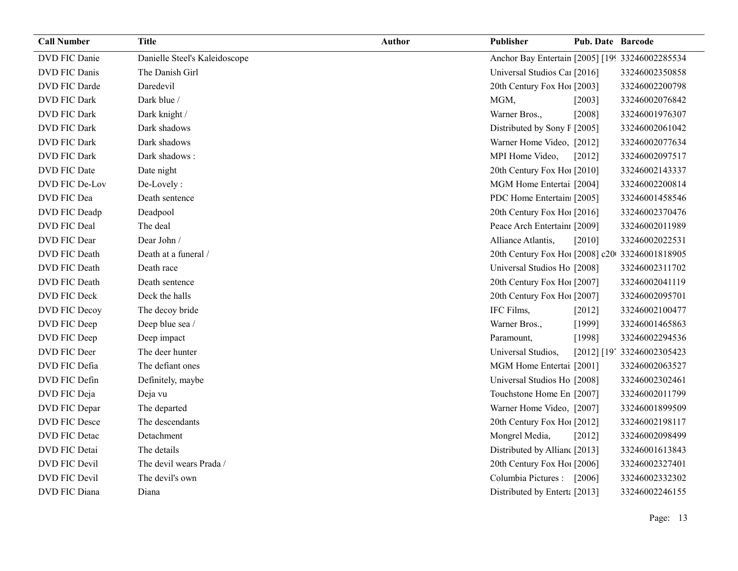| Call Number | Title | Author | Publisher | Pub. Date | Barcode |
|---|---|---|---|---|---|
| DVD FIC Danie | Danielle Steel's Kaleidoscope | | Anchor Bay Entertain | [2005] [19 | 33246002285534 |
| DVD FIC Danis | The Danish Girl | | Universal Studios Ca | [2016] | 33246002350858 |
| DVD FIC Darde | Daredevil | | 20th Century Fox Ho | [2003] | 33246002200798 |
| DVD FIC Dark | Dark blue / | | MGM, | [2003] | 33246002076842 |
| DVD FIC Dark | Dark knight / | | Warner Bros., | [2008] | 33246001976307 |
| DVD FIC Dark | Dark shadows | | Distributed by Sony F | [2005] | 33246002061042 |
| DVD FIC Dark | Dark shadows | | Warner Home Video, | [2012] | 33246002077634 |
| DVD FIC Dark | Dark shadows : | | MPI Home Video, | [2012] | 33246002097517 |
| DVD FIC Date | Date night | | 20th Century Fox Ho | [2010] | 33246002143337 |
| DVD FIC De-Lov | De-Lovely : | | MGM Home Entertai | [2004] | 33246002200814 |
| DVD FIC Dea | Death sentence | | PDC Home Entertain | [2005] | 33246001458546 |
| DVD FIC Deadp | Deadpool | | 20th Century Fox Ho | [2016] | 33246002370476 |
| DVD FIC Deal | The deal | | Peace Arch Entertain | [2009] | 33246002011989 |
| DVD FIC Dear | Dear John / | | Alliance Atlantis, | [2010] | 33246002022531 |
| DVD FIC Death | Death at a funeral / | | 20th Century Fox Ho | [2008] c20 | 33246001818905 |
| DVD FIC Death | Death race | | Universal Studios Ho | [2008] | 33246002311702 |
| DVD FIC Death | Death sentence | | 20th Century Fox Ho | [2007] | 33246002041119 |
| DVD FIC Deck | Deck the halls | | 20th Century Fox Ho | [2007] | 33246002095701 |
| DVD FIC Decoy | The decoy bride | | IFC Films, | [2012] | 33246002100477 |
| DVD FIC Deep | Deep blue sea / | | Warner Bros., | [1999] | 33246001465863 |
| DVD FIC Deep | Deep impact | | Paramount, | [1998] | 33246002294536 |
| DVD FIC Deer | The deer hunter | | Universal Studios, | [2012] [19 | 33246002305423 |
| DVD FIC Defia | The defiant ones | | MGM Home Entertai | [2001] | 33246002063527 |
| DVD FIC Defin | Definitely, maybe | | Universal Studios Ho | [2008] | 33246002302461 |
| DVD FIC Deja | Deja vu | | Touchstone Home En | [2007] | 33246002011799 |
| DVD FIC Depar | The departed | | Warner Home Video, | [2007] | 33246001899509 |
| DVD FIC Desce | The descendants | | 20th Century Fox Ho | [2012] | 33246002198117 |
| DVD FIC Detac | Detachment | | Mongrel Media, | [2012] | 33246002098499 |
| DVD FIC Detai | The details | | Distributed by Allianc | [2013] | 33246001613843 |
| DVD FIC Devil | The devil wears Prada / | | 20th Century Fox Ho | [2006] | 33246002327401 |
| DVD FIC Devil | The devil's own | | Columbia Pictures : | [2006] | 33246002332302 |
| DVD FIC Diana | Diana | | Distributed by Enterta | [2013] | 33246002246155 |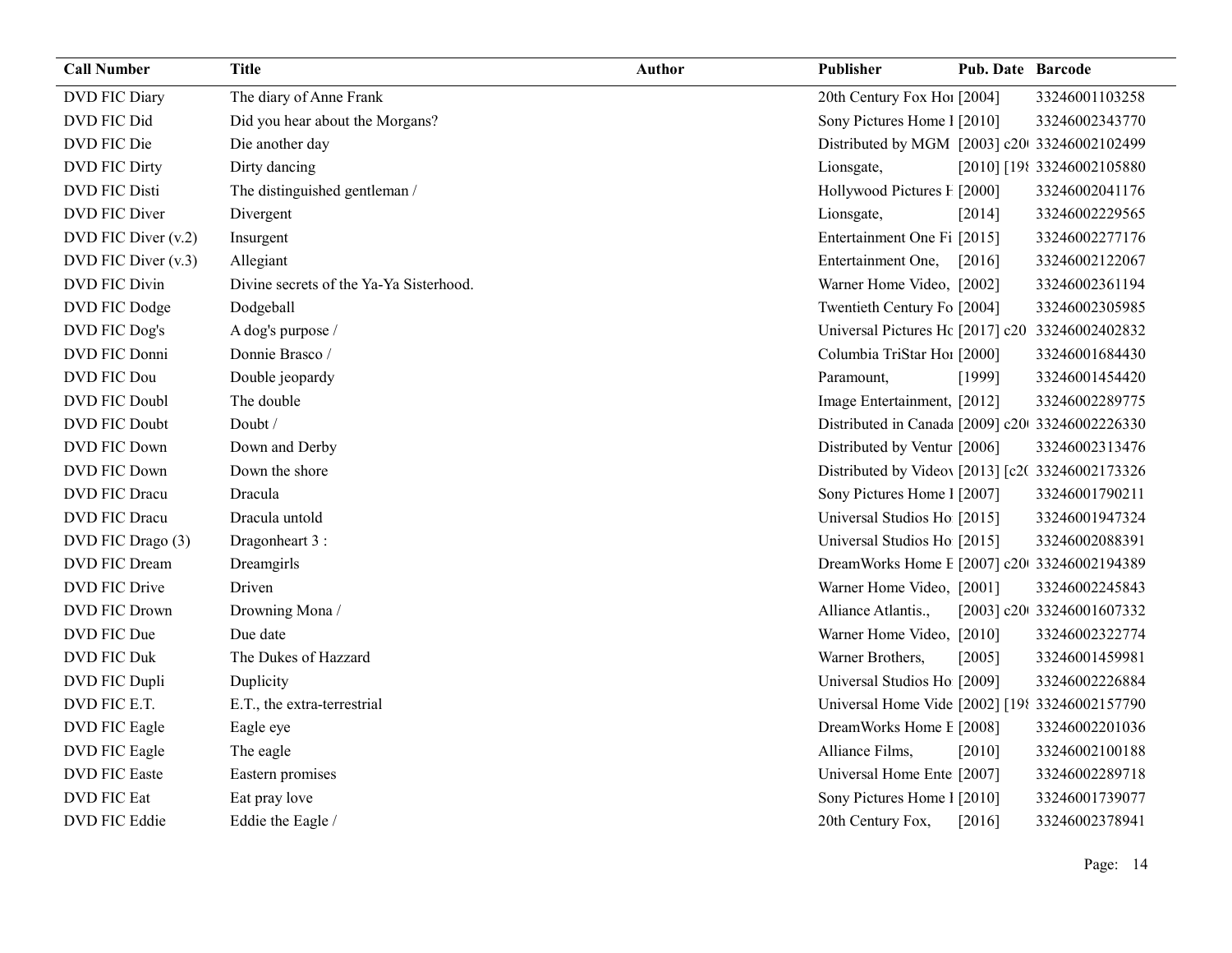| Call Number | Title | Author | Publisher | Pub. Date | Barcode |
| --- | --- | --- | --- | --- | --- |
| DVD FIC Diary | The diary of Anne Frank | | 20th Century Fox Hoı | [2004] | 33246001103258 |
| DVD FIC Did | Did you hear about the Morgans? | | Sony Pictures Home I | [2010] | 33246002343770 |
| DVD FIC Die | Die another day | | Distributed by MGM | [2003] c20( | 33246002102499 |
| DVD FIC Dirty | Dirty dancing | | Lionsgate, | [2010] [198 | 33246002105880 |
| DVD FIC Disti | The distinguished gentleman / | | Hollywood Pictures H | [2000] | 33246002041176 |
| DVD FIC Diver | Divergent | | Lionsgate, | [2014] | 33246002229565 |
| DVD FIC Diver (v.2) | Insurgent | | Entertainment One Fi | [2015] | 33246002277176 |
| DVD FIC Diver (v.3) | Allegiant | | Entertainment One, | [2016] | 33246002122067 |
| DVD FIC Divin | Divine secrets of the Ya-Ya Sisterhood. | | Warner Home Video, | [2002] | 33246002361194 |
| DVD FIC Dodge | Dodgeball | | Twentieth Century Fo | [2004] | 33246002305985 |
| DVD FIC Dog's | A dog's purpose / | | Universal Pictures Hc | [2017] c20 | 33246002402832 |
| DVD FIC Donni | Donnie Brasco / | | Columbia TriStar Hoı | [2000] | 33246001684430 |
| DVD FIC Dou | Double jeopardy | | Paramount, | [1999] | 33246001454420 |
| DVD FIC Doubl | The double | | Image Entertainment, | [2012] | 33246002289775 |
| DVD FIC Doubt | Doubt / | | Distributed in Canada | [2009] c20( | 33246002226330 |
| DVD FIC Down | Down and Derby | | Distributed by Ventur | [2006] | 33246002313476 |
| DVD FIC Down | Down the shore | | Distributed by Videov | [2013] [c2( | 33246002173326 |
| DVD FIC Dracu | Dracula | | Sony Pictures Home I | [2007] | 33246001790211 |
| DVD FIC Dracu | Dracula untold | | Universal Studios Ho | [2015] | 33246001947324 |
| DVD FIC Drago (3) | Dragonheart 3 : | | Universal Studios Ho | [2015] | 33246002088391 |
| DVD FIC Dream | Dreamgirls | | DreamWorks Home E | [2007] c20( | 33246002194389 |
| DVD FIC Drive | Driven | | Warner Home Video, | [2001] | 33246002245843 |
| DVD FIC Drown | Drowning Mona / | | Alliance Atlantis., | [2003] c20( | 33246001607332 |
| DVD FIC Due | Due date | | Warner Home Video, | [2010] | 33246002322774 |
| DVD FIC Duk | The Dukes of Hazzard | | Warner Brothers, | [2005] | 33246001459981 |
| DVD FIC Dupli | Duplicity | | Universal Studios Ho | [2009] | 33246002226884 |
| DVD FIC E.T. | E.T., the extra-terrestrial | | Universal Home Vide | [2002] [198 | 33246002157790 |
| DVD FIC Eagle | Eagle eye | | DreamWorks Home E | [2008] | 33246002201036 |
| DVD FIC Eagle | The eagle | | Alliance Films, | [2010] | 33246002100188 |
| DVD FIC Easte | Eastern promises | | Universal Home Ente | [2007] | 33246002289718 |
| DVD FIC Eat | Eat pray love | | Sony Pictures Home I | [2010] | 33246001739077 |
| DVD FIC Eddie | Eddie the Eagle / | | 20th Century Fox, | [2016] | 33246002378941 |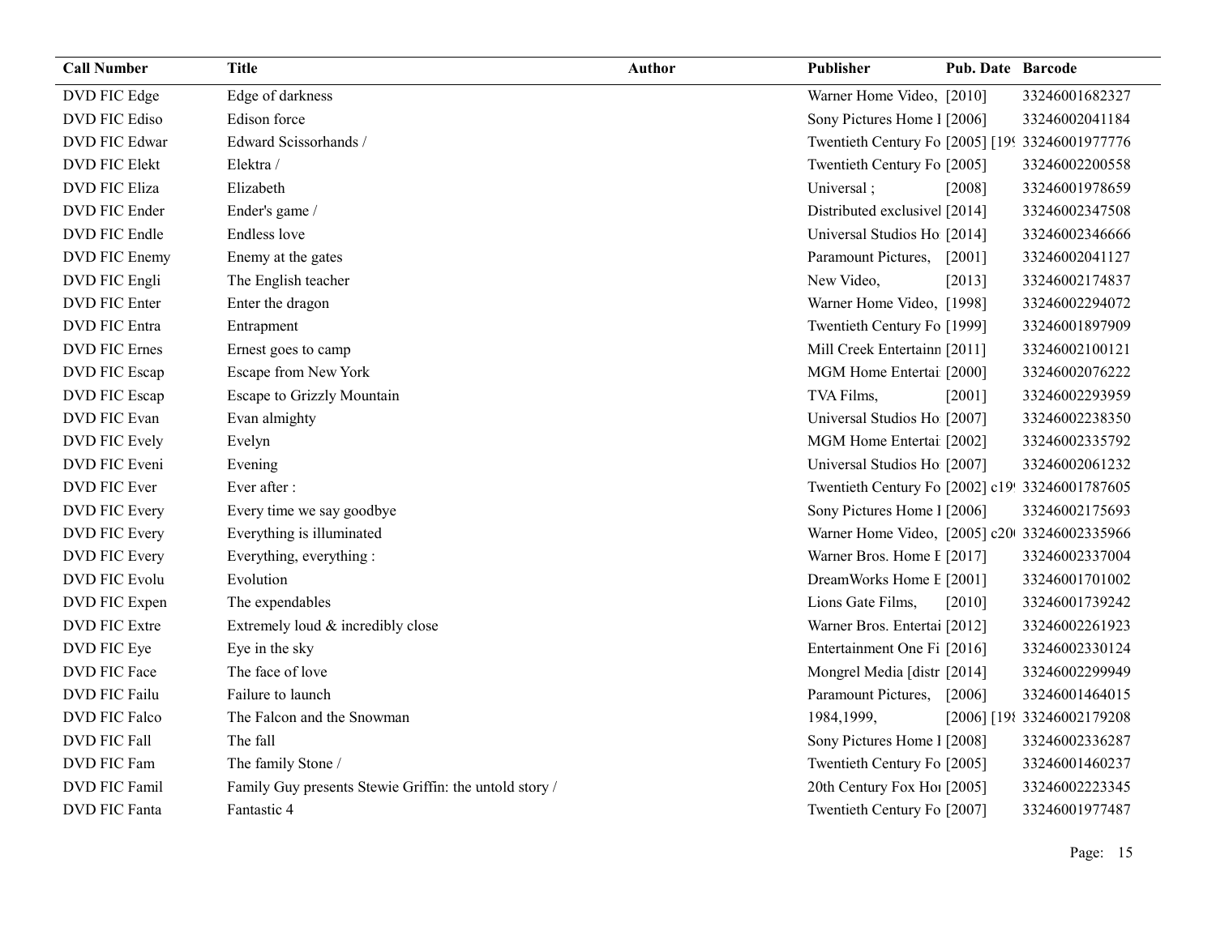| Call Number | Title | Author | Publisher | Pub. Date | Barcode |
|---|---|---|---|---|---|
| DVD FIC Edge | Edge of darkness | | Warner Home Video, | [2010] | 33246001682327 |
| DVD FIC Ediso | Edison force | | Sony Pictures Home I | [2006] | 33246002041184 |
| DVD FIC Edwar | Edward Scissorhands / | | Twentieth Century Fo | [2005] [19( | 33246001977776 |
| DVD FIC Elekt | Elektra / | | Twentieth Century Fo | [2005] | 33246002200558 |
| DVD FIC Eliza | Elizabeth | | Universal ; | [2008] | 33246001978659 |
| DVD FIC Ender | Ender's game / | | Distributed exclusivel | [2014] | 33246002347508 |
| DVD FIC Endle | Endless love | | Universal Studios Ho | [2014] | 33246002346666 |
| DVD FIC Enemy | Enemy at the gates | | Paramount Pictures, | [2001] | 33246002041127 |
| DVD FIC Engli | The English teacher | | New Video, | [2013] | 33246002174837 |
| DVD FIC Enter | Enter the dragon | | Warner Home Video, | [1998] | 33246002294072 |
| DVD FIC Entra | Entrapment | | Twentieth Century Fo | [1999] | 33246001897909 |
| DVD FIC Ernes | Ernest goes to camp | | Mill Creek Entertainn | [2011] | 33246002100121 |
| DVD FIC Escap | Escape from New York | | MGM Home Entertai | [2000] | 33246002076222 |
| DVD FIC Escap | Escape to Grizzly Mountain | | TVA Films, | [2001] | 33246002293959 |
| DVD FIC Evan | Evan almighty | | Universal Studios Ho | [2007] | 33246002238350 |
| DVD FIC Evely | Evelyn | | MGM Home Entertai | [2002] | 33246002335792 |
| DVD FIC Eveni | Evening | | Universal Studios Ho | [2007] | 33246002061232 |
| DVD FIC Ever | Ever after : | | Twentieth Century Fo | [2002] c19( | 33246001787605 |
| DVD FIC Every | Every time we say goodbye | | Sony Pictures Home I | [2006] | 33246002175693 |
| DVD FIC Every | Everything is illuminated | | Warner Home Video, | [2005] c20( | 33246002335966 |
| DVD FIC Every | Everything, everything : | | Warner Bros. Home E | [2017] | 33246002337004 |
| DVD FIC Evolu | Evolution | | DreamWorks Home E | [2001] | 33246001701002 |
| DVD FIC Expen | The expendables | | Lions Gate Films, | [2010] | 33246001739242 |
| DVD FIC Extre | Extremely loud & incredibly close | | Warner Bros. Entertai | [2012] | 33246002261923 |
| DVD FIC Eye | Eye in the sky | | Entertainment One Fi | [2016] | 33246002330124 |
| DVD FIC Face | The face of love | | Mongrel Media [distr | [2014] | 33246002299949 |
| DVD FIC Failu | Failure to launch | | Paramount Pictures, | [2006] | 33246001464015 |
| DVD FIC Falco | The Falcon and the Snowman | | 1984,1999, | [2006] [19{ | 33246002179208 |
| DVD FIC Fall | The fall | | Sony Pictures Home I | [2008] | 33246002336287 |
| DVD FIC Fam | The family Stone / | | Twentieth Century Fo | [2005] | 33246001460237 |
| DVD FIC Famil | Family Guy presents Stewie Griffin: the untold story / | | 20th Century Fox Hoı | [2005] | 33246002223345 |
| DVD FIC Fanta | Fantastic 4 | | Twentieth Century Fo | [2007] | 33246001977487 |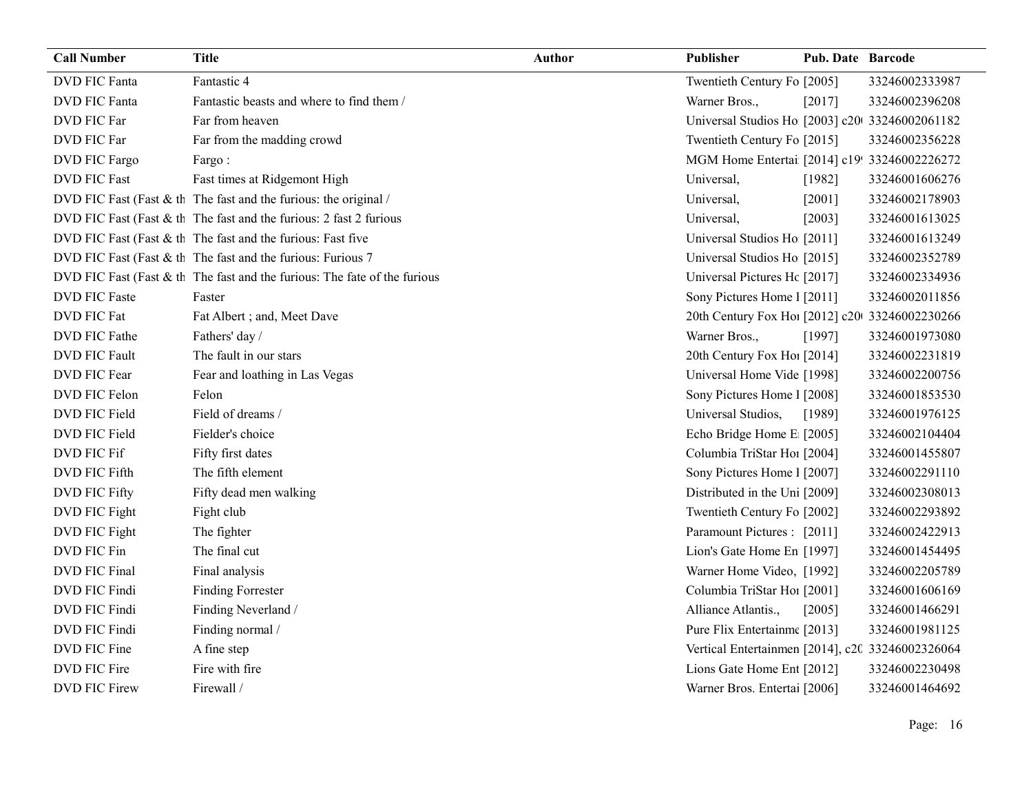| Call Number | Title | Author | Publisher | Pub. Date | Barcode |
|---|---|---|---|---|---|
| DVD FIC Fanta | Fantastic 4 | | Twentieth Century Fo | [2005] | 33246002333987 |
| DVD FIC Fanta | Fantastic beasts and where to find them / | | Warner Bros., | [2017] | 33246002396208 |
| DVD FIC Far | Far from heaven | | Universal Studios Ho | [2003] c20 | 33246002061182 |
| DVD FIC Far | Far from the madding crowd | | Twentieth Century Fo | [2015] | 33246002356228 |
| DVD FIC Fargo | Fargo : | | MGM Home Entertai | [2014] c19 | 33246002226272 |
| DVD FIC Fast | Fast times at Ridgemont High | | Universal, | [1982] | 33246001606276 |
| DVD FIC Fast (Fast & th | The fast and the furious: the original / | | Universal, | [2001] | 33246002178903 |
| DVD FIC Fast (Fast & th | The fast and the furious: 2 fast 2 furious | | Universal, | [2003] | 33246001613025 |
| DVD FIC Fast (Fast & th | The fast and the furious: Fast five | | Universal Studios Ho | [2011] | 33246001613249 |
| DVD FIC Fast (Fast & th | The fast and the furious: Furious 7 | | Universal Studios Ho | [2015] | 33246002352789 |
| DVD FIC Fast (Fast & th | The fast and the furious: The fate of the furious | | Universal Pictures Hc | [2017] | 33246002334936 |
| DVD FIC Faste | Faster | | Sony Pictures Home I | [2011] | 33246002011856 |
| DVD FIC Fat | Fat Albert ; and, Meet Dave | | 20th Century Fox Hoi | [2012] c20 | 33246002230266 |
| DVD FIC Fathe | Fathers' day / | | Warner Bros., | [1997] | 33246001973080 |
| DVD FIC Fault | The fault in our stars | | 20th Century Fox Hoi | [2014] | 33246002231819 |
| DVD FIC Fear | Fear and loathing in Las Vegas | | Universal Home Vide | [1998] | 33246002200756 |
| DVD FIC Felon | Felon | | Sony Pictures Home I | [2008] | 33246001853530 |
| DVD FIC Field | Field of dreams / | | Universal Studios, | [1989] | 33246001976125 |
| DVD FIC Field | Fielder's choice | | Echo Bridge Home E | [2005] | 33246002104404 |
| DVD FIC Fif | Fifty first dates | | Columbia TriStar Hoi | [2004] | 33246001455807 |
| DVD FIC Fifth | The fifth element | | Sony Pictures Home I | [2007] | 33246002291110 |
| DVD FIC Fifty | Fifty dead men walking | | Distributed in the Uni | [2009] | 33246002308013 |
| DVD FIC Fight | Fight club | | Twentieth Century Fo | [2002] | 33246002293892 |
| DVD FIC Fight | The fighter | | Paramount Pictures : | [2011] | 33246002422913 |
| DVD FIC Fin | The final cut | | Lion's Gate Home En | [1997] | 33246001454495 |
| DVD FIC Final | Final analysis | | Warner Home Video, | [1992] | 33246002205789 |
| DVD FIC Findi | Finding Forrester | | Columbia TriStar Hoi | [2001] | 33246001606169 |
| DVD FIC Findi | Finding Neverland / | | Alliance Atlantis., | [2005] | 33246001466291 |
| DVD FIC Findi | Finding normal / | | Pure Flix Entertainme | [2013] | 33246001981125 |
| DVD FIC Fine | A fine step | | Vertical Entertainmen | [2014], c20 | 33246002326064 |
| DVD FIC Fire | Fire with fire | | Lions Gate Home Ent | [2012] | 33246002230498 |
| DVD FIC Firew | Firewall / | | Warner Bros. Entertai | [2006] | 33246001464692 |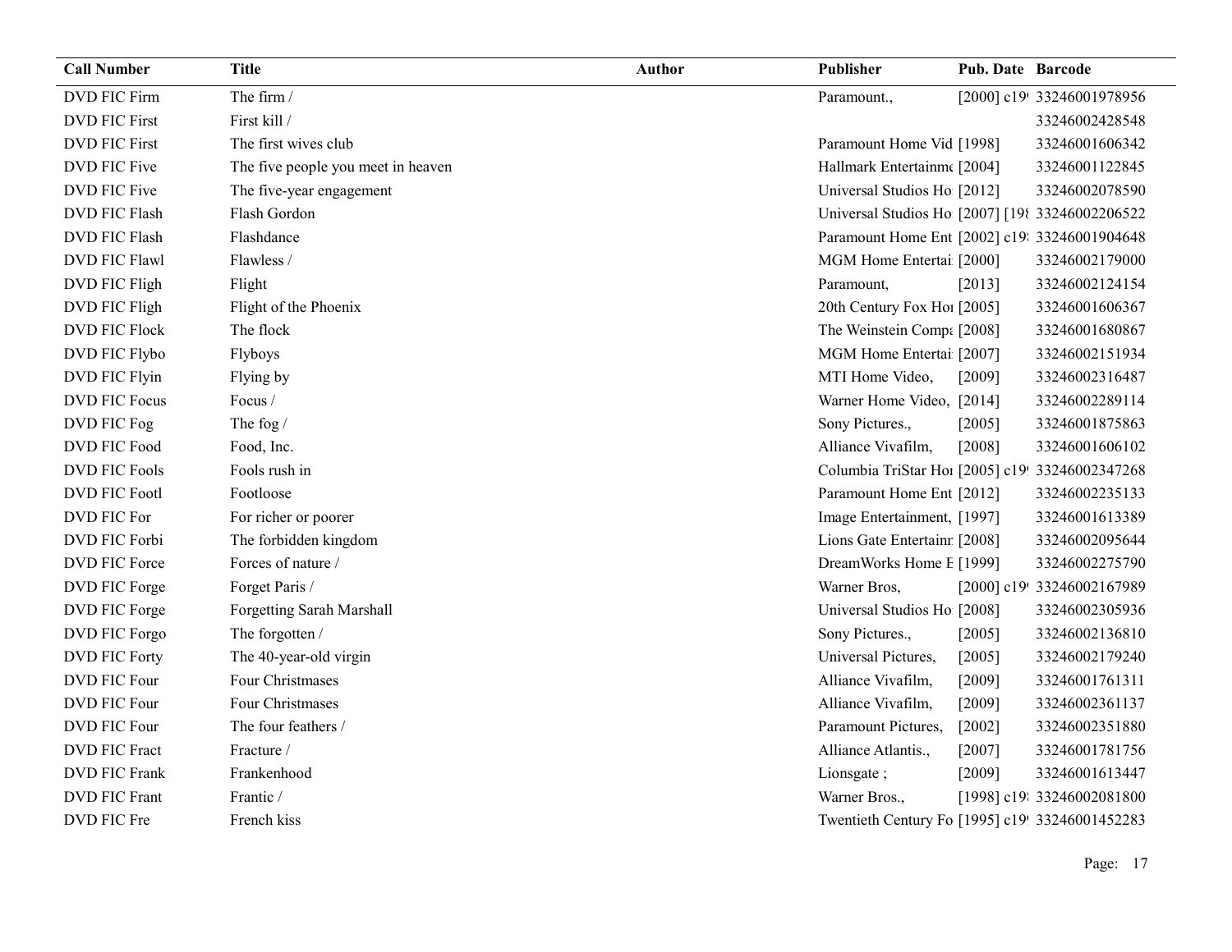| Call Number | Title | Author | Publisher | Pub. Date | Barcode |
| --- | --- | --- | --- | --- | --- |
| DVD FIC Firm | The firm / | | Paramount., | [2000] c19 | 33246001978956 |
| DVD FIC First | First kill / | | | | 33246002428548 |
| DVD FIC First | The first wives club | | Paramount Home Vid | [1998] | 33246001606342 |
| DVD FIC Five | The five people you meet in heaven | | Hallmark Entertainme | [2004] | 33246001122845 |
| DVD FIC Five | The five-year engagement | | Universal Studios Ho | [2012] | 33246002078590 |
| DVD FIC Flash | Flash Gordon | | Universal Studios Ho | [2007] [198 | 33246002206522 |
| DVD FIC Flash | Flashdance | | Paramount Home Ent | [2002] c19 | 33246001904648 |
| DVD FIC Flawl | Flawless / | | MGM Home Entertai | [2000] | 33246002179000 |
| DVD FIC Fligh | Flight | | Paramount, | [2013] | 33246002124154 |
| DVD FIC Fligh | Flight of the Phoenix | | 20th Century Fox Hor | [2005] | 33246001606367 |
| DVD FIC Flock | The flock | | The Weinstein Compa | [2008] | 33246001680867 |
| DVD FIC Flybo | Flyboys | | MGM Home Entertai | [2007] | 33246002151934 |
| DVD FIC Flyin | Flying by | | MTI Home Video, | [2009] | 33246002316487 |
| DVD FIC Focus | Focus / | | Warner Home Video, | [2014] | 33246002289114 |
| DVD FIC Fog | The fog / | | Sony Pictures., | [2005] | 33246001875863 |
| DVD FIC Food | Food, Inc. | | Alliance Vivafilm, | [2008] | 33246001606102 |
| DVD FIC Fools | Fools rush in | | Columbia TriStar Hor | [2005] c19 | 33246002347268 |
| DVD FIC Footl | Footloose | | Paramount Home Ent | [2012] | 33246002235133 |
| DVD FIC For | For richer or poorer | | Image Entertainment, | [1997] | 33246001613389 |
| DVD FIC Forbi | The forbidden kingdom | | Lions Gate Entertainr | [2008] | 33246002095644 |
| DVD FIC Force | Forces of nature / | | DreamWorks Home E | [1999] | 33246002275790 |
| DVD FIC Forge | Forget Paris / | | Warner Bros, | [2000] c19 | 33246002167989 |
| DVD FIC Forge | Forgetting Sarah Marshall | | Universal Studios Ho | [2008] | 33246002305936 |
| DVD FIC Forgo | The forgotten / | | Sony Pictures., | [2005] | 33246002136810 |
| DVD FIC Forty | The 40-year-old virgin | | Universal Pictures, | [2005] | 33246002179240 |
| DVD FIC Four | Four Christmases | | Alliance Vivafilm, | [2009] | 33246001761311 |
| DVD FIC Four | Four Christmases | | Alliance Vivafilm, | [2009] | 33246002361137 |
| DVD FIC Four | The four feathers / | | Paramount Pictures, | [2002] | 33246002351880 |
| DVD FIC Fract | Fracture / | | Alliance Atlantis., | [2007] | 33246001781756 |
| DVD FIC Frank | Frankenhood | | Lionsgate ; | [2009] | 33246001613447 |
| DVD FIC Frant | Frantic / | | Warner Bros., | [1998] c19 | 33246002081800 |
| DVD FIC Fre | French kiss | | Twentieth Century Fo | [1995] c19 | 33246001452283 |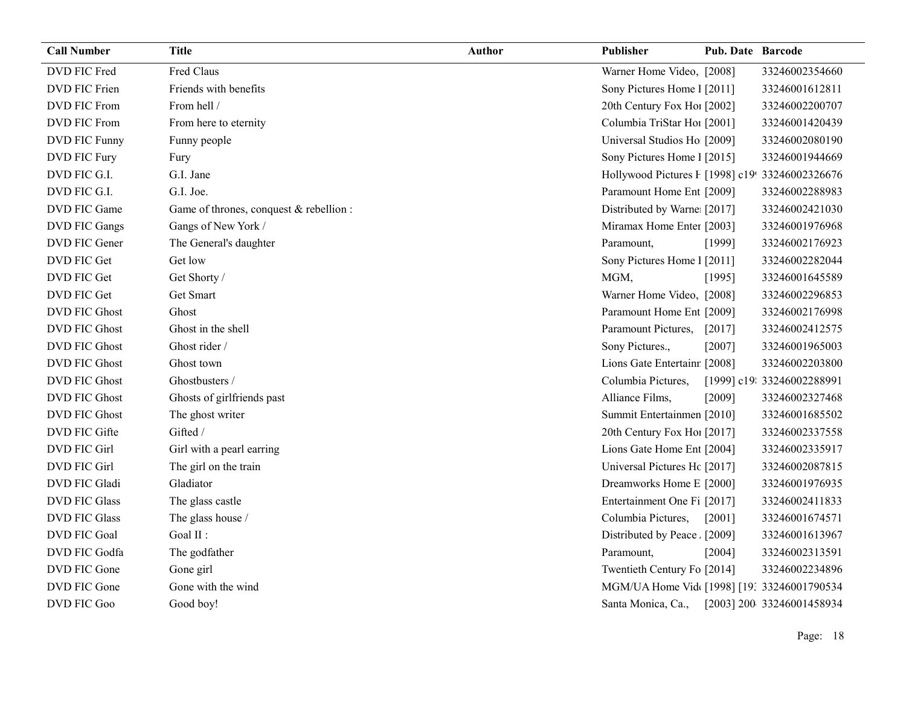| Call Number | Title | Author | Publisher | Pub. Date | Barcode |
|---|---|---|---|---|---|
| DVD FIC Fred | Fred Claus | | Warner Home Video, | [2008] | 33246002354660 |
| DVD FIC Frien | Friends with benefits | | Sony Pictures Home I | [2011] | 33246001612811 |
| DVD FIC From | From hell / | | 20th Century Fox Hoı | [2002] | 33246002200707 |
| DVD FIC From | From here to eternity | | Columbia TriStar Hoı | [2001] | 33246001420439 |
| DVD FIC Funny | Funny people | | Universal Studios Ho | [2009] | 33246002080190 |
| DVD FIC Fury | Fury | | Sony Pictures Home I | [2015] | 33246001944669 |
| DVD FIC G.I. | G.I. Jane | | Hollywood Pictures F | [1998] c19 | 33246002326676 |
| DVD FIC G.I. | G.I. Joe. | | Paramount Home Ent | [2009] | 33246002288983 |
| DVD FIC Game | Game of thrones, conquest & rebellion : | | Distributed by Warne | [2017] | 33246002421030 |
| DVD FIC Gangs | Gangs of New York / | | Miramax Home Enter | [2003] | 33246001976968 |
| DVD FIC Gener | The General's daughter | | Paramount, | [1999] | 33246002176923 |
| DVD FIC Get | Get low | | Sony Pictures Home I | [2011] | 33246002282044 |
| DVD FIC Get | Get Shorty / | | MGM, | [1995] | 33246001645589 |
| DVD FIC Get | Get Smart | | Warner Home Video, | [2008] | 33246002296853 |
| DVD FIC Ghost | Ghost | | Paramount Home Ent | [2009] | 33246002176998 |
| DVD FIC Ghost | Ghost in the shell | | Paramount Pictures, | [2017] | 33246002412575 |
| DVD FIC Ghost | Ghost rider / | | Sony Pictures., | [2007] | 33246001965003 |
| DVD FIC Ghost | Ghost town | | Lions Gate Entertainr | [2008] | 33246002203800 |
| DVD FIC Ghost | Ghostbusters / | | Columbia Pictures, | [1999] c19 | 33246002288991 |
| DVD FIC Ghost | Ghosts of girlfriends past | | Alliance Films, | [2009] | 33246002327468 |
| DVD FIC Ghost | The ghost writer | | Summit Entertainmen | [2010] | 33246001685502 |
| DVD FIC Gifte | Gifted / | | 20th Century Fox Hoı | [2017] | 33246002337558 |
| DVD FIC Girl | Girl with a pearl earring | | Lions Gate Home Ent | [2004] | 33246002335917 |
| DVD FIC Girl | The girl on the train | | Universal Pictures Hc | [2017] | 33246002087815 |
| DVD FIC Gladi | Gladiator | | Dreamworks Home E | [2000] | 33246001976935 |
| DVD FIC Glass | The glass castle | | Entertainment One Fi | [2017] | 33246002411833 |
| DVD FIC Glass | The glass house / | | Columbia Pictures, | [2001] | 33246001674571 |
| DVD FIC Goal | Goal II : | | Distributed by Peace | [2009] | 33246001613967 |
| DVD FIC Godfa | The godfather | | Paramount, | [2004] | 33246002313591 |
| DVD FIC Gone | Gone girl | | Twentieth Century Fo | [2014] | 33246002234896 |
| DVD FIC Gone | Gone with the wind | | MGM/UA Home Vid | [1998] [19 | 33246001790534 |
| DVD FIC Goo | Good boy! | | Santa Monica, Ca., | [2003] 200 | 33246001458934 |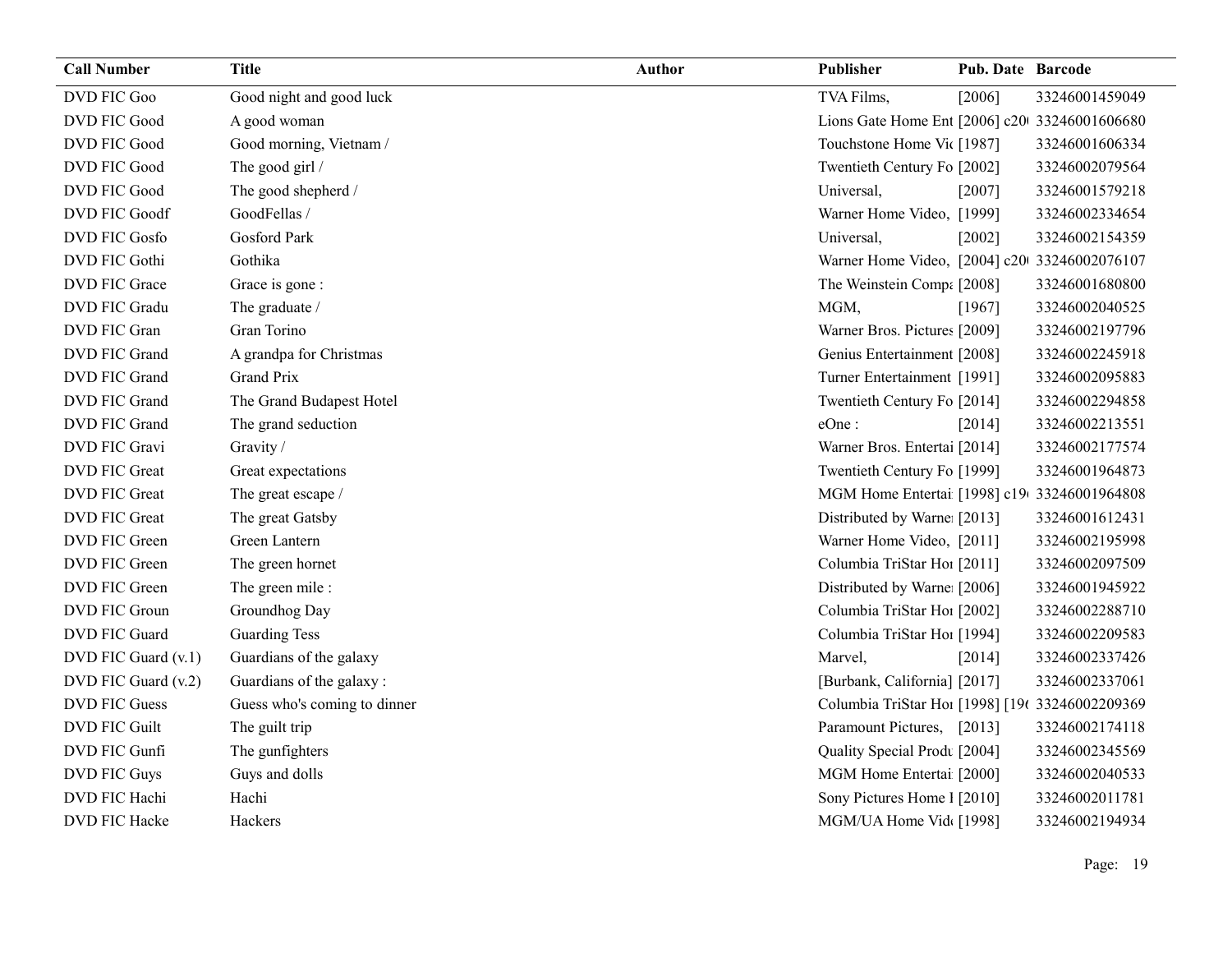| Call Number | Title | Author | Publisher | Pub. Date | Barcode |
|---|---|---|---|---|---|
| DVD FIC Goo | Good night and good luck | | TVA Films, | [2006] | 33246001459049 |
| DVD FIC Good | A good woman | | Lions Gate Home Ent | [2006] c20( | 33246001606680 |
| DVD FIC Good | Good morning, Vietnam / | | Touchstone Home Vi( | [1987] | 33246001606334 |
| DVD FIC Good | The good girl / | | Twentieth Century Fo | [2002] | 33246002079564 |
| DVD FIC Good | The good shepherd / | | Universal, | [2007] | 33246001579218 |
| DVD FIC Goodf | GoodFellas / | | Warner Home Video, | [1999] | 33246002334654 |
| DVD FIC Gosfo | Gosford Park | | Universal, | [2002] | 33246002154359 |
| DVD FIC Gothi | Gothika | | Warner Home Video, | [2004] c20( | 33246002076107 |
| DVD FIC Grace | Grace is gone : | | The Weinstein Compa | [2008] | 33246001680800 |
| DVD FIC Gradu | The graduate / | | MGM, | [1967] | 33246002040525 |
| DVD FIC Gran | Gran Torino | | Warner Bros. Pictures | [2009] | 33246002197796 |
| DVD FIC Grand | A grandpa for Christmas | | Genius Entertainment | [2008] | 33246002245918 |
| DVD FIC Grand | Grand Prix | | Turner Entertainment | [1991] | 33246002095883 |
| DVD FIC Grand | The Grand Budapest Hotel | | Twentieth Century Fo | [2014] | 33246002294858 |
| DVD FIC Grand | The grand seduction | | eOne : | [2014] | 33246002213551 |
| DVD FIC Gravi | Gravity / | | Warner Bros. Entertai | [2014] | 33246002177574 |
| DVD FIC Great | Great expectations | | Twentieth Century Fo | [1999] | 33246001964873 |
| DVD FIC Great | The great escape / | | MGM Home Entertai | [1998] c19( | 33246001964808 |
| DVD FIC Great | The great Gatsby | | Distributed by Warne | [2013] | 33246001612431 |
| DVD FIC Green | Green Lantern | | Warner Home Video, | [2011] | 33246002195998 |
| DVD FIC Green | The green hornet | | Columbia TriStar Ho | [2011] | 33246002097509 |
| DVD FIC Green | The green mile : | | Distributed by Warne | [2006] | 33246001945922 |
| DVD FIC Groun | Groundhog Day | | Columbia TriStar Ho | [2002] | 33246002288710 |
| DVD FIC Guard | Guarding Tess | | Columbia TriStar Ho | [1994] | 33246002209583 |
| DVD FIC Guard (v.1) | Guardians of the galaxy | | Marvel, | [2014] | 33246002337426 |
| DVD FIC Guard (v.2) | Guardians of the galaxy : | | [Burbank, California] | [2017] | 33246002337061 |
| DVD FIC Guess | Guess who's coming to dinner | | Columbia TriStar Ho | [1998] [19( | 33246002209369 |
| DVD FIC Guilt | The guilt trip | | Paramount Pictures, | [2013] | 33246002174118 |
| DVD FIC Gunfi | The gunfighters | | Quality Special Produ | [2004] | 33246002345569 |
| DVD FIC Guys | Guys and dolls | | MGM Home Entertai | [2000] | 33246002040533 |
| DVD FIC Hachi | Hachi | | Sony Pictures Home I | [2010] | 33246002011781 |
| DVD FIC Hacke | Hackers | | MGM/UA Home Vid( | [1998] | 33246002194934 |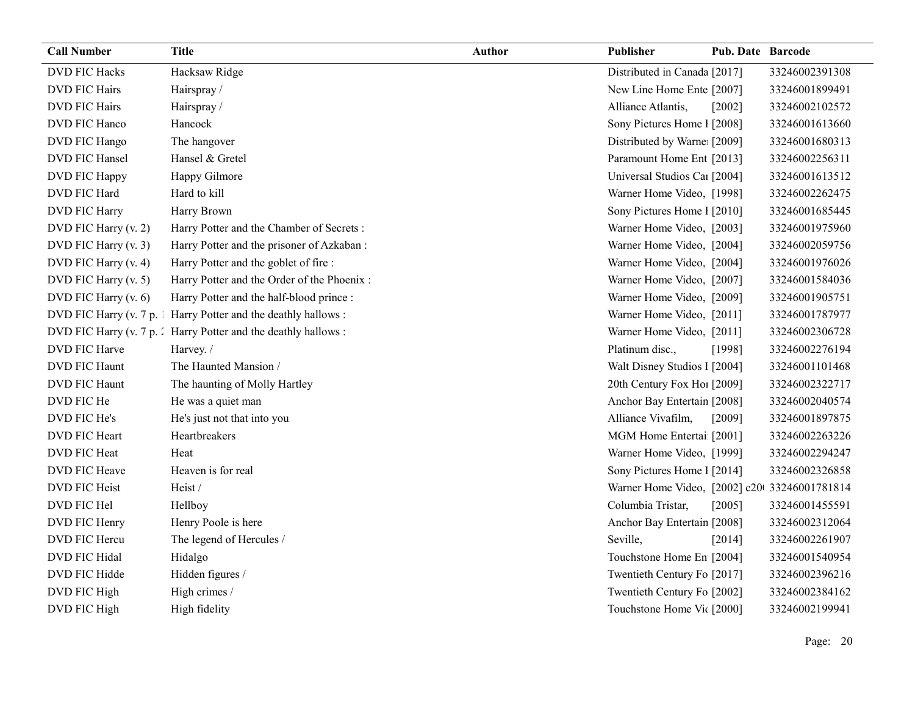| Call Number | Title | Author | Publisher | Pub. Date | Barcode |
| --- | --- | --- | --- | --- | --- |
| DVD FIC Hacks | Hacksaw Ridge | | Distributed in Canada | [2017] | 33246002391308 |
| DVD FIC Hairs | Hairspray / | | New Line Home Ente | [2007] | 33246001899491 |
| DVD FIC Hairs | Hairspray / | | Alliance Atlantis, | [2002] | 33246002102572 |
| DVD FIC Hanco | Hancock | | Sony Pictures Home I | [2008] | 33246001613660 |
| DVD FIC Hango | The hangover | | Distributed by Warne | [2009] | 33246001680313 |
| DVD FIC Hansel | Hansel & Gretel | | Paramount Home Ent | [2013] | 33246002256311 |
| DVD FIC Happy | Happy Gilmore | | Universal Studios Ca | [2004] | 33246001613512 |
| DVD FIC Hard | Hard to kill | | Warner Home Video, | [1998] | 33246002262475 |
| DVD FIC Harry | Harry Brown | | Sony Pictures Home I | [2010] | 33246001685445 |
| DVD FIC Harry (v. 2) | Harry Potter and the Chamber of Secrets : | | Warner Home Video, | [2003] | 33246001975960 |
| DVD FIC Harry (v. 3) | Harry Potter and the prisoner of Azkaban : | | Warner Home Video, | [2004] | 33246002059756 |
| DVD FIC Harry (v. 4) | Harry Potter and the goblet of fire : | | Warner Home Video, | [2004] | 33246001976026 |
| DVD FIC Harry (v. 5) | Harry Potter and the Order of the Phoenix : | | Warner Home Video, | [2007] | 33246001584036 |
| DVD FIC Harry (v. 6) | Harry Potter and the half-blood prince : | | Warner Home Video, | [2009] | 33246001905751 |
| DVD FIC Harry (v. 7 p. 1 | Harry Potter and the deathly hallows : | | Warner Home Video, | [2011] | 33246001787977 |
| DVD FIC Harry (v. 7 p. 2 | Harry Potter and the deathly hallows : | | Warner Home Video, | [2011] | 33246002306728 |
| DVD FIC Harve | Harvey. / | | Platinum disc., | [1998] | 33246002276194 |
| DVD FIC Haunt | The Haunted Mansion / | | Walt Disney Studios I | [2004] | 33246001101468 |
| DVD FIC Haunt | The haunting of Molly Hartley | | 20th Century Fox Ho | [2009] | 33246002322717 |
| DVD FIC He | He was a quiet man | | Anchor Bay Entertain | [2008] | 33246002040574 |
| DVD FIC He's | He's just not that into you | | Alliance Vivafilm, | [2009] | 33246001897875 |
| DVD FIC Heart | Heartbreakers | | MGM Home Entertai | [2001] | 33246002263226 |
| DVD FIC Heat | Heat | | Warner Home Video, | [1999] | 33246002294247 |
| DVD FIC Heave | Heaven is for real | | Sony Pictures Home I | [2014] | 33246002326858 |
| DVD FIC Heist | Heist / | | Warner Home Video, | [2002] c20 | 33246001781814 |
| DVD FIC Hel | Hellboy | | Columbia Tristar, | [2005] | 33246001455591 |
| DVD FIC Henry | Henry Poole is here | | Anchor Bay Entertain | [2008] | 33246002312064 |
| DVD FIC Hercu | The legend of Hercules / | | Seville, | [2014] | 33246002261907 |
| DVD FIC Hidal | Hidalgo | | Touchstone Home En | [2004] | 33246001540954 |
| DVD FIC Hidde | Hidden figures / | | Twentieth Century Fo | [2017] | 33246002396216 |
| DVD FIC High | High crimes / | | Twentieth Century Fo | [2002] | 33246002384162 |
| DVD FIC High | High fidelity | | Touchstone Home Vi | [2000] | 33246002199941 |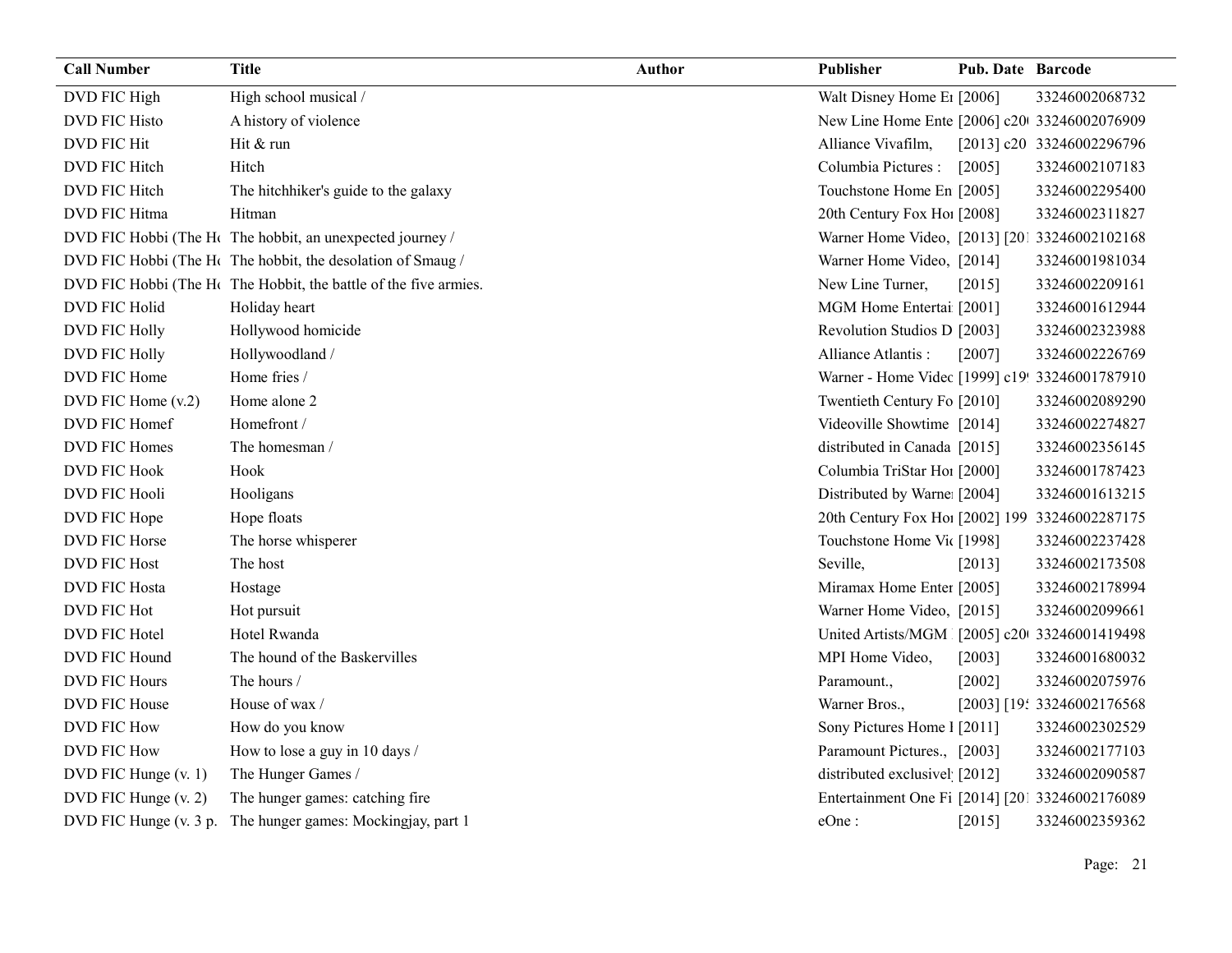| Call Number | Title | Author | Publisher | Pub. Date | Barcode |
|---|---|---|---|---|---|
| DVD FIC High | High school musical / | | Walt Disney Home E1 | [2006] | 33246002068732 |
| DVD FIC Histo | A history of violence | | New Line Home Ente | [2006] c20( | 33246002076909 |
| DVD FIC Hit | Hit & run | | Alliance Vivafilm, | [2013] c20 | 33246002296796 |
| DVD FIC Hitch | Hitch | | Columbia Pictures : | [2005] | 33246002107183 |
| DVD FIC Hitch | The hitchhiker's guide to the galaxy | | Touchstone Home En | [2005] | 33246002295400 |
| DVD FIC Hitma | Hitman | | 20th Century Fox Ho1 | [2008] | 33246002311827 |
| DVD FIC Hobbi (The Ho | The hobbit, an unexpected journey / | | Warner Home Video, | [2013] [201 | 33246002102168 |
| DVD FIC Hobbi (The Ho | The hobbit, the desolation of Smaug / | | Warner Home Video, | [2014] | 33246001981034 |
| DVD FIC Hobbi (The Ho | The Hobbit, the battle of the five armies. | | New Line Turner, | [2015] | 33246002209161 |
| DVD FIC Holid | Holiday heart | | MGM Home Entertai | [2001] | 33246001612944 |
| DVD FIC Holly | Hollywood homicide | | Revolution Studios D | [2003] | 33246002323988 |
| DVD FIC Holly | Hollywoodland / | | Alliance Atlantis : | [2007] | 33246002226769 |
| DVD FIC Home | Home fries / | | Warner - Home Videc | [1999] c19 | 33246001787910 |
| DVD FIC Home (v.2) | Home alone 2 | | Twentieth Century Fo | [2010] | 33246002089290 |
| DVD FIC Homef | Homefront / | | Videoville Showtime | [2014] | 33246002274827 |
| DVD FIC Homes | The homesman / | | distributed in Canada | [2015] | 33246002356145 |
| DVD FIC Hook | Hook | | Columbia TriStar Ho1 | [2000] | 33246001787423 |
| DVD FIC Hooli | Hooligans | | Distributed by Warne | [2004] | 33246001613215 |
| DVD FIC Hope | Hope floats | | 20th Century Fox Ho1 | [2002] 199 | 33246002287175 |
| DVD FIC Horse | The horse whisperer | | Touchstone Home Vic | [1998] | 33246002237428 |
| DVD FIC Host | The host | | Seville, | [2013] | 33246002173508 |
| DVD FIC Hosta | Hostage | | Miramax Home Enter | [2005] | 33246002178994 |
| DVD FIC Hot | Hot pursuit | | Warner Home Video, | [2015] | 33246002099661 |
| DVD FIC Hotel | Hotel Rwanda | | United Artists/MGM | [2005] c20( | 33246001419498 |
| DVD FIC Hound | The hound of the Baskervilles | | MPI Home Video, | [2003] | 33246001680032 |
| DVD FIC Hours | The hours / | | Paramount., | [2002] | 33246002075976 |
| DVD FIC House | House of wax / | | Warner Bros., | [2003] [19: | 33246002176568 |
| DVD FIC How | How do you know | | Sony Pictures Home I | [2011] | 33246002302529 |
| DVD FIC How | How to lose a guy in 10 days / | | Paramount Pictures., | [2003] | 33246002177103 |
| DVD FIC Hunge (v. 1) | The Hunger Games / | | distributed exclusivel | [2012] | 33246002090587 |
| DVD FIC Hunge (v. 2) | The hunger games: catching fire | | Entertainment One Fi | [2014] [201 | 33246002176089 |
| DVD FIC Hunge (v. 3 p. | The hunger games: Mockingjay, part 1 | | eOne : | [2015] | 33246002359362 |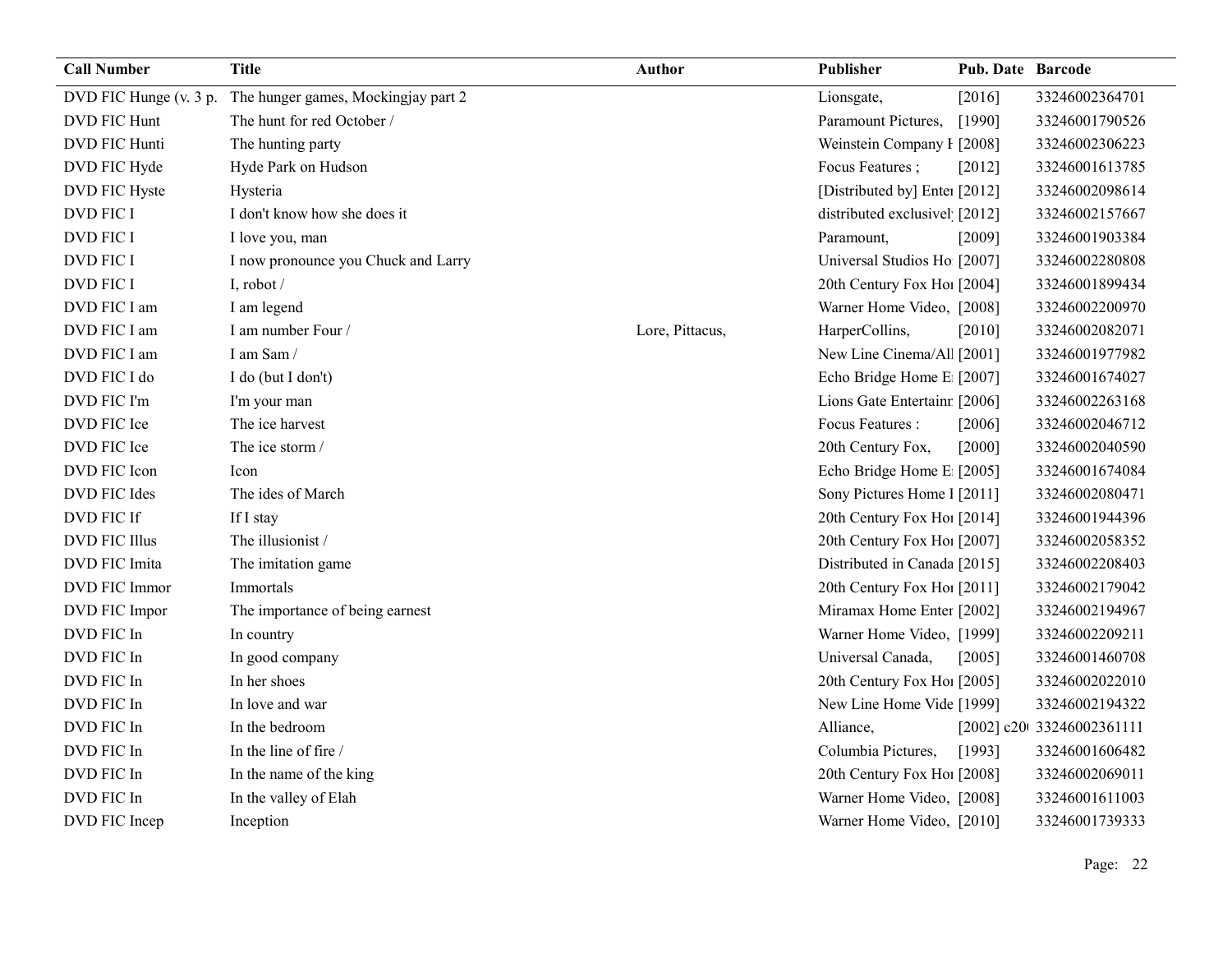| Call Number | Title | Author | Publisher | Pub. Date | Barcode |
|---|---|---|---|---|---|
| DVD FIC Hunge (v. 3 p. | The hunger games, Mockingjay part 2 | | Lionsgate, | [2016] | 33246002364701 |
| DVD FIC Hunt | The hunt for red October / | | Paramount Pictures, | [1990] | 33246001790526 |
| DVD FIC Hunti | The hunting party | | Weinstein Company I | [2008] | 33246002306223 |
| DVD FIC Hyde | Hyde Park on Hudson | | Focus Features ; | [2012] | 33246001613785 |
| DVD FIC Hyste | Hysteria | | [Distributed by] Enter | [2012] | 33246002098614 |
| DVD FIC I | I don't know how she does it | | distributed exclusivel | [2012] | 33246002157667 |
| DVD FIC I | I love you, man | | Paramount, | [2009] | 33246001903384 |
| DVD FIC I | I now pronounce you Chuck and Larry | | Universal Studios Ho | [2007] | 33246002280808 |
| DVD FIC I | I, robot / | | 20th Century Fox Hor | [2004] | 33246001899434 |
| DVD FIC I am | I am legend | | Warner Home Video, | [2008] | 33246002200970 |
| DVD FIC I am | I am number Four / | Lore, Pittacus, | HarperCollins, | [2010] | 33246002082071 |
| DVD FIC I am | I am Sam / | | New Line Cinema/All | [2001] | 33246001977982 |
| DVD FIC I do | I do (but I don't) | | Echo Bridge Home E | [2007] | 33246001674027 |
| DVD FIC I'm | I'm your man | | Lions Gate Entertainm | [2006] | 33246002263168 |
| DVD FIC Ice | The ice harvest | | Focus Features : | [2006] | 33246002046712 |
| DVD FIC Ice | The ice storm / | | 20th Century Fox, | [2000] | 33246002040590 |
| DVD FIC Icon | Icon | | Echo Bridge Home E | [2005] | 33246001674084 |
| DVD FIC Ides | The ides of March | | Sony Pictures Home I | [2011] | 33246002080471 |
| DVD FIC If | If I stay | | 20th Century Fox Hor | [2014] | 33246001944396 |
| DVD FIC Illus | The illusionist / | | 20th Century Fox Hor | [2007] | 33246002058352 |
| DVD FIC Imita | The imitation game | | Distributed in Canada | [2015] | 33246002208403 |
| DVD FIC Immor | Immortals | | 20th Century Fox Hor | [2011] | 33246002179042 |
| DVD FIC Impor | The importance of being earnest | | Miramax Home Enter | [2002] | 33246002194967 |
| DVD FIC In | In country | | Warner Home Video, | [1999] | 33246002209211 |
| DVD FIC In | In good company | | Universal Canada, | [2005] | 33246001460708 |
| DVD FIC In | In her shoes | | 20th Century Fox Hor | [2005] | 33246002022010 |
| DVD FIC In | In love and war | | New Line Home Vide | [1999] | 33246002194322 |
| DVD FIC In | In the bedroom | | Alliance, | [2002] c20 | 33246002361111 |
| DVD FIC In | In the line of fire / | | Columbia Pictures, | [1993] | 33246001606482 |
| DVD FIC In | In the name of the king | | 20th Century Fox Hor | [2008] | 33246002069011 |
| DVD FIC In | In the valley of Elah | | Warner Home Video, | [2008] | 33246001611003 |
| DVD FIC Incep | Inception | | Warner Home Video, | [2010] | 33246001739333 |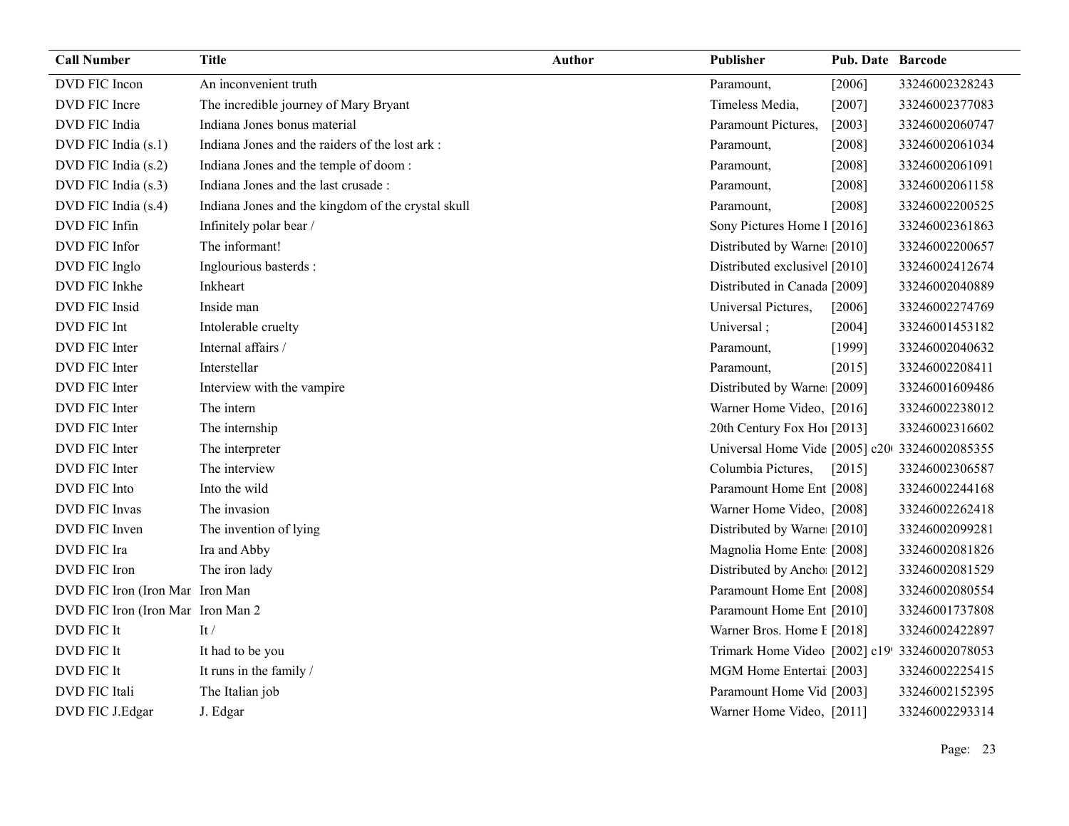| Call Number | Title | Author | Publisher | Pub. Date | Barcode |
| --- | --- | --- | --- | --- | --- |
| DVD FIC Incon | An inconvenient truth | | Paramount, | [2006] | 33246002328243 |
| DVD FIC Incre | The incredible journey of Mary Bryant | | Timeless Media, | [2007] | 33246002377083 |
| DVD FIC India | Indiana Jones bonus material | | Paramount Pictures, | [2003] | 33246002060747 |
| DVD FIC India (s.1) | Indiana Jones and the raiders of the lost ark : | | Paramount, | [2008] | 33246002061034 |
| DVD FIC India (s.2) | Indiana Jones and the temple of doom : | | Paramount, | [2008] | 33246002061091 |
| DVD FIC India (s.3) | Indiana Jones and the last crusade : | | Paramount, | [2008] | 33246002061158 |
| DVD FIC India (s.4) | Indiana Jones and the kingdom of the crystal skull | | Paramount, | [2008] | 33246002200525 |
| DVD FIC Infin | Infinitely polar bear / | | Sony Pictures Home I | [2016] | 33246002361863 |
| DVD FIC Infor | The informant! | | Distributed by Warne | [2010] | 33246002200657 |
| DVD FIC Inglo | Inglourious basterds : | | Distributed exclusivel | [2010] | 33246002412674 |
| DVD FIC Inkhe | Inkheart | | Distributed in Canada | [2009] | 33246002040889 |
| DVD FIC Insid | Inside man | | Universal Pictures, | [2006] | 33246002274769 |
| DVD FIC Int | Intolerable cruelty | | Universal ; | [2004] | 33246001453182 |
| DVD FIC Inter | Internal affairs / | | Paramount, | [1999] | 33246002040632 |
| DVD FIC Inter | Interstellar | | Paramount, | [2015] | 33246002208411 |
| DVD FIC Inter | Interview with the vampire | | Distributed by Warne | [2009] | 33246001609486 |
| DVD FIC Inter | The intern | | Warner Home Video, | [2016] | 33246002238012 |
| DVD FIC Inter | The internship | | 20th Century Fox Ho | [2013] | 33246002316602 |
| DVD FIC Inter | The interpreter | | Universal Home Vide | [2005] c20 | 33246002085355 |
| DVD FIC Inter | The interview | | Columbia Pictures, | [2015] | 33246002306587 |
| DVD FIC Into | Into the wild | | Paramount Home Ent | [2008] | 33246002244168 |
| DVD FIC Invas | The invasion | | Warner Home Video, | [2008] | 33246002262418 |
| DVD FIC Inven | The invention of lying | | Distributed by Warne | [2010] | 33246002099281 |
| DVD FIC Ira | Ira and Abby | | Magnolia Home Ente | [2008] | 33246002081826 |
| DVD FIC Iron | The iron lady | | Distributed by Ancho | [2012] | 33246002081529 |
| DVD FIC Iron (Iron Mar | Iron Man | | Paramount Home Ent | [2008] | 33246002080554 |
| DVD FIC Iron (Iron Mar | Iron Man 2 | | Paramount Home Ent | [2010] | 33246001737808 |
| DVD FIC It | It / | | Warner Bros. Home E | [2018] | 33246002422897 |
| DVD FIC It | It had to be you | | Trimark Home Video | [2002] c19 | 33246002078053 |
| DVD FIC It | It runs in the family / | | MGM Home Entertai | [2003] | 33246002225415 |
| DVD FIC Itali | The Italian job | | Paramount Home Vid | [2003] | 33246002152395 |
| DVD FIC J.Edgar | J. Edgar | | Warner Home Video, | [2011] | 33246002293314 |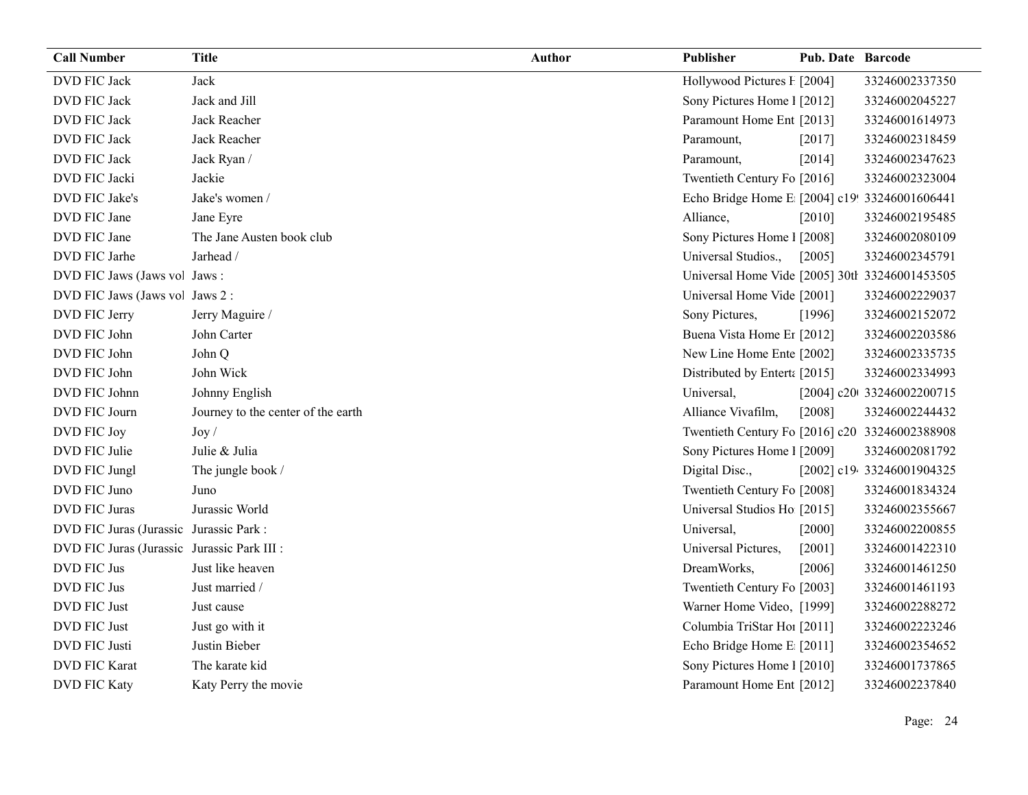| Call Number | Title | Author | Publisher | Pub. Date | Barcode |
|---|---|---|---|---|---|
| DVD FIC Jack | Jack | | Hollywood Pictures H | [2004] | 33246002337350 |
| DVD FIC Jack | Jack and Jill | | Sony Pictures Home I | [2012] | 33246002045227 |
| DVD FIC Jack | Jack Reacher | | Paramount Home Ent | [2013] | 33246001614973 |
| DVD FIC Jack | Jack Reacher | | Paramount, | [2017] | 33246002318459 |
| DVD FIC Jack | Jack Ryan / | | Paramount, | [2014] | 33246002347623 |
| DVD FIC Jacki | Jackie | | Twentieth Century Fo | [2016] | 33246002323004 |
| DVD FIC Jake's | Jake's women / | | Echo Bridge Home E | [2004] c19 | 33246001606441 |
| DVD FIC Jane | Jane Eyre | | Alliance, | [2010] | 33246002195485 |
| DVD FIC Jane | The Jane Austen book club | | Sony Pictures Home I | [2008] | 33246002080109 |
| DVD FIC Jarhe | Jarhead / | | Universal Studios., | [2005] | 33246002345791 |
| DVD FIC Jaws (Jaws vol | Jaws : | | Universal Home Vide | [2005] 30th | 33246001453505 |
| DVD FIC Jaws (Jaws vol | Jaws 2 : | | Universal Home Vide | [2001] | 33246002229037 |
| DVD FIC Jerry | Jerry Maguire / | | Sony Pictures, | [1996] | 33246002152072 |
| DVD FIC John | John Carter | | Buena Vista Home Er | [2012] | 33246002203586 |
| DVD FIC John | John Q | | New Line Home Ente | [2002] | 33246002335735 |
| DVD FIC John | John Wick | | Distributed by Enterta | [2015] | 33246002334993 |
| DVD FIC Johnn | Johnny English | | Universal, | [2004] c20 | 33246002200715 |
| DVD FIC Journ | Journey to the center of the earth | | Alliance Vivafilm, | [2008] | 33246002244432 |
| DVD FIC Joy | Joy / | | Twentieth Century Fo | [2016] c20 | 33246002388908 |
| DVD FIC Julie | Julie & Julia | | Sony Pictures Home I | [2009] | 33246002081792 |
| DVD FIC Jungl | The jungle book / | | Digital Disc., | [2002] c19 | 33246001904325 |
| DVD FIC Juno | Juno | | Twentieth Century Fo | [2008] | 33246001834324 |
| DVD FIC Juras | Jurassic World | | Universal Studios Ho | [2015] | 33246002355667 |
| DVD FIC Juras (Jurassic | Jurassic Park : | | Universal, | [2000] | 33246002200855 |
| DVD FIC Juras (Jurassic | Jurassic Park III : | | Universal Pictures, | [2001] | 33246001422310 |
| DVD FIC Jus | Just like heaven | | DreamWorks, | [2006] | 33246001461250 |
| DVD FIC Jus | Just married / | | Twentieth Century Fo | [2003] | 33246001461193 |
| DVD FIC Just | Just cause | | Warner Home Video, | [1999] | 33246002288272 |
| DVD FIC Just | Just go with it | | Columbia TriStar Hor | [2011] | 33246002223246 |
| DVD FIC Justi | Justin Bieber | | Echo Bridge Home E | [2011] | 33246002354652 |
| DVD FIC Karat | The karate kid | | Sony Pictures Home I | [2010] | 33246001737865 |
| DVD FIC Katy | Katy Perry the movie | | Paramount Home Ent | [2012] | 33246002237840 |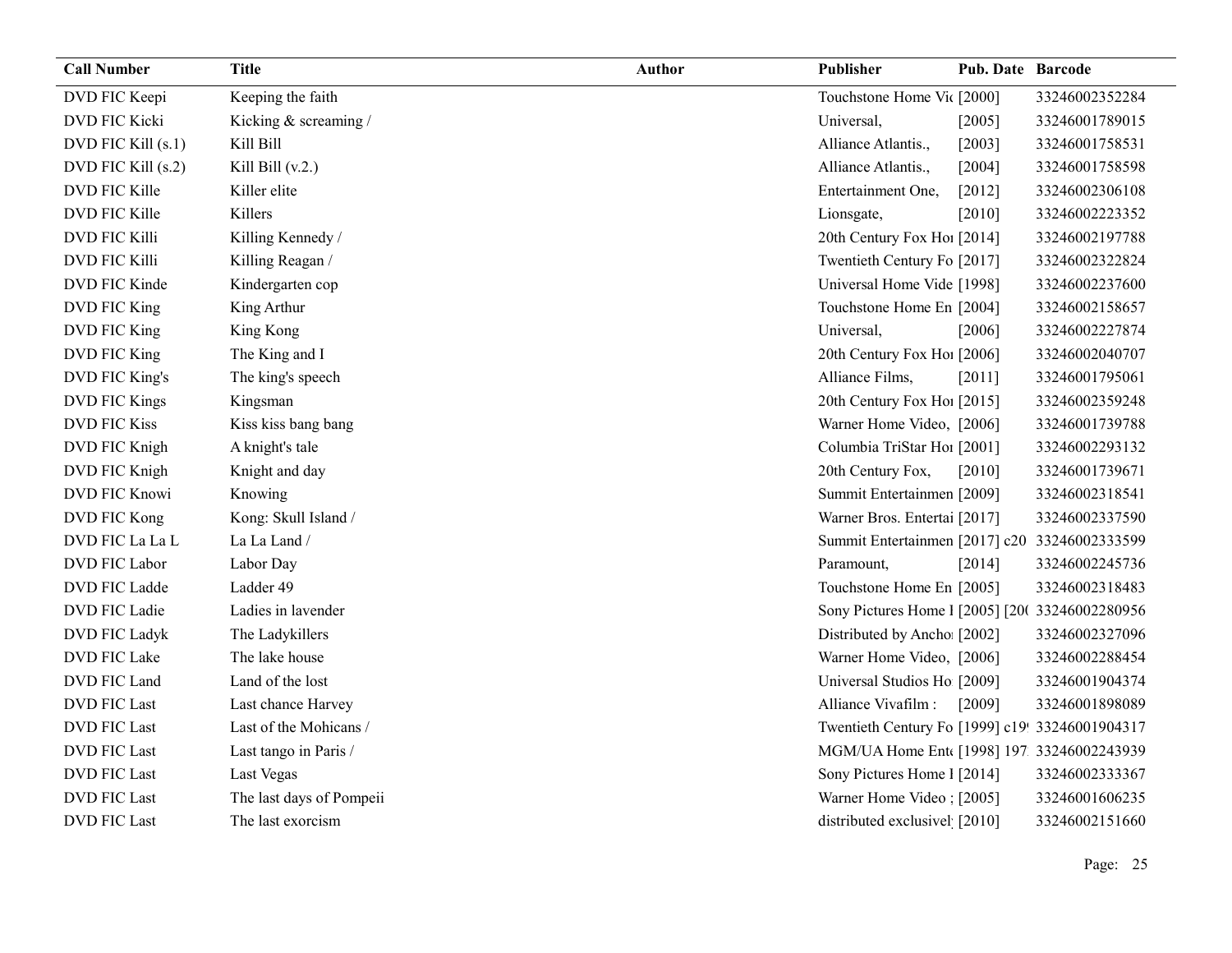| Call Number | Title | Author | Publisher | Pub. Date | Barcode |
|---|---|---|---|---|---|
| DVD FIC Keepi | Keeping the faith | | Touchstone Home Vi | [2000] | 33246002352284 |
| DVD FIC Kicki | Kicking & screaming / | | Universal, | [2005] | 33246001789015 |
| DVD FIC Kill (s.1) | Kill Bill | | Alliance Atlantis., | [2003] | 33246001758531 |
| DVD FIC Kill (s.2) | Kill Bill (v.2.) | | Alliance Atlantis., | [2004] | 33246001758598 |
| DVD FIC Kille | Killer elite | | Entertainment One, | [2012] | 33246002306108 |
| DVD FIC Kille | Killers | | Lionsgate, | [2010] | 33246002223352 |
| DVD FIC Killi | Killing Kennedy / | | 20th Century Fox Ho | [2014] | 33246002197788 |
| DVD FIC Killi | Killing Reagan / | | Twentieth Century Fo | [2017] | 33246002322824 |
| DVD FIC Kinde | Kindergarten cop | | Universal Home Vide | [1998] | 33246002237600 |
| DVD FIC King | King Arthur | | Touchstone Home En | [2004] | 33246002158657 |
| DVD FIC King | King Kong | | Universal, | [2006] | 33246002227874 |
| DVD FIC King | The King and I | | 20th Century Fox Ho | [2006] | 33246002040707 |
| DVD FIC King's | The king's speech | | Alliance Films, | [2011] | 33246001795061 |
| DVD FIC Kings | Kingsman | | 20th Century Fox Ho | [2015] | 33246002359248 |
| DVD FIC Kiss | Kiss kiss bang bang | | Warner Home Video, | [2006] | 33246001739788 |
| DVD FIC Knigh | A knight's tale | | Columbia TriStar Ho | [2001] | 33246002293132 |
| DVD FIC Knigh | Knight and day | | 20th Century Fox, | [2010] | 33246001739671 |
| DVD FIC Knowi | Knowing | | Summit Entertainmen | [2009] | 33246002318541 |
| DVD FIC Kong | Kong: Skull Island / | | Warner Bros. Entertai | [2017] | 33246002337590 |
| DVD FIC La La L | La La Land / | | Summit Entertainmen | [2017] c20 | 33246002333599 |
| DVD FIC Labor | Labor Day | | Paramount, | [2014] | 33246002245736 |
| DVD FIC Ladde | Ladder 49 | | Touchstone Home En | [2005] | 33246002318483 |
| DVD FIC Ladie | Ladies in lavender | | Sony Pictures Home I | [2005] [20( | 33246002280956 |
| DVD FIC Ladyk | The Ladykillers | | Distributed by Ancho | [2002] | 33246002327096 |
| DVD FIC Lake | The lake house | | Warner Home Video, | [2006] | 33246002288454 |
| DVD FIC Land | Land of the lost | | Universal Studios Ho | [2009] | 33246001904374 |
| DVD FIC Last | Last chance Harvey | | Alliance Vivafilm : | [2009] | 33246001898089 |
| DVD FIC Last | Last of the Mohicans / | | Twentieth Century Fo | [1999] c19 | 33246001904317 |
| DVD FIC Last | Last tango in Paris / | | MGM/UA Home Ent | [1998] 197 | 33246002243939 |
| DVD FIC Last | Last Vegas | | Sony Pictures Home I | [2014] | 33246002333367 |
| DVD FIC Last | The last days of Pompeii | | Warner Home Video ; | [2005] | 33246001606235 |
| DVD FIC Last | The last exorcism | | distributed exclusivel | [2010] | 33246002151660 |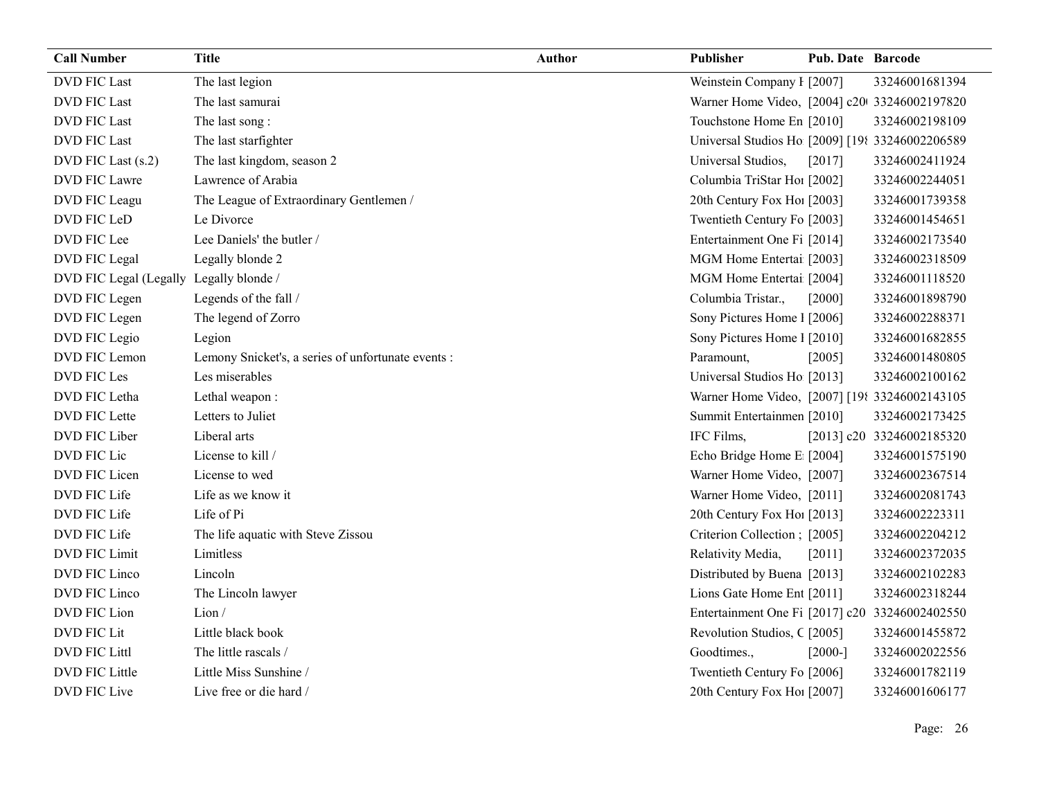| Call Number | Title | Author | Publisher | Pub. Date | Barcode |
|---|---|---|---|---|---|
| DVD FIC Last | The last legion | | Weinstein Company I | [2007] | 33246001681394 |
| DVD FIC Last | The last samurai | | Warner Home Video, | [2004] c20( | 33246002197820 |
| DVD FIC Last | The last song : | | Touchstone Home En | [2010] | 33246002198109 |
| DVD FIC Last | The last starfighter | | Universal Studios Ho | [2009] [19{ | 33246002206589 |
| DVD FIC Last (s.2) | The last kingdom, season 2 | | Universal Studios, | [2017] | 33246002411924 |
| DVD FIC Lawre | Lawrence of Arabia | | Columbia TriStar Hoı | [2002] | 33246002244051 |
| DVD FIC Leagu | The League of Extraordinary Gentlemen / | | 20th Century Fox Hoı | [2003] | 33246001739358 |
| DVD FIC LeD | Le Divorce | | Twentieth Century Fo | [2003] | 33246001454651 |
| DVD FIC Lee | Lee Daniels' the butler / | | Entertainment One Fi | [2014] | 33246002173540 |
| DVD FIC Legal | Legally blonde 2 | | MGM Home Entertai | [2003] | 33246002318509 |
| DVD FIC Legal (Legally | Legally blonde / | | MGM Home Entertai | [2004] | 33246001118520 |
| DVD FIC Legen | Legends of the fall / | | Columbia Tristar., | [2000] | 33246001898790 |
| DVD FIC Legen | The legend of Zorro | | Sony Pictures Home I | [2006] | 33246002288371 |
| DVD FIC Legio | Legion | | Sony Pictures Home I | [2010] | 33246001682855 |
| DVD FIC Lemon | Lemony Snicket's, a series of unfortunate events : | | Paramount, | [2005] | 33246001480805 |
| DVD FIC Les | Les miserables | | Universal Studios Ho | [2013] | 33246002100162 |
| DVD FIC Letha | Lethal weapon : | | Warner Home Video, | [2007] [19{ | 33246002143105 |
| DVD FIC Lette | Letters to Juliet | | Summit Entertainmen | [2010] | 33246002173425 |
| DVD FIC Liber | Liberal arts | | IFC Films, | [2013] c20 | 33246002185320 |
| DVD FIC Lic | License to kill / | | Echo Bridge Home E | [2004] | 33246001575190 |
| DVD FIC Licen | License to wed | | Warner Home Video, | [2007] | 33246002367514 |
| DVD FIC Life | Life as we know it | | Warner Home Video, | [2011] | 33246002081743 |
| DVD FIC Life | Life of Pi | | 20th Century Fox Hoı | [2013] | 33246002223311 |
| DVD FIC Life | The life aquatic with Steve Zissou | | Criterion Collection ; | [2005] | 33246002204212 |
| DVD FIC Limit | Limitless | | Relativity Media, | [2011] | 33246002372035 |
| DVD FIC Linco | Lincoln | | Distributed by Buena | [2013] | 33246002102283 |
| DVD FIC Linco | The Lincoln lawyer | | Lions Gate Home Ent | [2011] | 33246002318244 |
| DVD FIC Lion | Lion / | | Entertainment One Fi | [2017] c20 | 33246002402550 |
| DVD FIC Lit | Little black book | | Revolution Studios, C | [2005] | 33246001455872 |
| DVD FIC Littl | The little rascals / | | Goodtimes., | [2000-] | 33246002022556 |
| DVD FIC Little | Little Miss Sunshine / | | Twentieth Century Fo | [2006] | 33246001782119 |
| DVD FIC Live | Live free or die hard / | | 20th Century Fox Hoı | [2007] | 33246001606177 |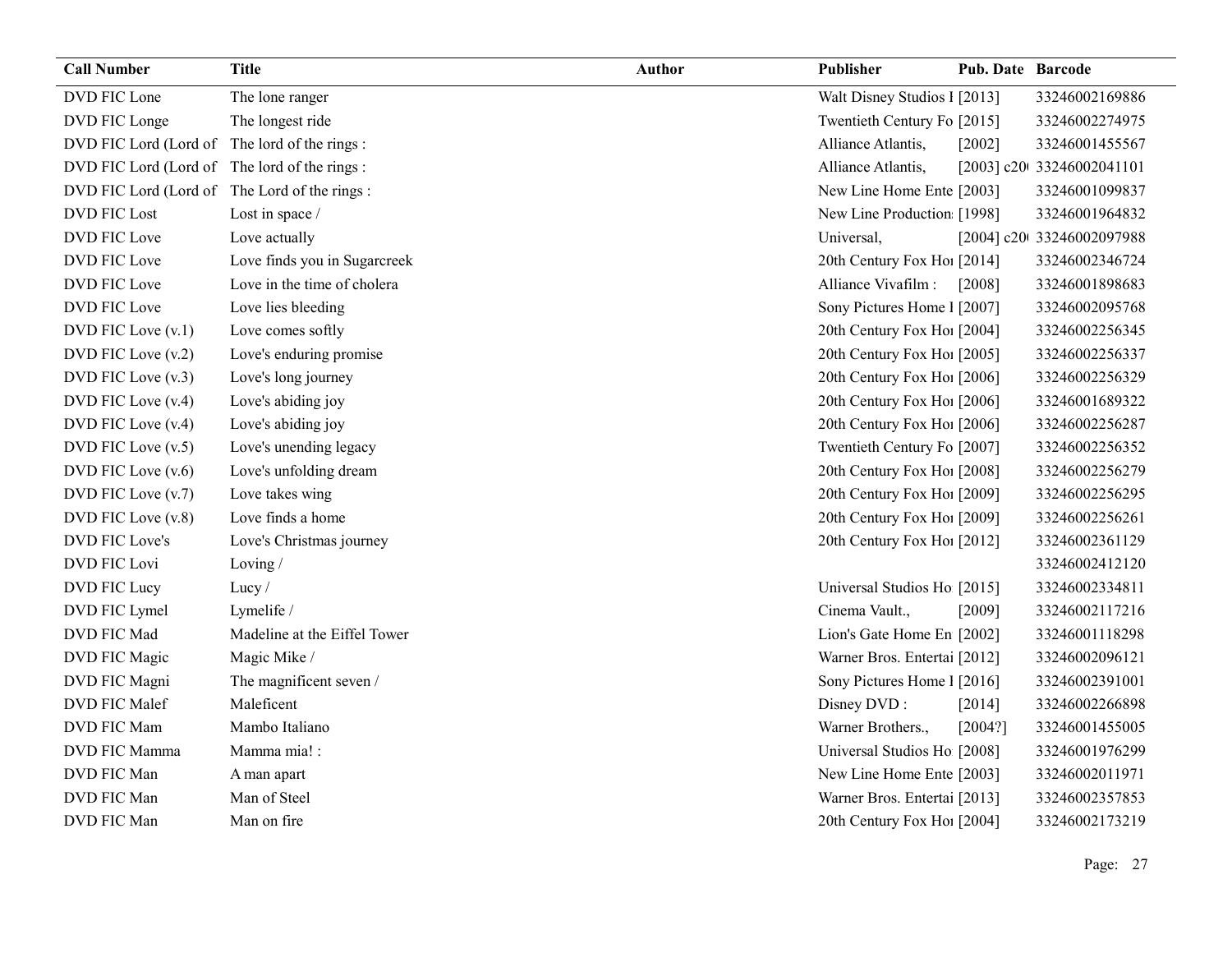| Call Number | Title | Author | Publisher | Pub. Date | Barcode |
|---|---|---|---|---|---|
| DVD FIC Lone | The lone ranger | | Walt Disney Studios I | [2013] | 33246002169886 |
| DVD FIC Longe | The longest ride | | Twentieth Century Fo | [2015] | 33246002274975 |
| DVD FIC Lord (Lord of | The lord of the rings : | | Alliance Atlantis, | [2002] | 33246001455567 |
| DVD FIC Lord (Lord of | The lord of the rings : | | Alliance Atlantis, | [2003] c20 | 33246002041101 |
| DVD FIC Lord (Lord of | The Lord of the rings : | | New Line Home Ente | [2003] | 33246001099837 |
| DVD FIC Lost | Lost in space / | | New Line Production | [1998] | 33246001964832 |
| DVD FIC Love | Love actually | | Universal, | [2004] c20 | 33246002097988 |
| DVD FIC Love | Love finds you in Sugarcreek | | 20th Century Fox Ho | [2014] | 33246002346724 |
| DVD FIC Love | Love in the time of cholera | | Alliance Vivafilm : | [2008] | 33246001898683 |
| DVD FIC Love | Love lies bleeding | | Sony Pictures Home I | [2007] | 33246002095768 |
| DVD FIC Love (v.1) | Love comes softly | | 20th Century Fox Ho | [2004] | 33246002256345 |
| DVD FIC Love (v.2) | Love's enduring promise | | 20th Century Fox Ho | [2005] | 33246002256337 |
| DVD FIC Love (v.3) | Love's long journey | | 20th Century Fox Ho | [2006] | 33246002256329 |
| DVD FIC Love (v.4) | Love's abiding joy | | 20th Century Fox Ho | [2006] | 33246001689322 |
| DVD FIC Love (v.4) | Love's abiding joy | | 20th Century Fox Ho | [2006] | 33246002256287 |
| DVD FIC Love (v.5) | Love's unending legacy | | Twentieth Century Fo | [2007] | 33246002256352 |
| DVD FIC Love (v.6) | Love's unfolding dream | | 20th Century Fox Ho | [2008] | 33246002256279 |
| DVD FIC Love (v.7) | Love takes wing | | 20th Century Fox Ho | [2009] | 33246002256295 |
| DVD FIC Love (v.8) | Love finds a home | | 20th Century Fox Ho | [2009] | 33246002256261 |
| DVD FIC Love's | Love's Christmas journey | | 20th Century Fox Ho | [2012] | 33246002361129 |
| DVD FIC Lovi | Loving / | | | | 33246002412120 |
| DVD FIC Lucy | Lucy / | | Universal Studios Ho | [2015] | 33246002334811 |
| DVD FIC Lymel | Lymelife / | | Cinema Vault., | [2009] | 33246002117216 |
| DVD FIC Mad | Madeline at the Eiffel Tower | | Lion's Gate Home En | [2002] | 33246001118298 |
| DVD FIC Magic | Magic Mike / | | Warner Bros. Entertai | [2012] | 33246002096121 |
| DVD FIC Magni | The magnificent seven / | | Sony Pictures Home I | [2016] | 33246002391001 |
| DVD FIC Malef | Maleficent | | Disney DVD : | [2014] | 33246002266898 |
| DVD FIC Mam | Mambo Italiano | | Warner Brothers., | [2004?] | 33246001455005 |
| DVD FIC Mamma | Mamma mia! : | | Universal Studios Ho | [2008] | 33246001976299 |
| DVD FIC Man | A man apart | | New Line Home Ente | [2003] | 33246002011971 |
| DVD FIC Man | Man of Steel | | Warner Bros. Entertai | [2013] | 33246002357853 |
| DVD FIC Man | Man on fire | | 20th Century Fox Ho | [2004] | 33246002173219 |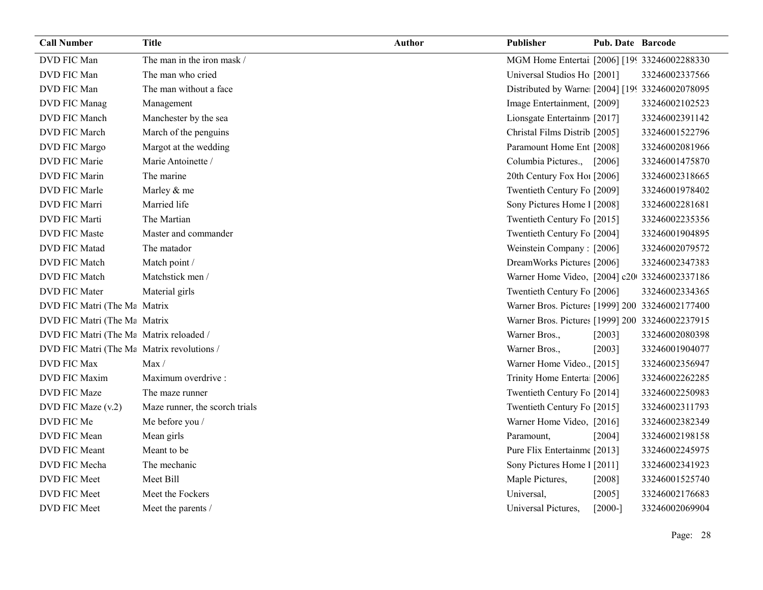| Call Number | Title | Author | Publisher | Pub. Date | Barcode |
|---|---|---|---|---|---|
| DVD FIC Man | The man in the iron mask / | | MGM Home Entertai | [2006] [19( | 33246002288330 |
| DVD FIC Man | The man who cried | | Universal Studios Ho | [2001] | 33246002337566 |
| DVD FIC Man | The man without a face | | Distributed by Warne | [2004] [19( | 33246002078095 |
| DVD FIC Manag | Management | | Image Entertainment, | [2009] | 33246002102523 |
| DVD FIC Manch | Manchester by the sea | | Lionsgate Entertainm | [2017] | 33246002391142 |
| DVD FIC March | March of the penguins | | Christal Films Distrib | [2005] | 33246001522796 |
| DVD FIC Margo | Margot at the wedding | | Paramount Home Ent | [2008] | 33246002081966 |
| DVD FIC Marie | Marie Antoinette / | | Columbia Pictures., | [2006] | 33246001475870 |
| DVD FIC Marin | The marine | | 20th Century Fox Ho | [2006] | 33246002318665 |
| DVD FIC Marle | Marley & me | | Twentieth Century Fo | [2009] | 33246001978402 |
| DVD FIC Marri | Married life | | Sony Pictures Home I | [2008] | 33246002281681 |
| DVD FIC Marti | The Martian | | Twentieth Century Fo | [2015] | 33246002235356 |
| DVD FIC Maste | Master and commander | | Twentieth Century Fo | [2004] | 33246001904895 |
| DVD FIC Matad | The matador | | Weinstein Company : | [2006] | 33246002079572 |
| DVD FIC Match | Match point / | | DreamWorks Pictures | [2006] | 33246002347383 |
| DVD FIC Match | Matchstick men / | | Warner Home Video, | [2004] c20( | 33246002337186 |
| DVD FIC Mater | Material girls | | Twentieth Century Fo | [2006] | 33246002334365 |
| DVD FIC Matri (The Ma | Matrix | | Warner Bros. Pictures | [1999] 200 | 33246002177400 |
| DVD FIC Matri (The Ma | Matrix | | Warner Bros. Pictures | [1999] 200 | 33246002237915 |
| DVD FIC Matri (The Ma | Matrix reloaded / | | Warner Bros., | [2003] | 33246002080398 |
| DVD FIC Matri (The Ma | Matrix revolutions / | | Warner Bros., | [2003] | 33246001904077 |
| DVD FIC Max | Max / | | Warner Home Video., | [2015] | 33246002356947 |
| DVD FIC Maxim | Maximum overdrive : | | Trinity Home Enterta | [2006] | 33246002262285 |
| DVD FIC Maze | The maze runner | | Twentieth Century Fo | [2014] | 33246002250983 |
| DVD FIC Maze (v.2) | Maze runner, the scorch trials | | Twentieth Century Fo | [2015] | 33246002311793 |
| DVD FIC Me | Me before you / | | Warner Home Video, | [2016] | 33246002382349 |
| DVD FIC Mean | Mean girls | | Paramount, | [2004] | 33246002198158 |
| DVD FIC Meant | Meant to be | | Pure Flix Entertainme | [2013] | 33246002245975 |
| DVD FIC Mecha | The mechanic | | Sony Pictures Home I | [2011] | 33246002341923 |
| DVD FIC Meet | Meet Bill | | Maple Pictures, | [2008] | 33246001525740 |
| DVD FIC Meet | Meet the Fockers | | Universal, | [2005] | 33246002176683 |
| DVD FIC Meet | Meet the parents / | | Universal Pictures, | [2000-] | 33246002069904 |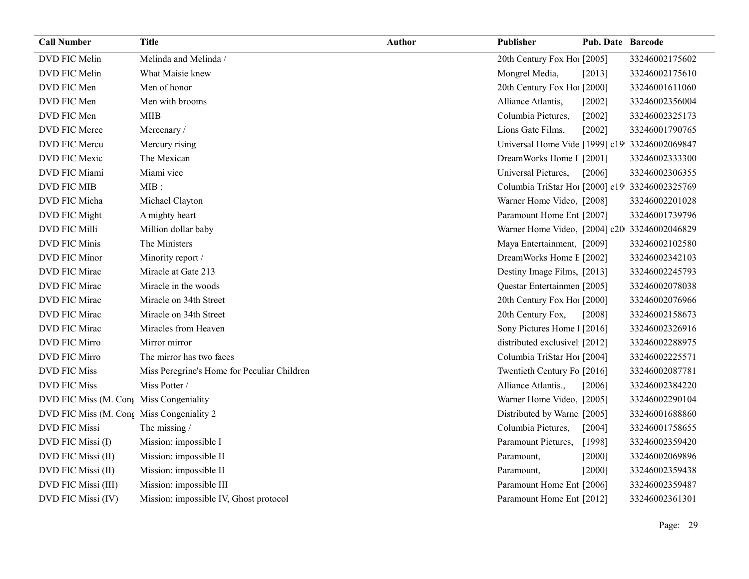| Call Number | Title | Author | Publisher | Pub. Date | Barcode |
|---|---|---|---|---|---|
| DVD FIC Melin | Melinda and Melinda / | | 20th Century Fox Hoı | [2005] | 33246002175602 |
| DVD FIC Melin | What Maisie knew | | Mongrel Media, | [2013] | 33246002175610 |
| DVD FIC Men | Men of honor | | 20th Century Fox Hoı | [2000] | 33246001611060 |
| DVD FIC Men | Men with brooms | | Alliance Atlantis, | [2002] | 33246002356004 |
| DVD FIC Men | MIIB | | Columbia Pictures, | [2002] | 33246002325173 |
| DVD FIC Merce | Mercenary / | | Lions Gate Films, | [2002] | 33246001790765 |
| DVD FIC Mercu | Mercury rising | | Universal Home Vide | [1999] c19 | 33246002069847 |
| DVD FIC Mexic | The Mexican | | DreamWorks Home E | [2001] | 33246002333300 |
| DVD FIC Miami | Miami vice | | Universal Pictures, | [2006] | 33246002306355 |
| DVD FIC MIB | MIB : | | Columbia TriStar Hoı | [2000] c19 | 33246002325769 |
| DVD FIC Micha | Michael Clayton | | Warner Home Video, | [2008] | 33246002201028 |
| DVD FIC Might | A mighty heart | | Paramount Home Ent | [2007] | 33246001739796 |
| DVD FIC Milli | Million dollar baby | | Warner Home Video, | [2004] c20 | 33246002046829 |
| DVD FIC Minis | The Ministers | | Maya Entertainment, | [2009] | 33246002102580 |
| DVD FIC Minor | Minority report / | | DreamWorks Home E | [2002] | 33246002342103 |
| DVD FIC Mirac | Miracle at Gate 213 | | Destiny Image Films, | [2013] | 33246002245793 |
| DVD FIC Mirac | Miracle in the woods | | Questar Entertainmen | [2005] | 33246002078038 |
| DVD FIC Mirac | Miracle on 34th Street | | 20th Century Fox Hoı | [2000] | 33246002076966 |
| DVD FIC Mirac | Miracle on 34th Street | | 20th Century Fox, | [2008] | 33246002158673 |
| DVD FIC Mirac | Miracles from Heaven | | Sony Pictures Home I | [2016] | 33246002326916 |
| DVD FIC Mirro | Mirror mirror | | distributed exclusivel | [2012] | 33246002288975 |
| DVD FIC Mirro | The mirror has two faces | | Columbia TriStar Hoı | [2004] | 33246002225571 |
| DVD FIC Miss | Miss Peregrine's Home for Peculiar Children | | Twentieth Century Fo | [2016] | 33246002087781 |
| DVD FIC Miss | Miss Potter / | | Alliance Atlantis., | [2006] | 33246002384220 |
| DVD FIC Miss (M. Cong | Miss Congeniality | | Warner Home Video, | [2005] | 33246002290104 |
| DVD FIC Miss (M. Cong | Miss Congeniality 2 | | Distributed by Warne | [2005] | 33246001688860 |
| DVD FIC Missi | The missing / | | Columbia Pictures, | [2004] | 33246001758655 |
| DVD FIC Missi (I) | Mission: impossible I | | Paramount Pictures, | [1998] | 33246002359420 |
| DVD FIC Missi (II) | Mission: impossible II | | Paramount, | [2000] | 33246002069896 |
| DVD FIC Missi (II) | Mission: impossible II | | Paramount, | [2000] | 33246002359438 |
| DVD FIC Missi (III) | Mission: impossible III | | Paramount Home Ent | [2006] | 33246002359487 |
| DVD FIC Missi (IV) | Mission: impossible IV, Ghost protocol | | Paramount Home Ent | [2012] | 33246002361301 |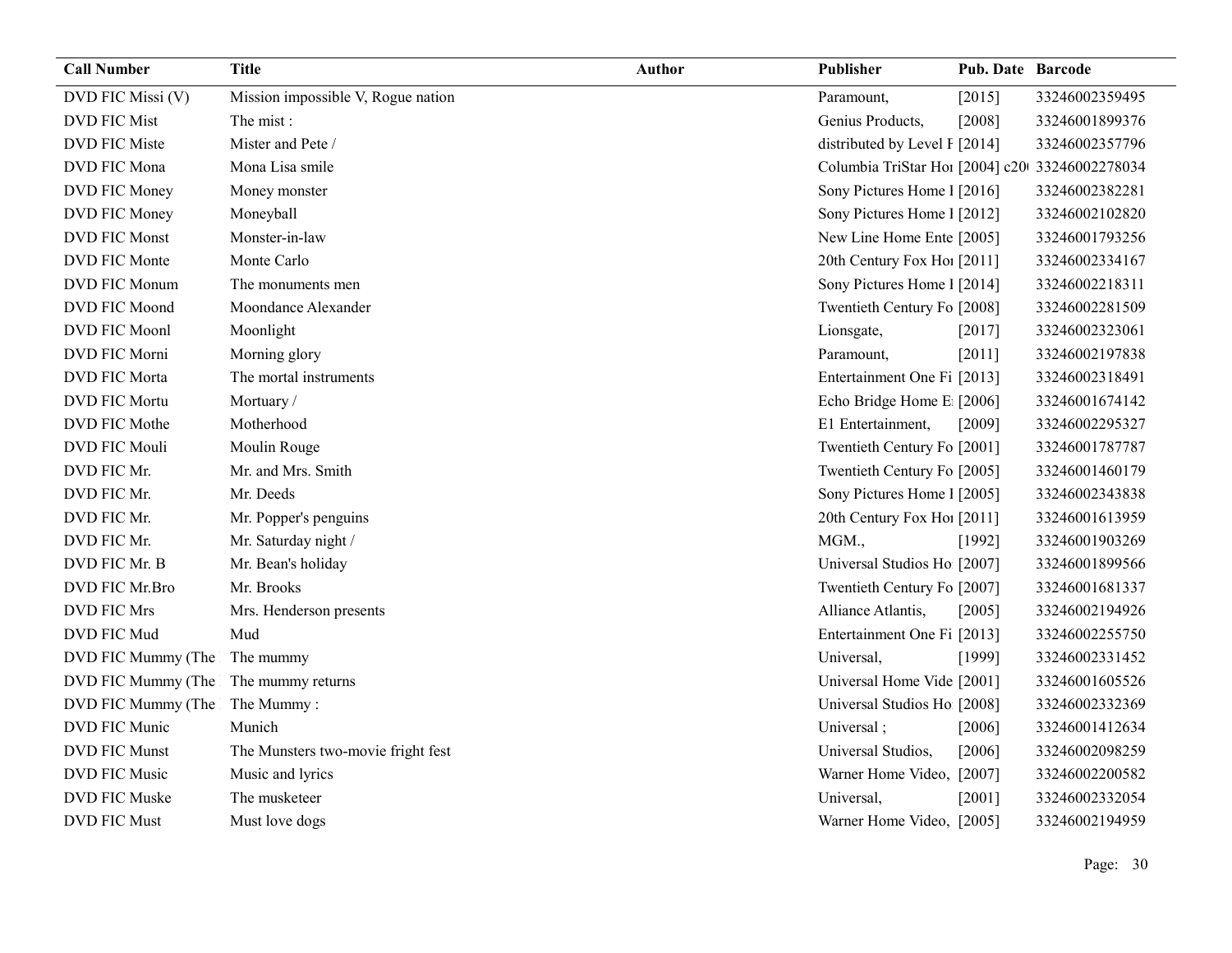| Call Number | Title | Author | Publisher | Pub. Date | Barcode |
| --- | --- | --- | --- | --- | --- |
| DVD FIC Missi (V) | Mission impossible V, Rogue nation | | Paramount, | [2015] | 33246002359495 |
| DVD FIC Mist | The mist : | | Genius Products, | [2008] | 33246001899376 |
| DVD FIC Miste | Mister and Pete / | | distributed by Level F | [2014] | 33246002357796 |
| DVD FIC Mona | Mona Lisa smile | | Columbia TriStar Hoı | [2004] c20( | 33246002278034 |
| DVD FIC Money | Money monster | | Sony Pictures Home I | [2016] | 33246002382281 |
| DVD FIC Money | Moneyball | | Sony Pictures Home I | [2012] | 33246002102820 |
| DVD FIC Monst | Monster-in-law | | New Line Home Ente | [2005] | 33246001793256 |
| DVD FIC Monte | Monte Carlo | | 20th Century Fox Hoı | [2011] | 33246002334167 |
| DVD FIC Monum | The monuments men | | Sony Pictures Home I | [2014] | 33246002218311 |
| DVD FIC Moond | Moondance Alexander | | Twentieth Century Fo | [2008] | 33246002281509 |
| DVD FIC Moonl | Moonlight | | Lionsgate, | [2017] | 33246002323061 |
| DVD FIC Morni | Morning glory | | Paramount, | [2011] | 33246002197838 |
| DVD FIC Morta | The mortal instruments | | Entertainment One Fi | [2013] | 33246002318491 |
| DVD FIC Mortu | Mortuary / | | Echo Bridge Home E | [2006] | 33246001674142 |
| DVD FIC Mothe | Motherhood | | E1 Entertainment, | [2009] | 33246002295327 |
| DVD FIC Mouli | Moulin Rouge | | Twentieth Century Fo | [2001] | 33246001787787 |
| DVD FIC Mr. | Mr. and Mrs. Smith | | Twentieth Century Fo | [2005] | 33246001460179 |
| DVD FIC Mr. | Mr. Deeds | | Sony Pictures Home I | [2005] | 33246002343838 |
| DVD FIC Mr. | Mr. Popper's penguins | | 20th Century Fox Hoı | [2011] | 33246001613959 |
| DVD FIC Mr. | Mr. Saturday night / | | MGM., | [1992] | 33246001903269 |
| DVD FIC Mr. B | Mr. Bean's holiday | | Universal Studios Ho | [2007] | 33246001899566 |
| DVD FIC Mr.Bro | Mr. Brooks | | Twentieth Century Fo | [2007] | 33246001681337 |
| DVD FIC Mrs | Mrs. Henderson presents | | Alliance Atlantis, | [2005] | 33246002194926 |
| DVD FIC Mud | Mud | | Entertainment One Fi | [2013] | 33246002255750 |
| DVD FIC Mummy (The | The mummy | | Universal, | [1999] | 33246002331452 |
| DVD FIC Mummy (The | The mummy returns | | Universal Home Vide | [2001] | 33246001605526 |
| DVD FIC Mummy (The | The Mummy : | | Universal Studios Ho | [2008] | 33246002332369 |
| DVD FIC Munic | Munich | | Universal ; | [2006] | 33246001412634 |
| DVD FIC Munst | The Munsters two-movie fright fest | | Universal Studios, | [2006] | 33246002098259 |
| DVD FIC Music | Music and lyrics | | Warner Home Video, | [2007] | 33246002200582 |
| DVD FIC Muske | The musketeer | | Universal, | [2001] | 33246002332054 |
| DVD FIC Must | Must love dogs | | Warner Home Video, | [2005] | 33246002194959 |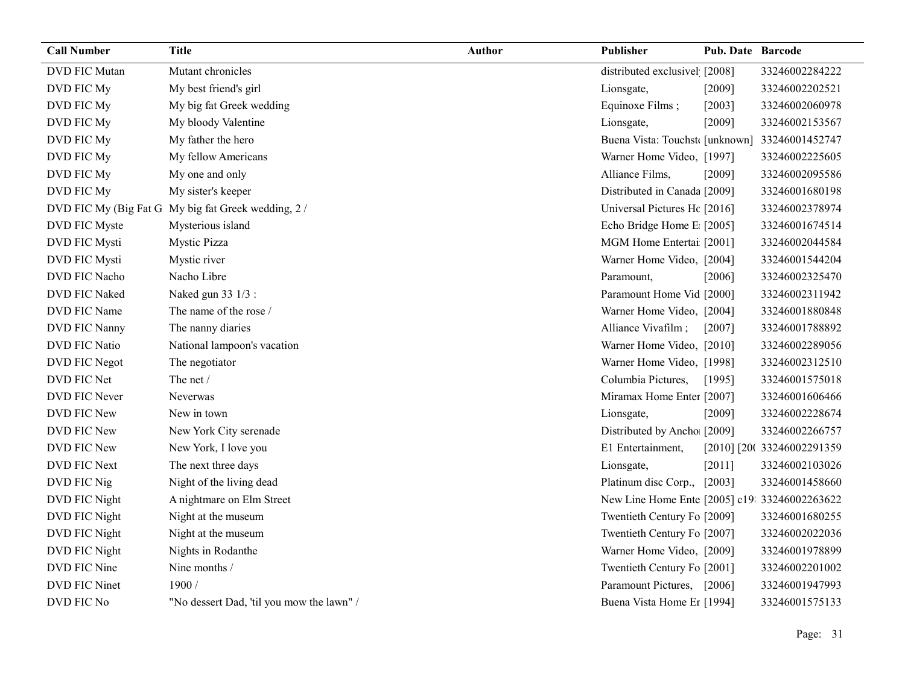| Call Number | Title | Author | Publisher | Pub. Date | Barcode |
|---|---|---|---|---|---|
| DVD FIC Mutan | Mutant chronicles | | distributed exclusivel | [2008] | 33246002284222 |
| DVD FIC My | My best friend's girl | | Lionsgate, | [2009] | 33246002202521 |
| DVD FIC My | My big fat Greek wedding | | Equinoxe Films ; | [2003] | 33246002060978 |
| DVD FIC My | My bloody Valentine | | Lionsgate, | [2009] | 33246002153567 |
| DVD FIC My | My father the hero | | Buena Vista: Touchst | [unknown] | 33246001452747 |
| DVD FIC My | My fellow Americans | | Warner Home Video, | [1997] | 33246002225605 |
| DVD FIC My | My one and only | | Alliance Films, | [2009] | 33246002095586 |
| DVD FIC My | My sister's keeper | | Distributed in Canada | [2009] | 33246001680198 |
| DVD FIC My (Big Fat G | My big fat Greek wedding, 2 / | | Universal Pictures Hc | [2016] | 33246002378974 |
| DVD FIC Myste | Mysterious island | | Echo Bridge Home E | [2005] | 33246001674514 |
| DVD FIC Mysti | Mystic Pizza | | MGM Home Entertai | [2001] | 33246002044584 |
| DVD FIC Mysti | Mystic river | | Warner Home Video, | [2004] | 33246001544204 |
| DVD FIC Nacho | Nacho Libre | | Paramount, | [2006] | 33246002325470 |
| DVD FIC Naked | Naked gun 33 1/3 : | | Paramount Home Vid | [2000] | 33246002311942 |
| DVD FIC Name | The name of the rose / | | Warner Home Video, | [2004] | 33246001880848 |
| DVD FIC Nanny | The nanny diaries | | Alliance Vivafilm ; | [2007] | 33246001788892 |
| DVD FIC Natio | National lampoon's vacation | | Warner Home Video, | [2010] | 33246002289056 |
| DVD FIC Negot | The negotiator | | Warner Home Video, | [1998] | 33246002312510 |
| DVD FIC Net | The net / | | Columbia Pictures, | [1995] | 33246001575018 |
| DVD FIC Never | Neverwas | | Miramax Home Enter | [2007] | 33246001606466 |
| DVD FIC New | New in town | | Lionsgate, | [2009] | 33246002228674 |
| DVD FIC New | New York City serenade | | Distributed by Ancho | [2009] | 33246002266757 |
| DVD FIC New | New York, I love you | | E1 Entertainment, | [2010] [20( | 33246002291359 |
| DVD FIC Next | The next three days | | Lionsgate, | [2011] | 33246002103026 |
| DVD FIC Nig | Night of the living dead | | Platinum disc Corp., | [2003] | 33246001458660 |
| DVD FIC Night | A nightmare on Elm Street | | New Line Home Ente | [2005] c19 | 33246002263622 |
| DVD FIC Night | Night at the museum | | Twentieth Century Fo | [2009] | 33246001680255 |
| DVD FIC Night | Night at the museum | | Twentieth Century Fo | [2007] | 33246002022036 |
| DVD FIC Night | Nights in Rodanthe | | Warner Home Video, | [2009] | 33246001978899 |
| DVD FIC Nine | Nine months / | | Twentieth Century Fo | [2001] | 33246002201002 |
| DVD FIC Ninet | 1900 / | | Paramount Pictures, | [2006] | 33246001947993 |
| DVD FIC No | "No dessert Dad, 'til you mow the lawn" / | | Buena Vista Home Er | [1994] | 33246001575133 |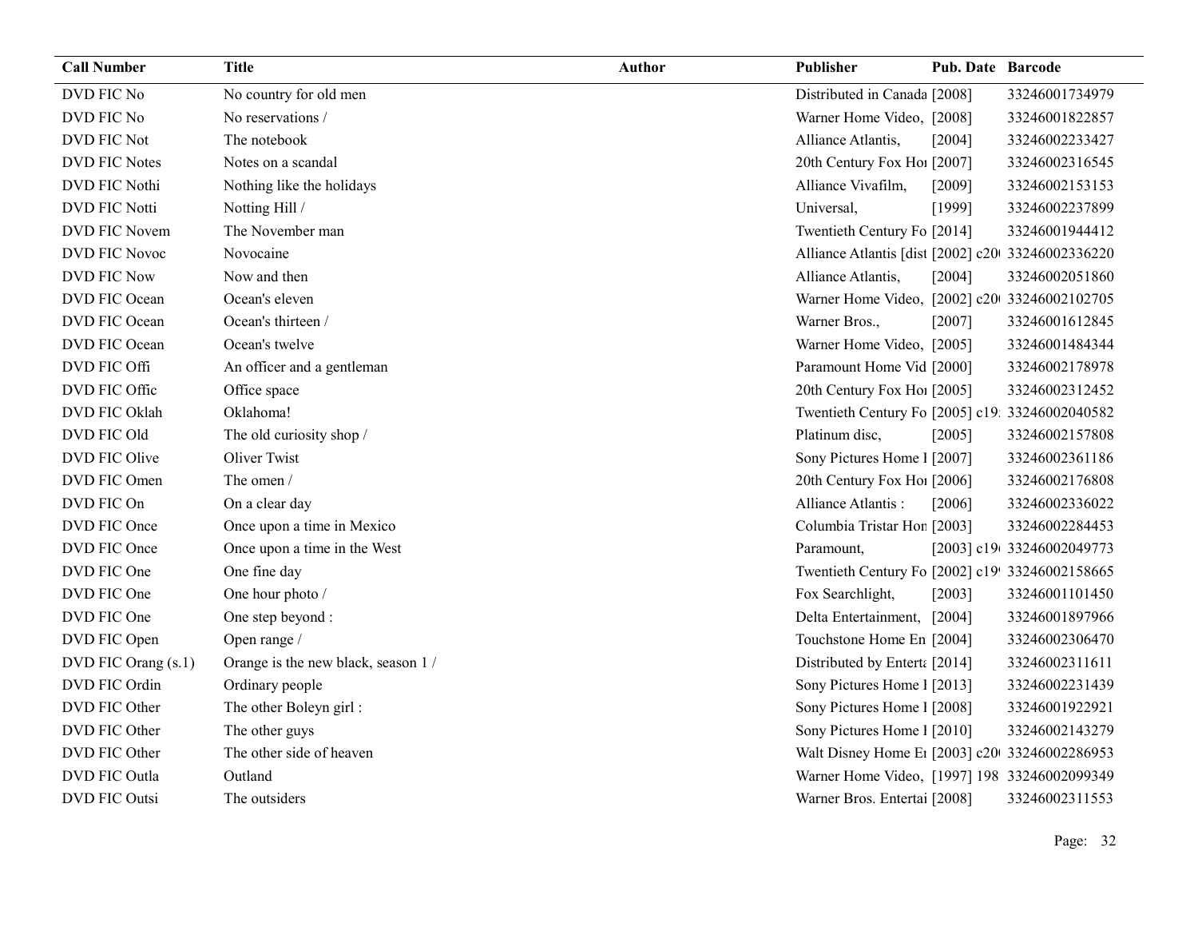| Call Number | Title | Author | Publisher | Pub. Date | Barcode |
| --- | --- | --- | --- | --- | --- |
| DVD FIC No | No country for old men | | Distributed in Canada | [2008] | 33246001734979 |
| DVD FIC No | No reservations / | | Warner Home Video, | [2008] | 33246001822857 |
| DVD FIC Not | The notebook | | Alliance Atlantis, | [2004] | 33246002233427 |
| DVD FIC Notes | Notes on a scandal | | 20th Century Fox Hor | [2007] | 33246002316545 |
| DVD FIC Nothi | Nothing like the holidays | | Alliance Vivafilm, | [2009] | 33246002153153 |
| DVD FIC Notti | Notting Hill / | | Universal, | [1999] | 33246002237899 |
| DVD FIC Novem | The November man | | Twentieth Century Fo | [2014] | 33246001944412 |
| DVD FIC Novoc | Novocaine | | Alliance Atlantis [dist | [2002] c20 | 33246002336220 |
| DVD FIC Now | Now and then | | Alliance Atlantis, | [2004] | 33246002051860 |
| DVD FIC Ocean | Ocean's eleven | | Warner Home Video, | [2002] c20 | 33246002102705 |
| DVD FIC Ocean | Ocean's thirteen / | | Warner Bros., | [2007] | 33246001612845 |
| DVD FIC Ocean | Ocean's twelve | | Warner Home Video, | [2005] | 33246001484344 |
| DVD FIC Offi | An officer and a gentleman | | Paramount Home Vid | [2000] | 33246002178978 |
| DVD FIC Offic | Office space | | 20th Century Fox Hor | [2005] | 33246002312452 |
| DVD FIC Oklah | Oklahoma! | | Twentieth Century Fo | [2005] c19 | 33246002040582 |
| DVD FIC Old | The old curiosity shop / | | Platinum disc, | [2005] | 33246002157808 |
| DVD FIC Olive | Oliver Twist | | Sony Pictures Home I | [2007] | 33246002361186 |
| DVD FIC Omen | The omen / | | 20th Century Fox Hor | [2006] | 33246002176808 |
| DVD FIC On | On a clear day | | Alliance Atlantis : | [2006] | 33246002336022 |
| DVD FIC Once | Once upon a time in Mexico | | Columbia Tristar Hon | [2003] | 33246002284453 |
| DVD FIC Once | Once upon a time in the West | | Paramount, | [2003] c19 | 33246002049773 |
| DVD FIC One | One fine day | | Twentieth Century Fo | [2002] c19 | 33246002158665 |
| DVD FIC One | One hour photo / | | Fox Searchlight, | [2003] | 33246001101450 |
| DVD FIC One | One step beyond : | | Delta Entertainment, | [2004] | 33246001897966 |
| DVD FIC Open | Open range / | | Touchstone Home En | [2004] | 33246002306470 |
| DVD FIC Orang (s.1) | Orange is the new black, season 1 / | | Distributed by Enterta | [2014] | 33246002311611 |
| DVD FIC Ordin | Ordinary people | | Sony Pictures Home I | [2013] | 33246002231439 |
| DVD FIC Other | The other Boleyn girl : | | Sony Pictures Home I | [2008] | 33246001922921 |
| DVD FIC Other | The other guys | | Sony Pictures Home I | [2010] | 33246002143279 |
| DVD FIC Other | The other side of heaven | | Walt Disney Home En | [2003] c20 | 33246002286953 |
| DVD FIC Outla | Outland | | Warner Home Video, | [1997] 198 | 33246002099349 |
| DVD FIC Outsi | The outsiders | | Warner Bros. Entertai | [2008] | 33246002311553 |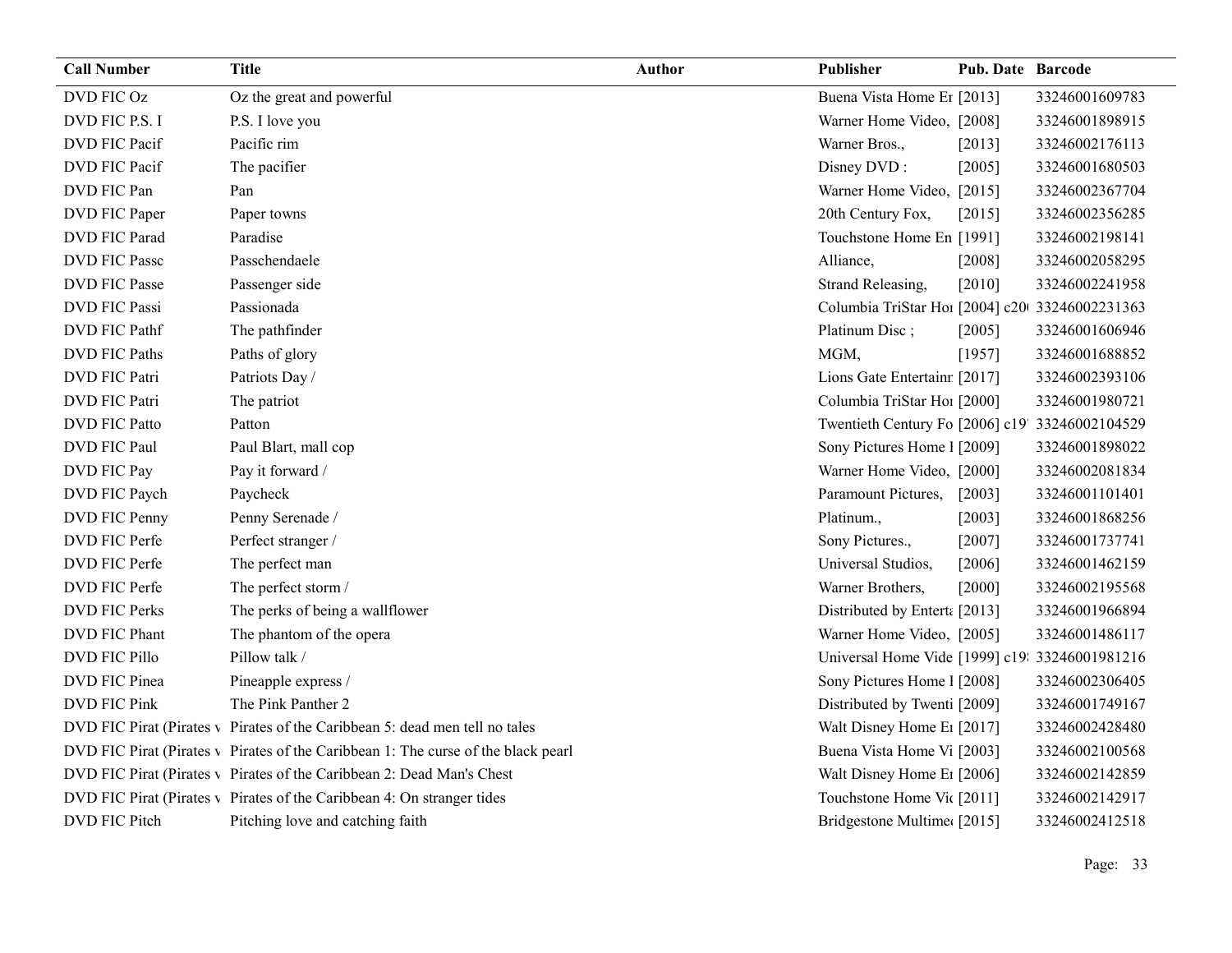| Call Number | Title | Author | Publisher | Pub. Date | Barcode |
|---|---|---|---|---|---|
| DVD FIC Oz | Oz the great and powerful | | Buena Vista Home Er | [2013] | 33246001609783 |
| DVD FIC P.S. I | P.S. I love you | | Warner Home Video, | [2008] | 33246001898915 |
| DVD FIC Pacif | Pacific rim | | Warner Bros., | [2013] | 33246002176113 |
| DVD FIC Pacif | The pacifier | | Disney DVD : | [2005] | 33246001680503 |
| DVD FIC Pan | Pan | | Warner Home Video, | [2015] | 33246002367704 |
| DVD FIC Paper | Paper towns | | 20th Century Fox, | [2015] | 33246002356285 |
| DVD FIC Parad | Paradise | | Touchstone Home En | [1991] | 33246002198141 |
| DVD FIC Passc | Passchendaele | | Alliance, | [2008] | 33246002058295 |
| DVD FIC Passe | Passenger side | | Strand Releasing, | [2010] | 33246002241958 |
| DVD FIC Passi | Passionada | | Columbia TriStar Hor | [2004] c20( | 33246002231363 |
| DVD FIC Pathf | The pathfinder | | Platinum Disc ; | [2005] | 33246001606946 |
| DVD FIC Paths | Paths of glory | | MGM, | [1957] | 33246001688852 |
| DVD FIC Patri | Patriots Day / | | Lions Gate Entertainr | [2017] | 33246002393106 |
| DVD FIC Patri | The patriot | | Columbia TriStar Hor | [2000] | 33246001980721 |
| DVD FIC Patto | Patton | | Twentieth Century Fo | [2006] c19' | 33246002104529 |
| DVD FIC Paul | Paul Blart, mall cop | | Sony Pictures Home I | [2009] | 33246001898022 |
| DVD FIC Pay | Pay it forward / | | Warner Home Video, | [2000] | 33246002081834 |
| DVD FIC Paych | Paycheck | | Paramount Pictures, | [2003] | 33246001101401 |
| DVD FIC Penny | Penny Serenade / | | Platinum., | [2003] | 33246001868256 |
| DVD FIC Perfe | Perfect stranger / | | Sony Pictures., | [2007] | 33246001737741 |
| DVD FIC Perfe | The perfect man | | Universal Studios, | [2006] | 33246001462159 |
| DVD FIC Perfe | The perfect storm / | | Warner Brothers, | [2000] | 33246002195568 |
| DVD FIC Perks | The perks of being a wallflower | | Distributed by Enterta | [2013] | 33246001966894 |
| DVD FIC Phant | The phantom of the opera | | Warner Home Video, | [2005] | 33246001486117 |
| DVD FIC Pillo | Pillow talk / | | Universal Home Vide | [1999] c19: | 33246001981216 |
| DVD FIC Pinea | Pineapple express / | | Sony Pictures Home I | [2008] | 33246002306405 |
| DVD FIC Pink | The Pink Panther 2 | | Distributed by Twenti | [2009] | 33246001749167 |
| DVD FIC Pirat (Pirates v | Pirates of the Caribbean 5: dead men tell no tales | | Walt Disney Home Er | [2017] | 33246002428480 |
| DVD FIC Pirat (Pirates v | Pirates of the Caribbean 1: The curse of the black pearl | | Buena Vista Home Vi | [2003] | 33246002100568 |
| DVD FIC Pirat (Pirates v | Pirates of the Caribbean 2: Dead Man's Chest | | Walt Disney Home Er | [2006] | 33246002142859 |
| DVD FIC Pirat (Pirates v | Pirates of the Caribbean 4: On stranger tides | | Touchstone Home Vic | [2011] | 33246002142917 |
| DVD FIC Pitch | Pitching love and catching faith | | Bridgestone Multimed | [2015] | 33246002412518 |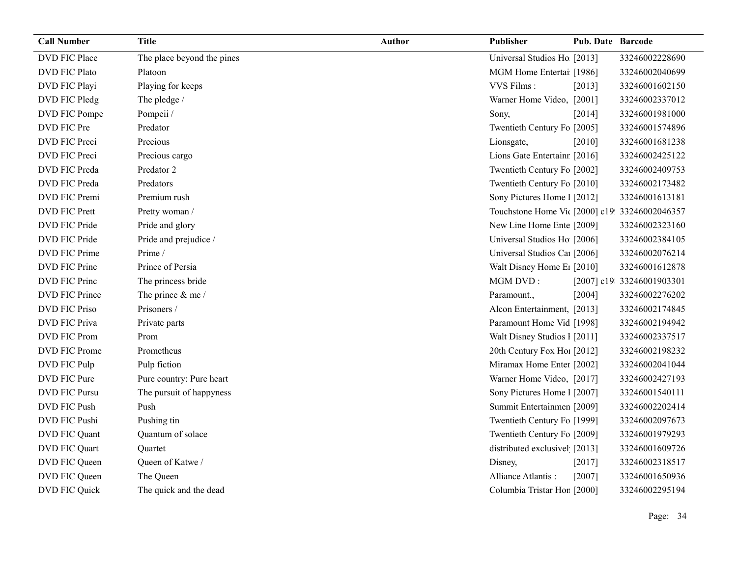| Call Number | Title | Author | Publisher | Pub. Date | Barcode |
|---|---|---|---|---|---|
| DVD FIC Place | The place beyond the pines | | Universal Studios Ho | [2013] | 33246002228690 |
| DVD FIC Plato | Platoon | | MGM Home Entertai | [1986] | 33246002040699 |
| DVD FIC Playi | Playing for keeps | | VVS Films : | [2013] | 33246001602150 |
| DVD FIC Pledg | The pledge / | | Warner Home Video, | [2001] | 33246002337012 |
| DVD FIC Pompe | Pompeii / | | Sony, | [2014] | 33246001981000 |
| DVD FIC Pre | Predator | | Twentieth Century Fo | [2005] | 33246001574896 |
| DVD FIC Preci | Precious | | Lionsgate, | [2010] | 33246001681238 |
| DVD FIC Preci | Precious cargo | | Lions Gate Entertainn | [2016] | 33246002425122 |
| DVD FIC Preda | Predator 2 | | Twentieth Century Fo | [2002] | 33246002409753 |
| DVD FIC Preda | Predators | | Twentieth Century Fo | [2010] | 33246002173482 |
| DVD FIC Premi | Premium rush | | Sony Pictures Home I | [2012] | 33246001613181 |
| DVD FIC Prett | Pretty woman / | | Touchstone Home Vi | [2000] c19 | 33246002046357 |
| DVD FIC Pride | Pride and glory | | New Line Home Ente | [2009] | 33246002323160 |
| DVD FIC Pride | Pride and prejudice / | | Universal Studios Ho | [2006] | 33246002384105 |
| DVD FIC Prime | Prime / | | Universal Studios Ca | [2006] | 33246002076214 |
| DVD FIC Princ | Prince of Persia | | Walt Disney Home E | [2010] | 33246001612878 |
| DVD FIC Princ | The princess bride | | MGM DVD : | [2007] c19 | 33246001903301 |
| DVD FIC Prince | The prince & me / | | Paramount., | [2004] | 33246002276202 |
| DVD FIC Priso | Prisoners / | | Alcon Entertainment, | [2013] | 33246002174845 |
| DVD FIC Priva | Private parts | | Paramount Home Vid | [1998] | 33246002194942 |
| DVD FIC Prom | Prom | | Walt Disney Studios I | [2011] | 33246002337517 |
| DVD FIC Prome | Prometheus | | 20th Century Fox Ho | [2012] | 33246002198232 |
| DVD FIC Pulp | Pulp fiction | | Miramax Home Enter | [2002] | 33246002041044 |
| DVD FIC Pure | Pure country: Pure heart | | Warner Home Video, | [2017] | 33246002427193 |
| DVD FIC Pursu | The pursuit of happyness | | Sony Pictures Home I | [2007] | 33246001540111 |
| DVD FIC Push | Push | | Summit Entertainmen | [2009] | 33246002202414 |
| DVD FIC Pushi | Pushing tin | | Twentieth Century Fo | [1999] | 33246002097673 |
| DVD FIC Quant | Quantum of solace | | Twentieth Century Fo | [2009] | 33246001979293 |
| DVD FIC Quart | Quartet | | distributed exclusivel | [2013] | 33246001609726 |
| DVD FIC Queen | Queen of Katwe / | | Disney, | [2017] | 33246002318517 |
| DVD FIC Queen | The Queen | | Alliance Atlantis : | [2007] | 33246001650936 |
| DVD FIC Quick | The quick and the dead | | Columbia Tristar Hon | [2000] | 33246002295194 |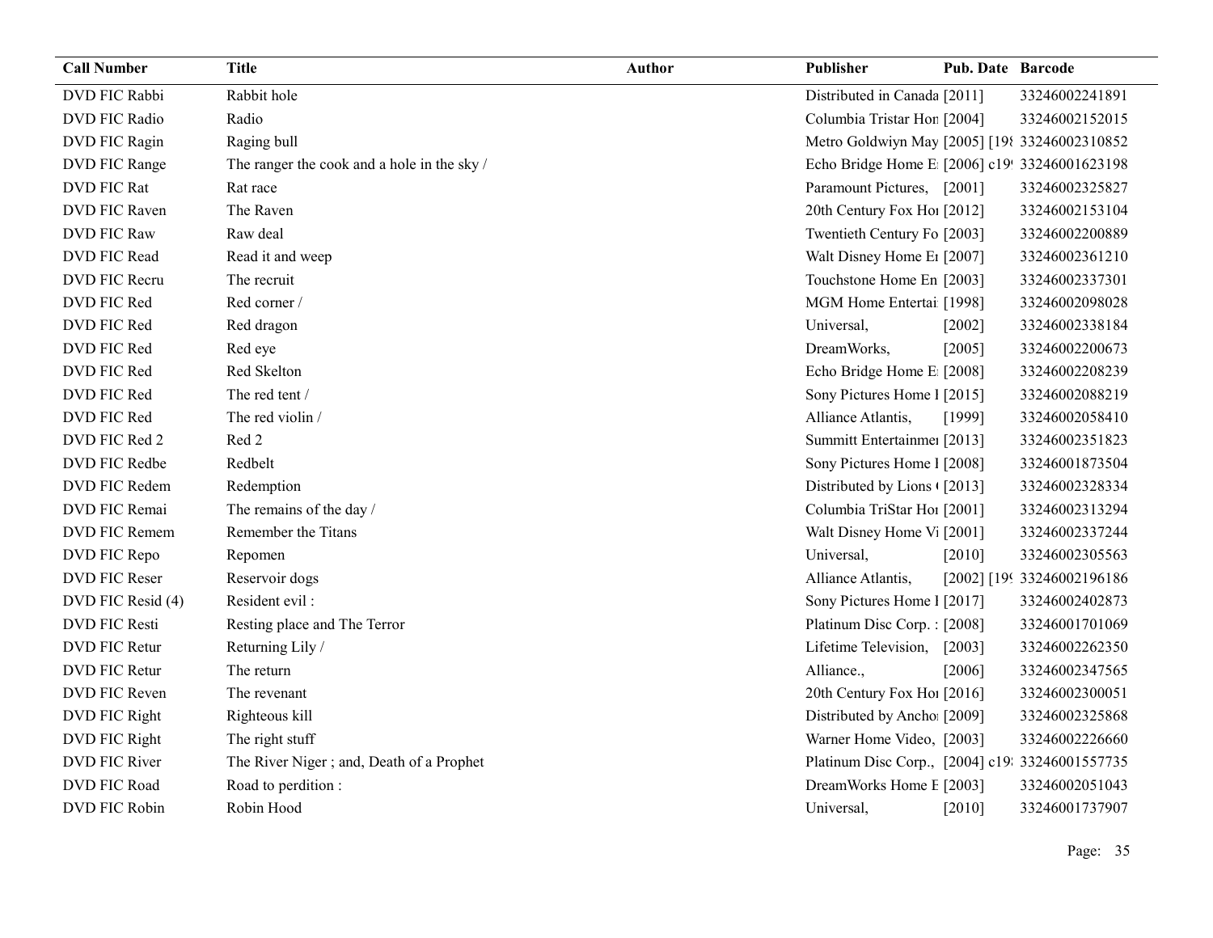| Call Number | Title | Author | Publisher | Pub. Date | Barcode |
|---|---|---|---|---|---|
| DVD FIC Rabbi | Rabbit hole | | Distributed in Canada | [2011] | 33246002241891 |
| DVD FIC Radio | Radio | | Columbia Tristar Hon | [2004] | 33246002152015 |
| DVD FIC Ragin | Raging bull | | Metro Goldwyin May | [2005] [198 | 33246002310852 |
| DVD FIC Range | The ranger the cook and a hole in the sky / | | Echo Bridge Home E | [2006] c19 | 33246001623198 |
| DVD FIC Rat | Rat race | | Paramount Pictures, | [2001] | 33246002325827 |
| DVD FIC Raven | The Raven | | 20th Century Fox Ho | [2012] | 33246002153104 |
| DVD FIC Raw | Raw deal | | Twentieth Century Fo | [2003] | 33246002200889 |
| DVD FIC Read | Read it and weep | | Walt Disney Home E | [2007] | 33246002361210 |
| DVD FIC Recru | The recruit | | Touchstone Home En | [2003] | 33246002337301 |
| DVD FIC Red | Red corner / | | MGM Home Entertai | [1998] | 33246002098028 |
| DVD FIC Red | Red dragon | | Universal, | [2002] | 33246002338184 |
| DVD FIC Red | Red eye | | DreamWorks, | [2005] | 33246002200673 |
| DVD FIC Red | Red Skelton | | Echo Bridge Home E | [2008] | 33246002208239 |
| DVD FIC Red | The red tent / | | Sony Pictures Home I | [2015] | 33246002088219 |
| DVD FIC Red | The red violin / | | Alliance Atlantis, | [1999] | 33246002058410 |
| DVD FIC Red 2 | Red 2 | | Summitt Entertainme | [2013] | 33246002351823 |
| DVD FIC Redbe | Redbelt | | Sony Pictures Home I | [2008] | 33246001873504 |
| DVD FIC Redem | Redemption | | Distributed by Lions | [2013] | 33246002328334 |
| DVD FIC Remai | The remains of the day / | | Columbia TriStar Ho | [2001] | 33246002313294 |
| DVD FIC Remem | Remember the Titans | | Walt Disney Home Vi | [2001] | 33246002337244 |
| DVD FIC Repo | Repomen | | Universal, | [2010] | 33246002305563 |
| DVD FIC Reser | Reservoir dogs | | Alliance Atlantis, | [2002] [19 | 33246002196186 |
| DVD FIC Resid (4) | Resident evil : | | Sony Pictures Home I | [2017] | 33246002402873 |
| DVD FIC Resti | Resting place and The Terror | | Platinum Disc Corp. : | [2008] | 33246001701069 |
| DVD FIC Retur | Returning Lily / | | Lifetime Television, | [2003] | 33246002262350 |
| DVD FIC Retur | The return | | Alliance., | [2006] | 33246002347565 |
| DVD FIC Reven | The revenant | | 20th Century Fox Ho | [2016] | 33246002300051 |
| DVD FIC Right | Righteous kill | | Distributed by Ancho | [2009] | 33246002325868 |
| DVD FIC Right | The right stuff | | Warner Home Video, | [2003] | 33246002226660 |
| DVD FIC River | The River Niger ; and, Death of a Prophet | | Platinum Disc Corp., | [2004] c19 | 33246001557735 |
| DVD FIC Road | Road to perdition : | | DreamWorks Home E | [2003] | 33246002051043 |
| DVD FIC Robin | Robin Hood | | Universal, | [2010] | 33246001737907 |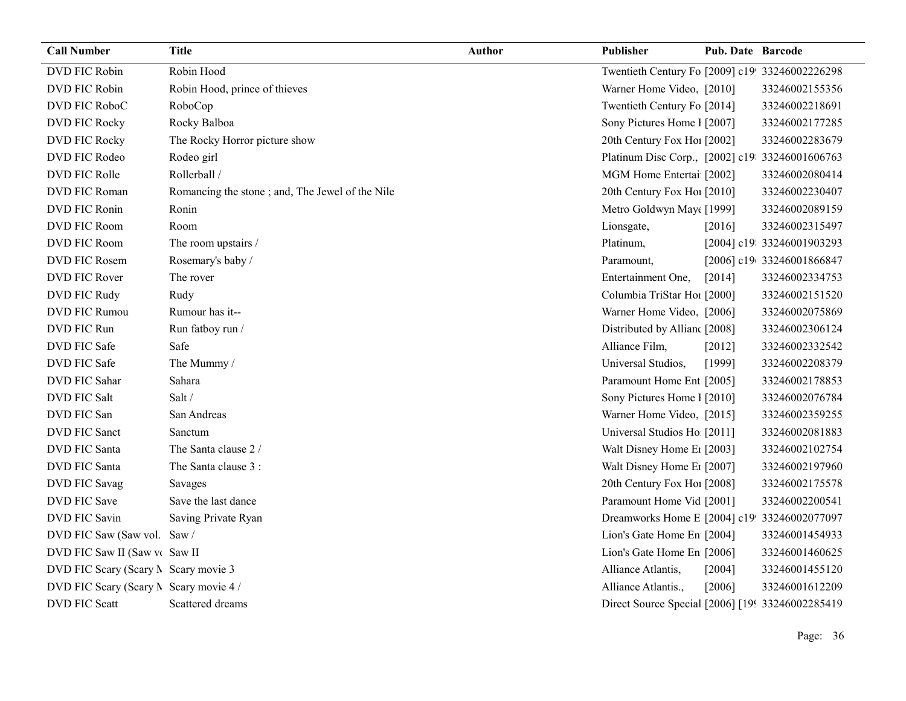| Call Number | Title | Author | Publisher | Pub. Date | Barcode |
| --- | --- | --- | --- | --- | --- |
| DVD FIC Robin | Robin Hood | | Twentieth Century Fo | [2009] c19 | 33246002226298 |
| DVD FIC Robin | Robin Hood, prince of thieves | | Warner Home Video, | [2010] | 33246002155356 |
| DVD FIC RoboC | RoboCop | | Twentieth Century Fo | [2014] | 33246002218691 |
| DVD FIC Rocky | Rocky Balboa | | Sony Pictures Home I | [2007] | 33246002177285 |
| DVD FIC Rocky | The Rocky Horror picture show | | 20th Century Fox Ho | [2002] | 33246002283679 |
| DVD FIC Rodeo | Rodeo girl | | Platinum Disc Corp., | [2002] c19 | 33246001606763 |
| DVD FIC Rolle | Rollerball / | | MGM Home Entertai | [2002] | 33246002080414 |
| DVD FIC Roman | Romancing the stone ; and, The Jewel of the Nile | | 20th Century Fox Ho | [2010] | 33246002230407 |
| DVD FIC Ronin | Ronin | | Metro Goldwyn May | [1999] | 33246002089159 |
| DVD FIC Room | Room | | Lionsgate, | [2016] | 33246002315497 |
| DVD FIC Room | The room upstairs / | | Platinum, | [2004] c19 | 33246001903293 |
| DVD FIC Rosem | Rosemary's baby / | | Paramount, | [2006] c19 | 33246001866847 |
| DVD FIC Rover | The rover | | Entertainment One, | [2014] | 33246002334753 |
| DVD FIC Rudy | Rudy | | Columbia TriStar Ho | [2000] | 33246002151520 |
| DVD FIC Rumou | Rumour has it-- | | Warner Home Video, | [2006] | 33246002075869 |
| DVD FIC Run | Run fatboy run / | | Distributed by Allianc | [2008] | 33246002306124 |
| DVD FIC Safe | Safe | | Alliance Film, | [2012] | 33246002332542 |
| DVD FIC Safe | The Mummy / | | Universal Studios, | [1999] | 33246002208379 |
| DVD FIC Sahar | Sahara | | Paramount Home Ent | [2005] | 33246002178853 |
| DVD FIC Salt | Salt / | | Sony Pictures Home I | [2010] | 33246002076784 |
| DVD FIC San | San Andreas | | Warner Home Video, | [2015] | 33246002359255 |
| DVD FIC Sanct | Sanctum | | Universal Studios Ho | [2011] | 33246002081883 |
| DVD FIC Santa | The Santa clause 2 / | | Walt Disney Home E | [2003] | 33246002102754 |
| DVD FIC Santa | The Santa clause 3 : | | Walt Disney Home E | [2007] | 33246002197960 |
| DVD FIC Savag | Savages | | 20th Century Fox Ho | [2008] | 33246002175578 |
| DVD FIC Save | Save the last dance | | Paramount Home Vid | [2001] | 33246002200541 |
| DVD FIC Savin | Saving Private Ryan | | Dreamworks Home E | [2004] c19 | 33246002077097 |
| DVD FIC Saw (Saw vol. | Saw / | | Lion's Gate Home En | [2004] | 33246001454933 |
| DVD FIC Saw II (Saw vo | Saw II | | Lion's Gate Home En | [2006] | 33246001460625 |
| DVD FIC Scary (Scary M | Scary movie 3 | | Alliance Atlantis, | [2004] | 33246001455120 |
| DVD FIC Scary (Scary M | Scary movie 4 / | | Alliance Atlantis., | [2006] | 33246001612209 |
| DVD FIC Scatt | Scattered dreams | | Direct Source Special | [2006] [19 | 33246002285419 |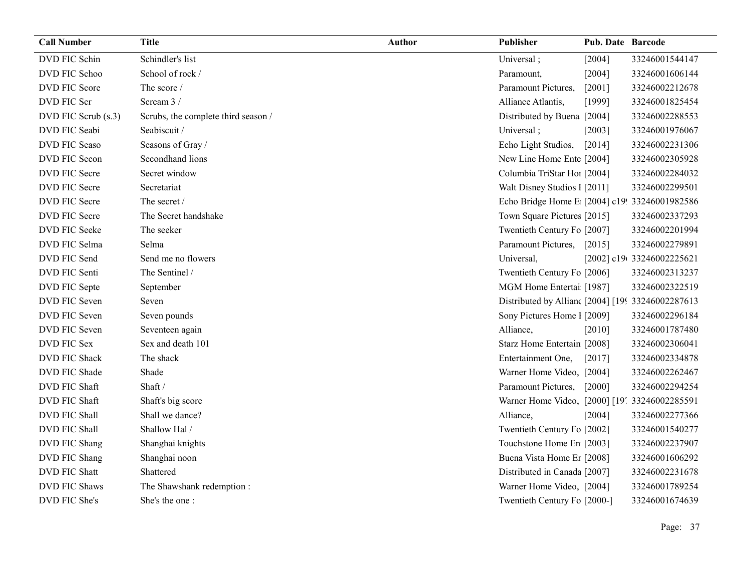| Call Number | Title | Author | Publisher | Pub. Date | Barcode |
|---|---|---|---|---|---|
| DVD FIC Schin | Schindler's list | | Universal ; | [2004] | 33246001544147 |
| DVD FIC Schoo | School of rock / | | Paramount, | [2004] | 33246001606144 |
| DVD FIC Score | The score / | | Paramount Pictures, | [2001] | 33246002212678 |
| DVD FIC Scr | Scream 3 / | | Alliance Atlantis, | [1999] | 33246001825454 |
| DVD FIC Scrub (s.3) | Scrubs, the complete third season / | | Distributed by Buena | [2004] | 33246002288553 |
| DVD FIC Seabi | Seabiscuit / | | Universal ; | [2003] | 33246001976067 |
| DVD FIC Seaso | Seasons of Gray / | | Echo Light Studios, | [2014] | 33246002231306 |
| DVD FIC Secon | Secondhand lions | | New Line Home Ente | [2004] | 33246002305928 |
| DVD FIC Secre | Secret window | | Columbia TriStar Hor | [2004] | 33246002284032 |
| DVD FIC Secre | Secretariat | | Walt Disney Studios I | [2011] | 33246002299501 |
| DVD FIC Secre | The secret / | | Echo Bridge Home E | [2004] c19 | 33246001982586 |
| DVD FIC Secre | The Secret handshake | | Town Square Pictures | [2015] | 33246002337293 |
| DVD FIC Seeke | The seeker | | Twentieth Century Fo | [2007] | 33246002201994 |
| DVD FIC Selma | Selma | | Paramount Pictures, | [2015] | 33246002279891 |
| DVD FIC Send | Send me no flowers | | Universal, | [2002] c19 | 33246002225621 |
| DVD FIC Senti | The Sentinel / | | Twentieth Century Fo | [2006] | 33246002313237 |
| DVD FIC Septe | September | | MGM Home Entertai | [1987] | 33246002322519 |
| DVD FIC Seven | Seven | | Distributed by Allianc | [2004] [19 | 33246002287613 |
| DVD FIC Seven | Seven pounds | | Sony Pictures Home I | [2009] | 33246002296184 |
| DVD FIC Seven | Seventeen again | | Alliance, | [2010] | 33246001787480 |
| DVD FIC Sex | Sex and death 101 | | Starz Home Entertain | [2008] | 33246002306041 |
| DVD FIC Shack | The shack | | Entertainment One, | [2017] | 33246002334878 |
| DVD FIC Shade | Shade | | Warner Home Video, | [2004] | 33246002262467 |
| DVD FIC Shaft | Shaft / | | Paramount Pictures, | [2000] | 33246002294254 |
| DVD FIC Shaft | Shaft's big score | | Warner Home Video, | [2000] [19 | 33246002285591 |
| DVD FIC Shall | Shall we dance? | | Alliance, | [2004] | 33246002277366 |
| DVD FIC Shall | Shallow Hal / | | Twentieth Century Fo | [2002] | 33246001540277 |
| DVD FIC Shang | Shanghai knights | | Touchstone Home En | [2003] | 33246002237907 |
| DVD FIC Shang | Shanghai noon | | Buena Vista Home Er | [2008] | 33246001606292 |
| DVD FIC Shatt | Shattered | | Distributed in Canada | [2007] | 33246002231678 |
| DVD FIC Shaws | The Shawshank redemption : | | Warner Home Video, | [2004] | 33246001789254 |
| DVD FIC She's | She's the one : | | Twentieth Century Fo | [2000-] | 33246001674639 |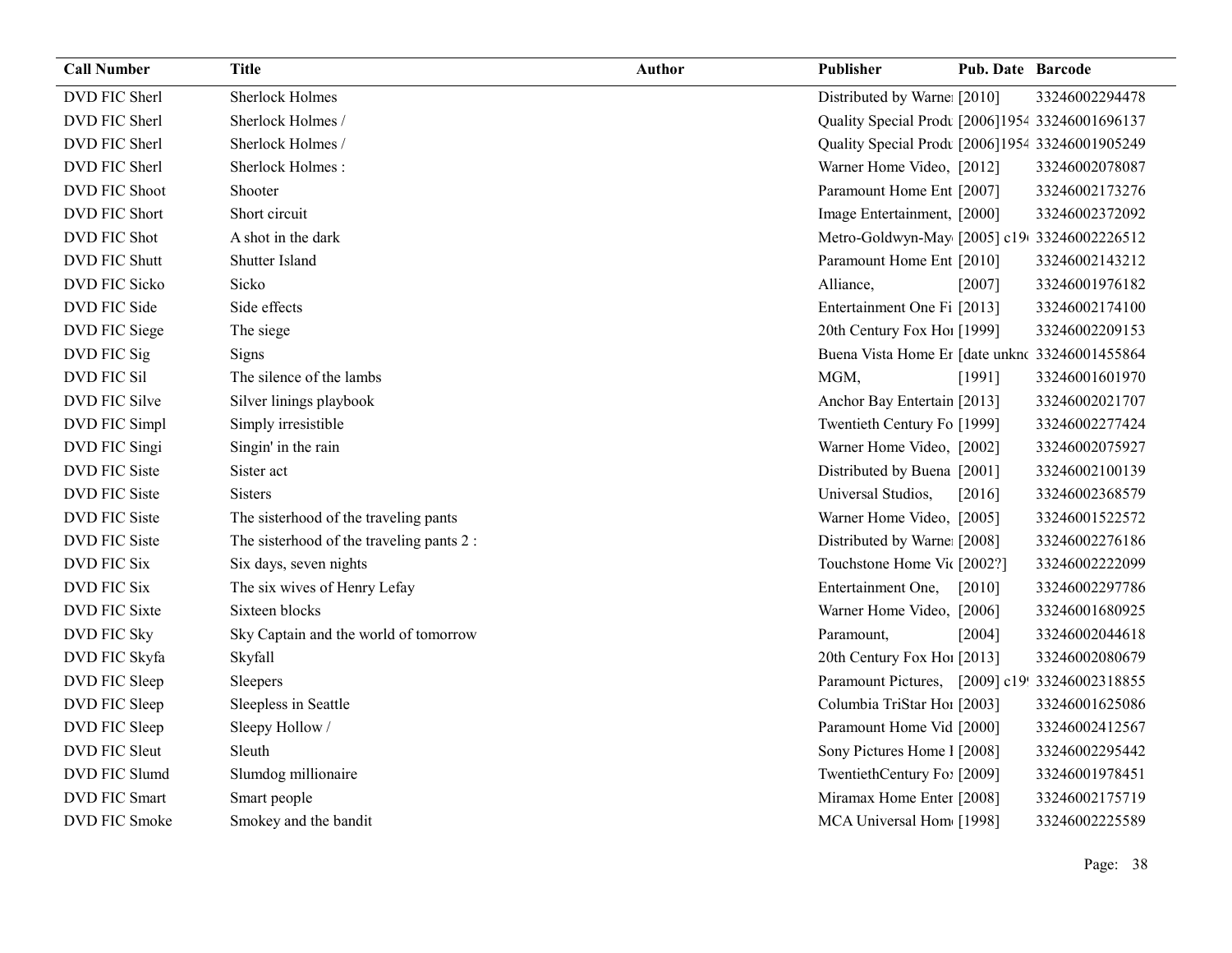| Call Number | Title | Author | Publisher | Pub. Date | Barcode |
|---|---|---|---|---|---|
| DVD FIC Sherl | Sherlock Holmes | | Distributed by Warne | [2010] | 33246002294478 |
| DVD FIC Sherl | Sherlock Holmes / | | Quality Special Produ | [2006]1954 | 33246001696137 |
| DVD FIC Sherl | Sherlock Holmes / | | Quality Special Produ | [2006]1954 | 33246001905249 |
| DVD FIC Sherl | Sherlock Holmes : | | Warner Home Video, | [2012] | 33246002078087 |
| DVD FIC Shoot | Shooter | | Paramount Home Ent | [2007] | 33246002173276 |
| DVD FIC Short | Short circuit | | Image Entertainment, | [2000] | 33246002372092 |
| DVD FIC Shot | A shot in the dark | | Metro-Goldwyn-May | [2005] c19 | 33246002226512 |
| DVD FIC Shutt | Shutter Island | | Paramount Home Ent | [2010] | 33246002143212 |
| DVD FIC Sicko | Sicko | | Alliance, | [2007] | 33246001976182 |
| DVD FIC Side | Side effects | | Entertainment One Fi | [2013] | 33246002174100 |
| DVD FIC Siege | The siege | | 20th Century Fox Ho | [1999] | 33246002209153 |
| DVD FIC Sig | Signs | | Buena Vista Home Er | [date unkno | 33246001455864 |
| DVD FIC Sil | The silence of the lambs | | MGM, | [1991] | 33246001601970 |
| DVD FIC Silve | Silver linings playbook | | Anchor Bay Entertain | [2013] | 33246002021707 |
| DVD FIC Simpl | Simply irresistible | | Twentieth Century Fo | [1999] | 33246002277424 |
| DVD FIC Singi | Singin' in the rain | | Warner Home Video, | [2002] | 33246002075927 |
| DVD FIC Siste | Sister act | | Distributed by Buena | [2001] | 33246002100139 |
| DVD FIC Siste | Sisters | | Universal Studios, | [2016] | 33246002368579 |
| DVD FIC Siste | The sisterhood of the traveling pants | | Warner Home Video, | [2005] | 33246001522572 |
| DVD FIC Siste | The sisterhood of the traveling pants 2 : | | Distributed by Warne | [2008] | 33246002276186 |
| DVD FIC Six | Six days, seven nights | | Touchstone Home Vi | [2002?] | 33246002222099 |
| DVD FIC Six | The six wives of Henry Lefay | | Entertainment One, | [2010] | 33246002297786 |
| DVD FIC Sixte | Sixteen blocks | | Warner Home Video, | [2006] | 33246001680925 |
| DVD FIC Sky | Sky Captain and the world of tomorrow | | Paramount, | [2004] | 33246002044618 |
| DVD FIC Skyfa | Skyfall | | 20th Century Fox Ho | [2013] | 33246002080679 |
| DVD FIC Sleep | Sleepers | | Paramount Pictures, | [2009] c19 | 33246002318855 |
| DVD FIC Sleep | Sleepless in Seattle | | Columbia TriStar Ho | [2003] | 33246001625086 |
| DVD FIC Sleep | Sleepy Hollow / | | Paramount Home Vid | [2000] | 33246002412567 |
| DVD FIC Sleut | Sleuth | | Sony Pictures Home I | [2008] | 33246002295442 |
| DVD FIC Slumd | Slumdog millionaire | | TwentiethCentury Fo | [2009] | 33246001978451 |
| DVD FIC Smart | Smart people | | Miramax Home Enter | [2008] | 33246002175719 |
| DVD FIC Smoke | Smokey and the bandit | | MCA Universal Hom | [1998] | 33246002225589 |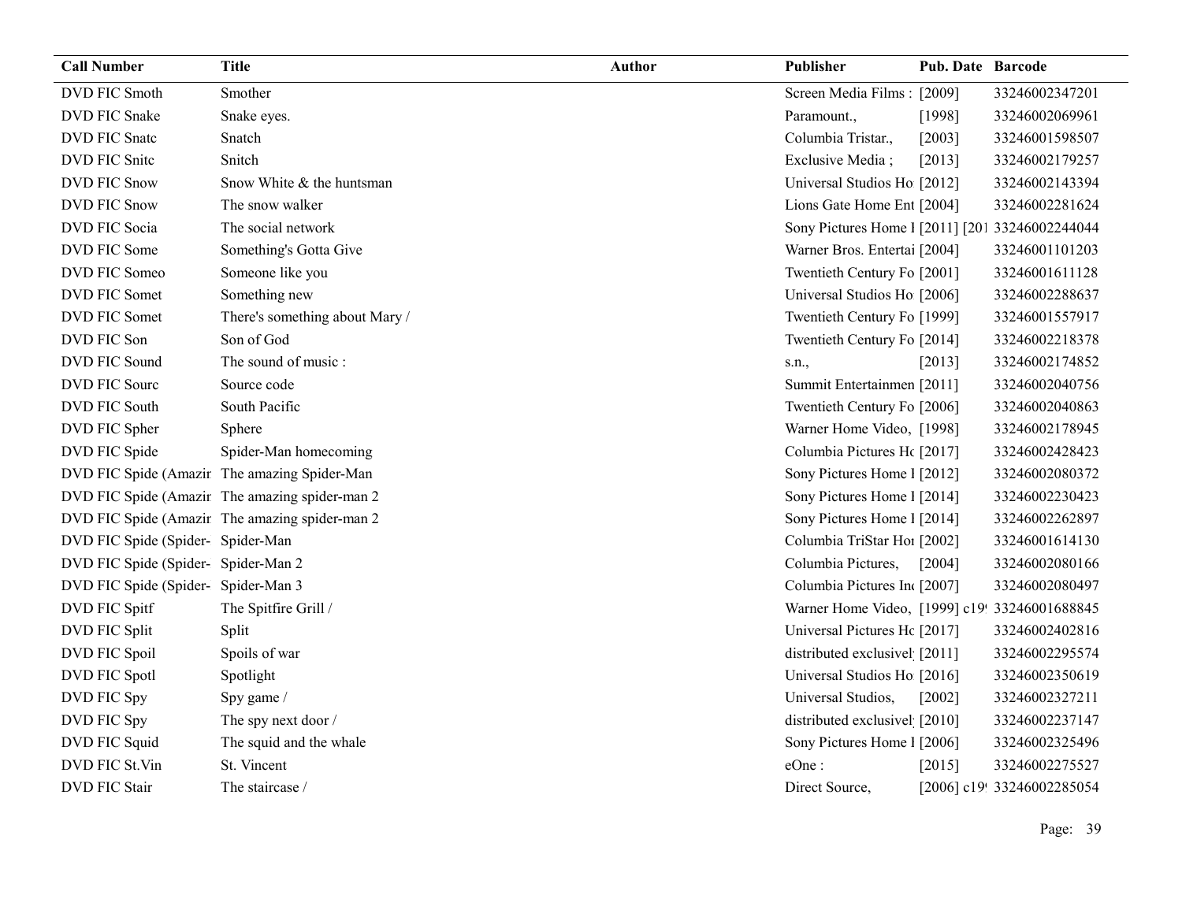| Call Number | Title | Author | Publisher | Pub. Date | Barcode |
|---|---|---|---|---|---|
| DVD FIC Smoth | Smother | | Screen Media Films : | [2009] | 33246002347201 |
| DVD FIC Snake | Snake eyes. | | Paramount., | [1998] | 33246002069961 |
| DVD FIC Snatc | Snatch | | Columbia Tristar., | [2003] | 33246001598507 |
| DVD FIC Snitc | Snitch | | Exclusive Media ; | [2013] | 33246002179257 |
| DVD FIC Snow | Snow White & the huntsman | | Universal Studios Ho | [2012] | 33246002143394 |
| DVD FIC Snow | The snow walker | | Lions Gate Home Ent | [2004] | 33246002281624 |
| DVD FIC Socia | The social network | | Sony Pictures Home I | [2011] [201 | 33246002244044 |
| DVD FIC Some | Something's Gotta Give | | Warner Bros. Entertai | [2004] | 33246001101203 |
| DVD FIC Someo | Someone like you | | Twentieth Century Fo | [2001] | 33246001611128 |
| DVD FIC Somet | Something new | | Universal Studios Ho | [2006] | 33246002288637 |
| DVD FIC Somet | There's something about Mary / | | Twentieth Century Fo | [1999] | 33246001557917 |
| DVD FIC Son | Son of God | | Twentieth Century Fo | [2014] | 33246002218378 |
| DVD FIC Sound | The sound of music : | | s.n., | [2013] | 33246002174852 |
| DVD FIC Sourc | Source code | | Summit Entertainmen | [2011] | 33246002040756 |
| DVD FIC South | South Pacific | | Twentieth Century Fo | [2006] | 33246002040863 |
| DVD FIC Spher | Sphere | | Warner Home Video, | [1998] | 33246002178945 |
| DVD FIC Spide | Spider-Man homecoming | | Columbia Pictures Hc | [2017] | 33246002428423 |
| DVD FIC Spide (Amazir | The amazing Spider-Man | | Sony Pictures Home I | [2012] | 33246002080372 |
| DVD FIC Spide (Amazir | The amazing spider-man 2 | | Sony Pictures Home I | [2014] | 33246002230423 |
| DVD FIC Spide (Amazir | The amazing spider-man 2 | | Sony Pictures Home I | [2014] | 33246002262897 |
| DVD FIC Spide (Spider- | Spider-Man | | Columbia TriStar Hor | [2002] | 33246001614130 |
| DVD FIC Spide (Spider- | Spider-Man 2 | | Columbia Pictures, | [2004] | 33246002080166 |
| DVD FIC Spide (Spider- | Spider-Man 3 | | Columbia Pictures Inc | [2007] | 33246002080497 |
| DVD FIC Spitf | The Spitfire Grill / | | Warner Home Video, | [1999] c19 | 33246001688845 |
| DVD FIC Split | Split | | Universal Pictures Hc | [2017] | 33246002402816 |
| DVD FIC Spoil | Spoils of war | | distributed exclusivel | [2011] | 33246002295574 |
| DVD FIC Spotl | Spotlight | | Universal Studios Ho | [2016] | 33246002350619 |
| DVD FIC Spy | Spy game / | | Universal Studios, | [2002] | 33246002327211 |
| DVD FIC Spy | The spy next door / | | distributed exclusivel | [2010] | 33246002237147 |
| DVD FIC Squid | The squid and the whale | | Sony Pictures Home I | [2006] | 33246002325496 |
| DVD FIC St.Vin | St. Vincent | | eOne : | [2015] | 33246002275527 |
| DVD FIC Stair | The staircase / | | Direct Source, | [2006] c19 | 33246002285054 |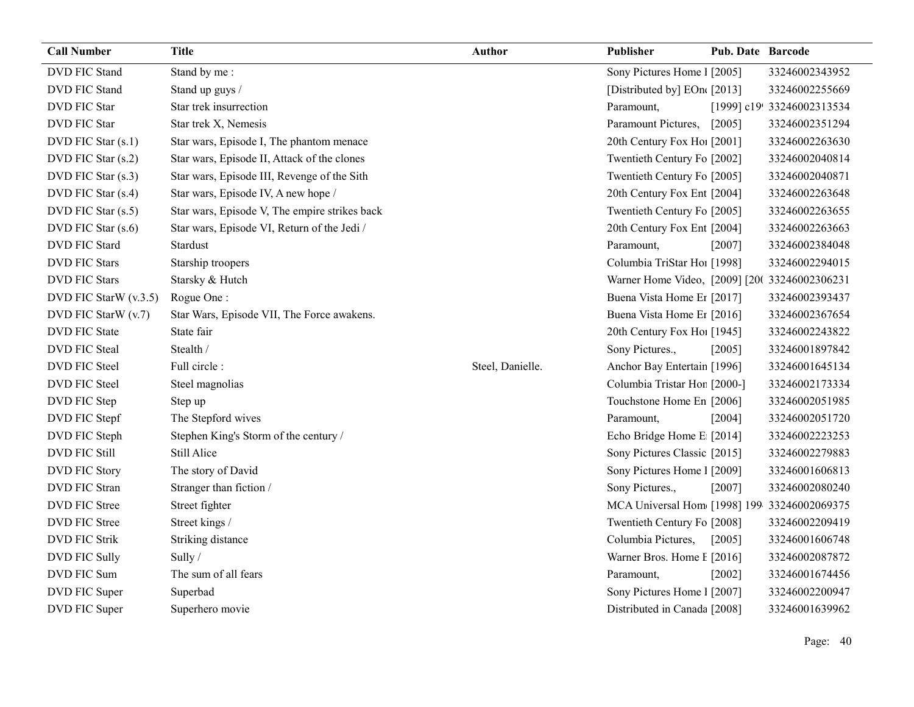| Call Number | Title | Author | Publisher | Pub. Date | Barcode |
| --- | --- | --- | --- | --- | --- |
| DVD FIC Stand | Stand by me : | | Sony Pictures Home I | [2005] | 33246002343952 |
| DVD FIC Stand | Stand up guys / | | [Distributed by] EOn | [2013] | 33246002255669 |
| DVD FIC Star | Star trek insurrection | | Paramount, | [1999] c19 | 33246002313534 |
| DVD FIC Star | Star trek X, Nemesis | | Paramount Pictures, | [2005] | 33246002351294 |
| DVD FIC Star (s.1) | Star wars, Episode I, The phantom menace | | 20th Century Fox Ho | [2001] | 33246002263630 |
| DVD FIC Star (s.2) | Star wars, Episode II, Attack of the clones | | Twentieth Century Fo | [2002] | 33246002040814 |
| DVD FIC Star (s.3) | Star wars, Episode III, Revenge of the Sith | | Twentieth Century Fo | [2005] | 33246002040871 |
| DVD FIC Star (s.4) | Star wars, Episode IV, A new hope / | | 20th Century Fox Ent | [2004] | 33246002263648 |
| DVD FIC Star (s.5) | Star wars, Episode V, The empire strikes back | | Twentieth Century Fo | [2005] | 33246002263655 |
| DVD FIC Star (s.6) | Star wars, Episode VI, Return of the Jedi / | | 20th Century Fox Ent | [2004] | 33246002263663 |
| DVD FIC Stard | Stardust | | Paramount, | [2007] | 33246002384048 |
| DVD FIC Stars | Starship troopers | | Columbia TriStar Ho | [1998] | 33246002294015 |
| DVD FIC Stars | Starsky & Hutch | | Warner Home Video, | [2009] [20 | 33246002306231 |
| DVD FIC StarW (v.3.5) | Rogue One : | | Buena Vista Home E | [2017] | 33246002393437 |
| DVD FIC StarW (v.7) | Star Wars, Episode VII, The Force awakens. | | Buena Vista Home E | [2016] | 33246002367654 |
| DVD FIC State | State fair | | 20th Century Fox Ho | [1945] | 33246002243822 |
| DVD FIC Steal | Stealth / | | Sony Pictures., | [2005] | 33246001897842 |
| DVD FIC Steel | Full circle : | Steel, Danielle. | Anchor Bay Entertain | [1996] | 33246001645134 |
| DVD FIC Steel | Steel magnolias | | Columbia Tristar Hon | [2000-] | 33246002173334 |
| DVD FIC Step | Step up | | Touchstone Home En | [2006] | 33246002051985 |
| DVD FIC Stepf | The Stepford wives | | Paramount, | [2004] | 33246002051720 |
| DVD FIC Steph | Stephen King's Storm of the century / | | Echo Bridge Home E | [2014] | 33246002223253 |
| DVD FIC Still | Still Alice | | Sony Pictures Classic | [2015] | 33246002279883 |
| DVD FIC Story | The story of David | | Sony Pictures Home I | [2009] | 33246001606813 |
| DVD FIC Stran | Stranger than fiction / | | Sony Pictures., | [2007] | 33246002080240 |
| DVD FIC Stree | Street fighter | | MCA Universal Hom | [1998] 199 | 33246002069375 |
| DVD FIC Stree | Street kings / | | Twentieth Century Fo | [2008] | 33246002209419 |
| DVD FIC Strik | Striking distance | | Columbia Pictures, | [2005] | 33246001606748 |
| DVD FIC Sully | Sully / | | Warner Bros. Home E | [2016] | 33246002087872 |
| DVD FIC Sum | The sum of all fears | | Paramount, | [2002] | 33246001674456 |
| DVD FIC Super | Superbad | | Sony Pictures Home I | [2007] | 33246002200947 |
| DVD FIC Super | Superhero movie | | Distributed in Canada | [2008] | 33246001639962 |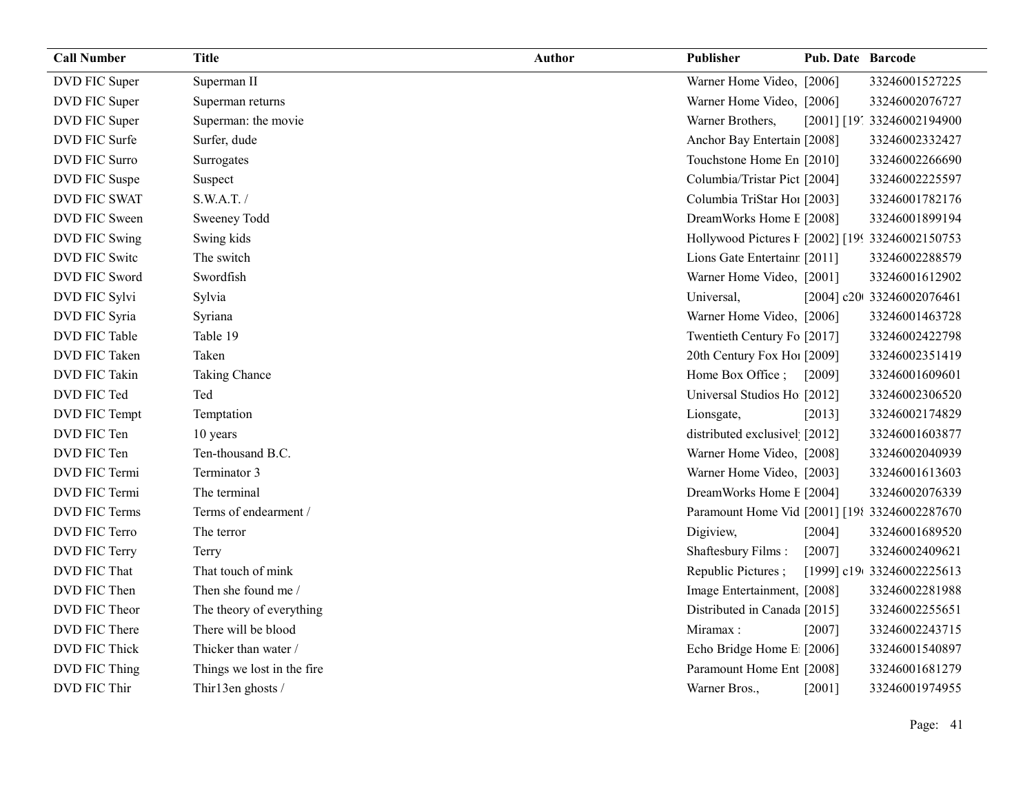| Call Number | Title | Author | Publisher | Pub. Date | Barcode |
| --- | --- | --- | --- | --- | --- |
| DVD FIC Super | Superman II | | Warner Home Video, | [2006] | 33246001527225 |
| DVD FIC Super | Superman returns | | Warner Home Video, | [2006] | 33246002076727 |
| DVD FIC Super | Superman: the movie | | Warner Brothers, | [2001] [19 | 33246002194900 |
| DVD FIC Surfe | Surfer, dude | | Anchor Bay Entertain | [2008] | 33246002332427 |
| DVD FIC Surro | Surrogates | | Touchstone Home En | [2010] | 33246002266690 |
| DVD FIC Suspe | Suspect | | Columbia/Tristar Pict | [2004] | 33246002225597 |
| DVD FIC SWAT | S.W.A.T. / | | Columbia TriStar Hor | [2003] | 33246001782176 |
| DVD FIC Sween | Sweeney Todd | | DreamWorks Home E | [2008] | 33246001899194 |
| DVD FIC Swing | Swing kids | | Hollywood Pictures H | [2002] [19 | 33246002150753 |
| DVD FIC Switc | The switch | | Lions Gate Entertainr | [2011] | 33246002288579 |
| DVD FIC Sword | Swordfish | | Warner Home Video, | [2001] | 33246001612902 |
| DVD FIC Sylvi | Sylvia | | Universal, | [2004] c20 | 33246002076461 |
| DVD FIC Syria | Syriana | | Warner Home Video, | [2006] | 33246001463728 |
| DVD FIC Table | Table 19 | | Twentieth Century Fo | [2017] | 33246002422798 |
| DVD FIC Taken | Taken | | 20th Century Fox Hor | [2009] | 33246002351419 |
| DVD FIC Takin | Taking Chance | | Home Box Office ; | [2009] | 33246001609601 |
| DVD FIC Ted | Ted | | Universal Studios Ho | [2012] | 33246002306520 |
| DVD FIC Tempt | Temptation | | Lionsgate, | [2013] | 33246002174829 |
| DVD FIC Ten | 10 years | | distributed exclusivel | [2012] | 33246001603877 |
| DVD FIC Ten | Ten-thousand B.C. | | Warner Home Video, | [2008] | 33246002040939 |
| DVD FIC Termi | Terminator 3 | | Warner Home Video, | [2003] | 33246001613603 |
| DVD FIC Termi | The terminal | | DreamWorks Home E | [2004] | 33246002076339 |
| DVD FIC Terms | Terms of endearment / | | Paramount Home Vid | [2001] [19 | 33246002287670 |
| DVD FIC Terro | The terror | | Digiview, | [2004] | 33246001689520 |
| DVD FIC Terry | Terry | | Shaftesbury Films : | [2007] | 33246002409621 |
| DVD FIC That | That touch of mink | | Republic Pictures ; | [1999] c19 | 33246002225613 |
| DVD FIC Then | Then she found me / | | Image Entertainment, | [2008] | 33246002281988 |
| DVD FIC Theor | The theory of everything | | Distributed in Canada | [2015] | 33246002255651 |
| DVD FIC There | There will be blood | | Miramax : | [2007] | 33246002243715 |
| DVD FIC Thick | Thicker than water / | | Echo Bridge Home E | [2006] | 33246001540897 |
| DVD FIC Thing | Things we lost in the fire | | Paramount Home Ent | [2008] | 33246001681279 |
| DVD FIC Thir | Thir13en ghosts / | | Warner Bros., | [2001] | 33246001974955 |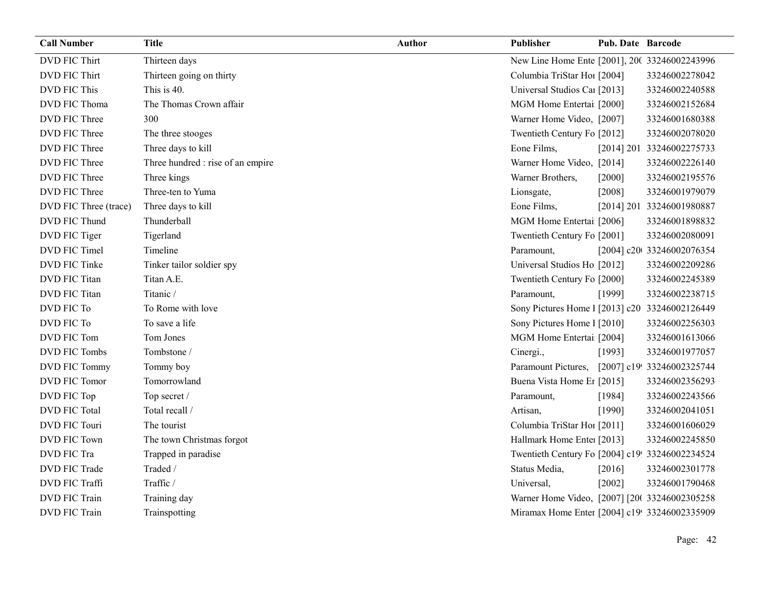| Call Number | Title | Author | Publisher | Pub. Date | Barcode |
|---|---|---|---|---|---|
| DVD FIC Thirt | Thirteen days | | New Line Home Ente | [2001], 20( | 33246002243996 |
| DVD FIC Thirt | Thirteen going on thirty | | Columbia TriStar Hor | [2004] | 33246002278042 |
| DVD FIC This | This is 40. | | Universal Studios Ca | [2013] | 33246002240588 |
| DVD FIC Thoma | The Thomas Crown affair | | MGM Home Entertai | [2000] | 33246002152684 |
| DVD FIC Three | 300 | | Warner Home Video, | [2007] | 33246001680388 |
| DVD FIC Three | The three stooges | | Twentieth Century Fo | [2012] | 33246002078020 |
| DVD FIC Three | Three days to kill | | Eone Films, | [2014] 201 | 33246002275733 |
| DVD FIC Three | Three hundred : rise of an empire | | Warner Home Video, | [2014] | 33246002226140 |
| DVD FIC Three | Three kings | | Warner Brothers, | [2000] | 33246002195576 |
| DVD FIC Three | Three-ten to Yuma | | Lionsgate, | [2008] | 33246001979079 |
| DVD FIC Three (trace) | Three days to kill | | Eone Films, | [2014] 201 | 33246001980887 |
| DVD FIC Thund | Thunderball | | MGM Home Entertai | [2006] | 33246001898832 |
| DVD FIC Tiger | Tigerland | | Twentieth Century Fo | [2001] | 33246002080091 |
| DVD FIC Timel | Timeline | | Paramount, | [2004] c20( | 33246002076354 |
| DVD FIC Tinke | Tinker tailor soldier spy | | Universal Studios Ho | [2012] | 33246002209286 |
| DVD FIC Titan | Titan A.E. | | Twentieth Century Fo | [2000] | 33246002245389 |
| DVD FIC Titan | Titanic / | | Paramount, | [1999] | 33246002238715 |
| DVD FIC To | To Rome with love | | Sony Pictures Home I | [2013] c20 | 33246002126449 |
| DVD FIC To | To save a life | | Sony Pictures Home I | [2010] | 33246002256303 |
| DVD FIC Tom | Tom Jones | | MGM Home Entertai | [2004] | 33246001613066 |
| DVD FIC Tombs | Tombstone / | | Cinergi., | [1993] | 33246001977057 |
| DVD FIC Tommy | Tommy boy | | Paramount Pictures, | [2007] c19 | 33246002325744 |
| DVD FIC Tomor | Tomorrowland | | Buena Vista Home Er | [2015] | 33246002356293 |
| DVD FIC Top | Top secret / | | Paramount, | [1984] | 33246002243566 |
| DVD FIC Total | Total recall / | | Artisan, | [1990] | 33246002041051 |
| DVD FIC Touri | The tourist | | Columbia TriStar Hor | [2011] | 33246001606029 |
| DVD FIC Town | The town Christmas forgot | | Hallmark Home Ente | [2013] | 33246002245850 |
| DVD FIC Tra | Trapped in paradise | | Twentieth Century Fo | [2004] c19 | 33246002234524 |
| DVD FIC Trade | Traded / | | Status Media, | [2016] | 33246002301778 |
| DVD FIC Traffi | Traffic / | | Universal, | [2002] | 33246001790468 |
| DVD FIC Train | Training day | | Warner Home Video, | [2007] [20( | 33246002305258 |
| DVD FIC Train | Trainspotting | | Miramax Home Enter | [2004] c19 | 33246002335909 |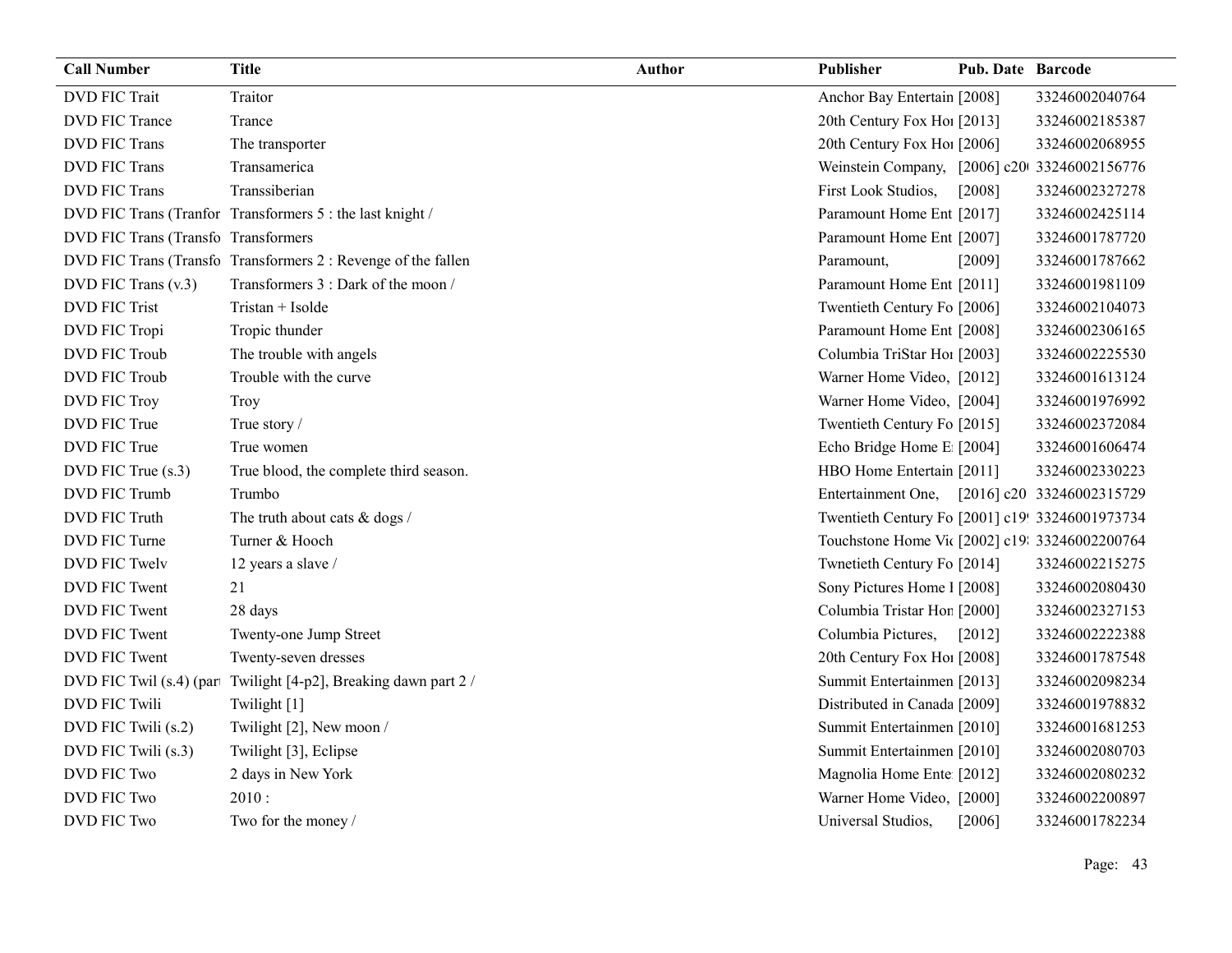| Call Number | Title | Author | Publisher | Pub. Date | Barcode |
| --- | --- | --- | --- | --- | --- |
| DVD FIC Trait | Traitor | | Anchor Bay Entertain | [2008] | 33246002040764 |
| DVD FIC Trance | Trance | | 20th Century Fox Hoı | [2013] | 33246002185387 |
| DVD FIC Trans | The transporter | | 20th Century Fox Hoı | [2006] | 33246002068955 |
| DVD FIC Trans | Transamerica | | Weinstein Company, | [2006] c20 | 33246002156776 |
| DVD FIC Trans | Transsiberian | | First Look Studios, | [2008] | 33246002327278 |
| DVD FIC Trans (Tranfor | Transformers 5 : the last knight / | | Paramount Home Ent | [2017] | 33246002425114 |
| DVD FIC Trans (Transfo | Transformers | | Paramount Home Ent | [2007] | 33246001787720 |
| DVD FIC Trans (Transfo | Transformers 2 : Revenge of the fallen | | Paramount, | [2009] | 33246001787662 |
| DVD FIC Trans (v.3) | Transformers 3 : Dark of the moon / | | Paramount Home Ent | [2011] | 33246001981109 |
| DVD FIC Trist | Tristan + Isolde | | Twentieth Century Fo | [2006] | 33246002104073 |
| DVD FIC Tropi | Tropic thunder | | Paramount Home Ent | [2008] | 33246002306165 |
| DVD FIC Troub | The trouble with angels | | Columbia TriStar Hoı | [2003] | 33246002225530 |
| DVD FIC Troub | Trouble with the curve | | Warner Home Video, | [2012] | 33246001613124 |
| DVD FIC Troy | Troy | | Warner Home Video, | [2004] | 33246001976992 |
| DVD FIC True | True story / | | Twentieth Century Fo | [2015] | 33246002372084 |
| DVD FIC True | True women | | Echo Bridge Home E | [2004] | 33246001606474 |
| DVD FIC True (s.3) | True blood, the complete third season. | | HBO Home Entertain | [2011] | 33246002330223 |
| DVD FIC Trumb | Trumbo | | Entertainment One, | [2016] c20 | 33246002315729 |
| DVD FIC Truth | The truth about cats & dogs / | | Twentieth Century Fo | [2001] c19 | 33246001973734 |
| DVD FIC Turne | Turner & Hooch | | Touchstone Home Vi | [2002] c19 | 33246002200764 |
| DVD FIC Twelv | 12 years a slave / | | Twnetieth Century Fo | [2014] | 33246002215275 |
| DVD FIC Twent | 21 | | Sony Pictures Home I | [2008] | 33246002080430 |
| DVD FIC Twent | 28 days | | Columbia Tristar Hon | [2000] | 33246002327153 |
| DVD FIC Twent | Twenty-one Jump Street | | Columbia Pictures, | [2012] | 33246002222388 |
| DVD FIC Twent | Twenty-seven dresses | | 20th Century Fox Hoı | [2008] | 33246001787548 |
| DVD FIC Twil (s.4) (part | Twilight [4-p2], Breaking dawn part 2 / | | Summit Entertainmen | [2013] | 33246002098234 |
| DVD FIC Twili | Twilight [1] | | Distributed in Canada | [2009] | 33246001978832 |
| DVD FIC Twili (s.2) | Twilight [2], New moon / | | Summit Entertainmen | [2010] | 33246001681253 |
| DVD FIC Twili (s.3) | Twilight [3], Eclipse | | Summit Entertainmen | [2010] | 33246002080703 |
| DVD FIC Two | 2 days in New York | | Magnolia Home Ente | [2012] | 33246002080232 |
| DVD FIC Two | 2010 : | | Warner Home Video, | [2000] | 33246002200897 |
| DVD FIC Two | Two for the money / | | Universal Studios, | [2006] | 33246001782234 |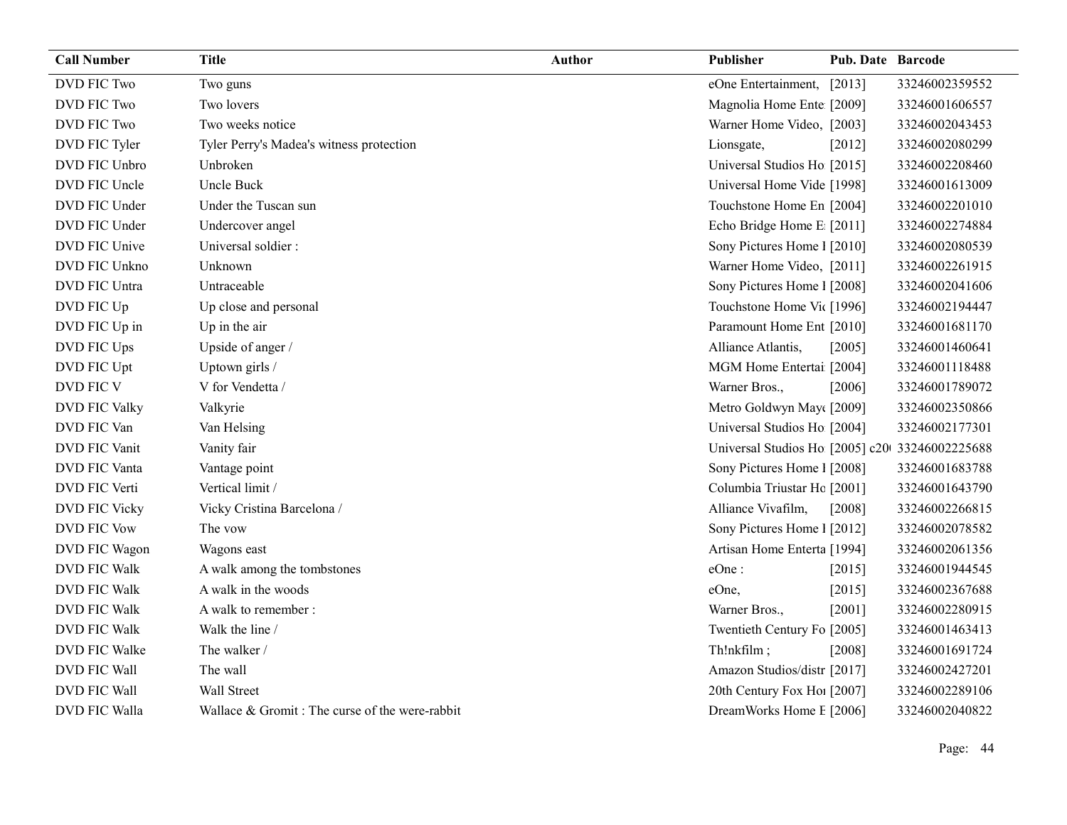| Call Number | Title | Author | Publisher | Pub. Date | Barcode |
|---|---|---|---|---|---|
| DVD FIC Two | Two guns | | eOne Entertainment, | [2013] | 33246002359552 |
| DVD FIC Two | Two lovers | | Magnolia Home Ente | [2009] | 33246001606557 |
| DVD FIC Two | Two weeks notice | | Warner Home Video, | [2003] | 33246002043453 |
| DVD FIC Tyler | Tyler Perry's Madea's witness protection | | Lionsgate, | [2012] | 33246002080299 |
| DVD FIC Unbro | Unbroken | | Universal Studios Ho | [2015] | 33246002208460 |
| DVD FIC Uncle | Uncle Buck | | Universal Home Vide | [1998] | 33246001613009 |
| DVD FIC Under | Under the Tuscan sun | | Touchstone Home En | [2004] | 33246002201010 |
| DVD FIC Under | Undercover angel | | Echo Bridge Home E | [2011] | 33246002274884 |
| DVD FIC Unive | Universal soldier : | | Sony Pictures Home I | [2010] | 33246002080539 |
| DVD FIC Unkno | Unknown | | Warner Home Video, | [2011] | 33246002261915 |
| DVD FIC Untra | Untraceable | | Sony Pictures Home I | [2008] | 33246002041606 |
| DVD FIC Up | Up close and personal | | Touchstone Home Vi | [1996] | 33246002194447 |
| DVD FIC Up in | Up in the air | | Paramount Home Ent | [2010] | 33246001681170 |
| DVD FIC Ups | Upside of anger / | | Alliance Atlantis, | [2005] | 33246001460641 |
| DVD FIC Upt | Uptown girls / | | MGM Home Entertai | [2004] | 33246001118488 |
| DVD FIC V | V for Vendetta / | | Warner Bros., | [2006] | 33246001789072 |
| DVD FIC Valky | Valkyrie | | Metro Goldwyn May | [2009] | 33246002350866 |
| DVD FIC Van | Van Helsing | | Universal Studios Ho | [2004] | 33246002177301 |
| DVD FIC Vanit | Vanity fair | | Universal Studios Ho | [2005] c20 | 33246002225688 |
| DVD FIC Vanta | Vantage point | | Sony Pictures Home I | [2008] | 33246001683788 |
| DVD FIC Verti | Vertical limit / | | Columbia Triustar Ho | [2001] | 33246001643790 |
| DVD FIC Vicky | Vicky Cristina Barcelona / | | Alliance Vivafilm, | [2008] | 33246002266815 |
| DVD FIC Vow | The vow | | Sony Pictures Home I | [2012] | 33246002078582 |
| DVD FIC Wagon | Wagons east | | Artisan Home Enterta | [1994] | 33246002061356 |
| DVD FIC Walk | A walk among the tombstones | | eOne : | [2015] | 33246001944545 |
| DVD FIC Walk | A walk in the woods | | eOne, | [2015] | 33246002367688 |
| DVD FIC Walk | A walk to remember : | | Warner Bros., | [2001] | 33246002280915 |
| DVD FIC Walk | Walk the line / | | Twentieth Century Fo | [2005] | 33246001463413 |
| DVD FIC Walke | The walker / | | Th!nkfilm ; | [2008] | 33246001691724 |
| DVD FIC Wall | The wall | | Amazon Studios/distr | [2017] | 33246002427201 |
| DVD FIC Wall | Wall Street | | 20th Century Fox Ho | [2007] | 33246002289106 |
| DVD FIC Walla | Wallace & Gromit : The curse of the were-rabbit | | DreamWorks Home E | [2006] | 33246002040822 |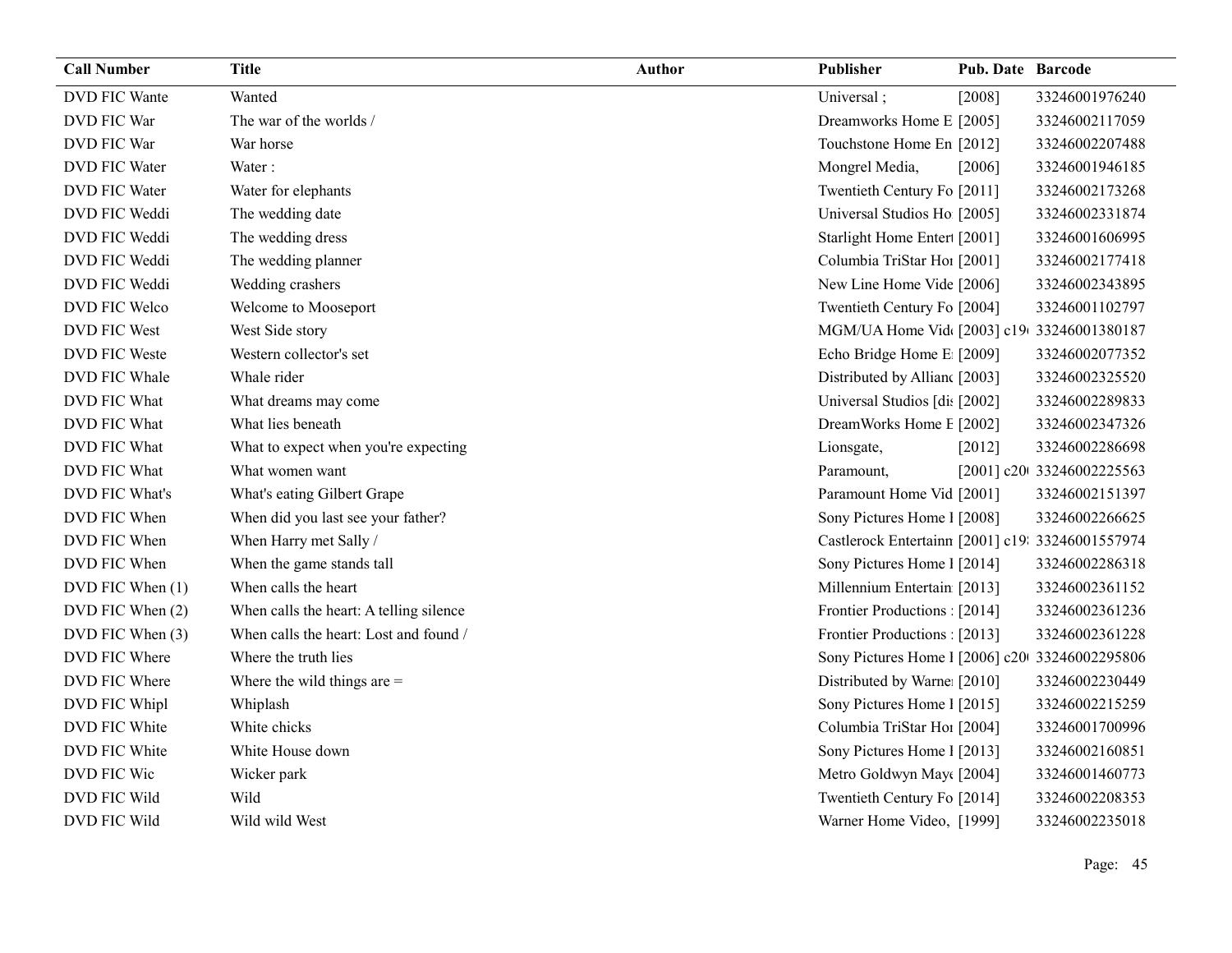| Call Number | Title | Author | Publisher | Pub. Date | Barcode |
|---|---|---|---|---|---|
| DVD FIC Wante | Wanted | | Universal ; | [2008] | 33246001976240 |
| DVD FIC War | The war of the worlds / | | Dreamworks Home E | [2005] | 33246002117059 |
| DVD FIC War | War horse | | Touchstone Home En | [2012] | 33246002207488 |
| DVD FIC Water | Water : | | Mongrel Media, | [2006] | 33246001946185 |
| DVD FIC Water | Water for elephants | | Twentieth Century Fo | [2011] | 33246002173268 |
| DVD FIC Weddi | The wedding date | | Universal Studios Ho | [2005] | 33246002331874 |
| DVD FIC Weddi | The wedding dress | | Starlight Home Entert | [2001] | 33246001606995 |
| DVD FIC Weddi | The wedding planner | | Columbia TriStar Hor | [2001] | 33246002177418 |
| DVD FIC Weddi | Wedding crashers | | New Line Home Vide | [2006] | 33246002343895 |
| DVD FIC Welco | Welcome to Mooseport | | Twentieth Century Fo | [2004] | 33246001102797 |
| DVD FIC West | West Side story | | MGM/UA Home Vid | [2003] c19 | 33246001380187 |
| DVD FIC Weste | Western collector's set | | Echo Bridge Home E | [2009] | 33246002077352 |
| DVD FIC Whale | Whale rider | | Distributed by Allianc | [2003] | 33246002325520 |
| DVD FIC What | What dreams may come | | Universal Studios [dis | [2002] | 33246002289833 |
| DVD FIC What | What lies beneath | | DreamWorks Home E | [2002] | 33246002347326 |
| DVD FIC What | What to expect when you're expecting | | Lionsgate, | [2012] | 33246002286698 |
| DVD FIC What | What women want | | Paramount, | [2001] c20 | 33246002225563 |
| DVD FIC What's | What's eating Gilbert Grape | | Paramount Home Vid | [2001] | 33246002151397 |
| DVD FIC When | When did you last see your father? | | Sony Pictures Home I | [2008] | 33246002266625 |
| DVD FIC When | When Harry met Sally / | | Castlerock Entertainm | [2001] c19 | 33246001557974 |
| DVD FIC When | When the game stands tall | | Sony Pictures Home I | [2014] | 33246002286318 |
| DVD FIC When (1) | When calls the heart | | Millennium Entertain | [2013] | 33246002361152 |
| DVD FIC When (2) | When calls the heart: A telling silence | | Frontier Productions : | [2014] | 33246002361236 |
| DVD FIC When (3) | When calls the heart: Lost and found / | | Frontier Productions : | [2013] | 33246002361228 |
| DVD FIC Where | Where the truth lies | | Sony Pictures Home I | [2006] c20 | 33246002295806 |
| DVD FIC Where | Where the wild things are = | | Distributed by Warne | [2010] | 33246002230449 |
| DVD FIC Whipl | Whiplash | | Sony Pictures Home I | [2015] | 33246002215259 |
| DVD FIC White | White chicks | | Columbia TriStar Hor | [2004] | 33246001700996 |
| DVD FIC White | White House down | | Sony Pictures Home I | [2013] | 33246002160851 |
| DVD FIC Wic | Wicker park | | Metro Goldwyn May | [2004] | 33246001460773 |
| DVD FIC Wild | Wild | | Twentieth Century Fo | [2014] | 33246002208353 |
| DVD FIC Wild | Wild wild West | | Warner Home Video, | [1999] | 33246002235018 |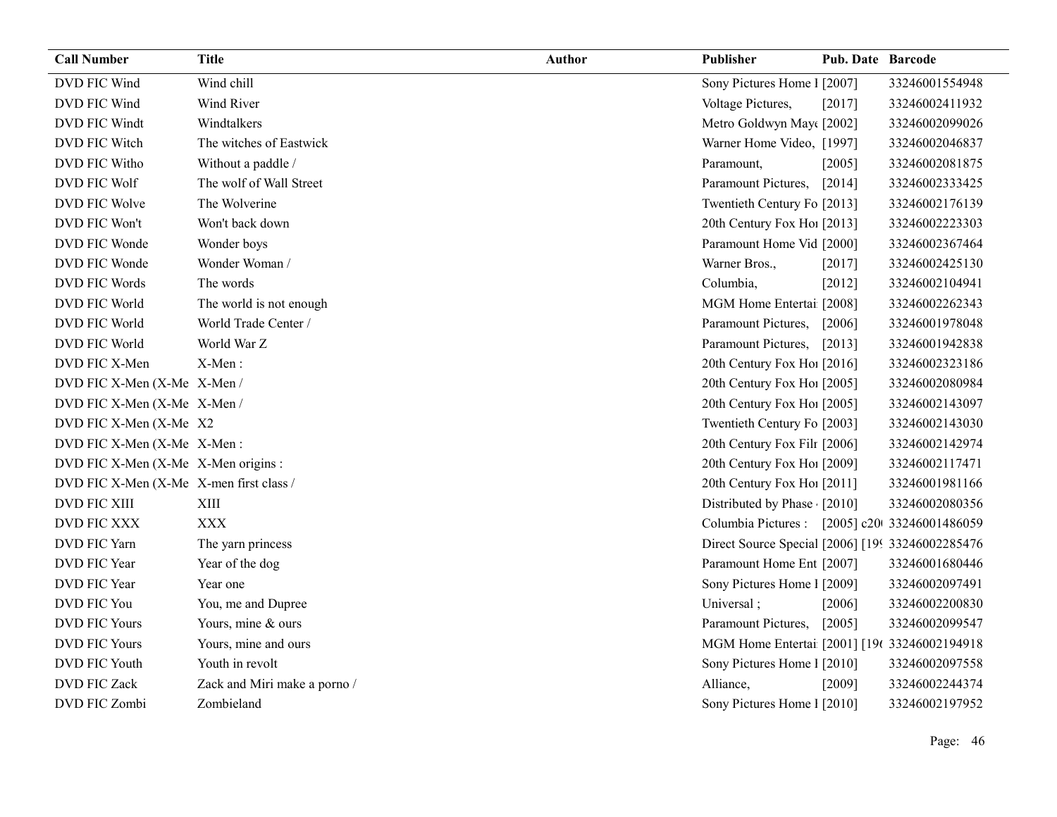| Call Number | Title | Author | Publisher | Pub. Date | Barcode |
|---|---|---|---|---|---|
| DVD FIC Wind | Wind chill | | Sony Pictures Home I | [2007] | 33246001554948 |
| DVD FIC Wind | Wind River | | Voltage Pictures, | [2017] | 33246002411932 |
| DVD FIC Windt | Windtalkers | | Metro Goldwyn Mayo | [2002] | 33246002099026 |
| DVD FIC Witch | The witches of Eastwick | | Warner Home Video, | [1997] | 33246002046837 |
| DVD FIC Witho | Without a paddle / | | Paramount, | [2005] | 33246002081875 |
| DVD FIC Wolf | The wolf of Wall Street | | Paramount Pictures, | [2014] | 33246002333425 |
| DVD FIC Wolve | The Wolverine | | Twentieth Century Fo | [2013] | 33246002176139 |
| DVD FIC Won't | Won't back down | | 20th Century Fox Hoı | [2013] | 33246002223303 |
| DVD FIC Wonde | Wonder boys | | Paramount Home Vid | [2000] | 33246002367464 |
| DVD FIC Wonde | Wonder Woman / | | Warner Bros., | [2017] | 33246002425130 |
| DVD FIC Words | The words | | Columbia, | [2012] | 33246002104941 |
| DVD FIC World | The world is not enough | | MGM Home Entertai | [2008] | 33246002262343 |
| DVD FIC World | World Trade Center / | | Paramount Pictures, | [2006] | 33246001978048 |
| DVD FIC World | World War Z | | Paramount Pictures, | [2013] | 33246001942838 |
| DVD FIC X-Men | X-Men : | | 20th Century Fox Hoı | [2016] | 33246002323186 |
| DVD FIC X-Men (X-Me | X-Men / | | 20th Century Fox Hoı | [2005] | 33246002080984 |
| DVD FIC X-Men (X-Me | X-Men / | | 20th Century Fox Hoı | [2005] | 33246002143097 |
| DVD FIC X-Men (X-Me | X2 | | Twentieth Century Fo | [2003] | 33246002143030 |
| DVD FIC X-Men (X-Me | X-Men : | | 20th Century Fox Film | [2006] | 33246002142974 |
| DVD FIC X-Men (X-Me | X-Men origins : | | 20th Century Fox Hoı | [2009] | 33246002117471 |
| DVD FIC X-Men (X-Me | X-men first class / | | 20th Century Fox Hoı | [2011] | 33246001981166 |
| DVD FIC XIII | XIII | | Distributed by Phase | [2010] | 33246002080356 |
| DVD FIC XXX | XXX | | Columbia Pictures : | [2005] c20 | 33246001486059 |
| DVD FIC Yarn | The yarn princess | | Direct Source Special | [2006] [19 | 33246002285476 |
| DVD FIC Year | Year of the dog | | Paramount Home Ent | [2007] | 33246001680446 |
| DVD FIC Year | Year one | | Sony Pictures Home I | [2009] | 33246002097491 |
| DVD FIC You | You, me and Dupree | | Universal ; | [2006] | 33246002200830 |
| DVD FIC Yours | Yours, mine & ours | | Paramount Pictures, | [2005] | 33246002099547 |
| DVD FIC Yours | Yours, mine and ours | | MGM Home Entertai | [2001] [19 | 33246002194918 |
| DVD FIC Youth | Youth in revolt | | Sony Pictures Home I | [2010] | 33246002097558 |
| DVD FIC Zack | Zack and Miri make a porno / | | Alliance, | [2009] | 33246002244374 |
| DVD FIC Zombi | Zombieland | | Sony Pictures Home I | [2010] | 33246002197952 |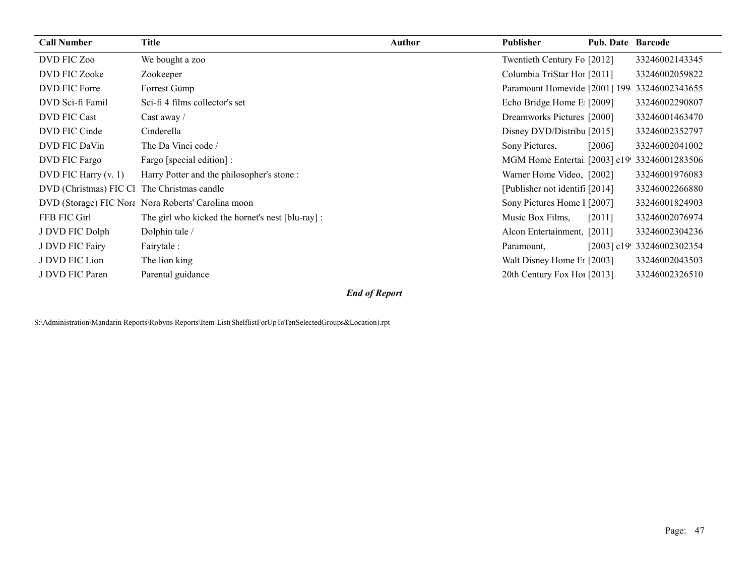| Call Number | Title | Author | Publisher | Pub. Date | Barcode |
| --- | --- | --- | --- | --- | --- |
| DVD FIC Zoo | We bought a zoo | | Twentieth Century Fo | [2012] | 33246002143345 |
| DVD FIC Zooke | Zookeeper | | Columbia TriStar Hoı | [2011] | 33246002059822 |
| DVD FIC Forre | Forrest Gump | | Paramount Homevide | [2001] 199 | 33246002343655 |
| DVD Sci-fi Famil | Sci-fi 4 films collector's set | | Echo Bridge Home E | [2009] | 33246002290807 |
| DVD FIC Cast | Cast away / | | Dreamworks Pictures | [2000] | 33246001463470 |
| DVD FIC Cinde | Cinderella | | Disney DVD/Distribu | [2015] | 33246002352797 |
| DVD FIC DaVin | The Da Vinci code / | | Sony Pictures, | [2006] | 33246002041002 |
| DVD FIC Fargo | Fargo [special edition] : | | MGM Home Entertai | [2003] c19 | 33246001283506 |
| DVD FIC Harry (v. 1) | Harry Potter and the philosopher's stone : | | Warner Home Video, | [2002] | 33246001976083 |
| DVD (Christmas) FIC Cl | The Christmas candle | | [Publisher not identifi | [2014] | 33246002266880 |
| DVD (Storage) FIC Nora | Nora Roberts' Carolina moon | | Sony Pictures Home I | [2007] | 33246001824903 |
| FFB FIC Girl | The girl who kicked the hornet's nest [blu-ray] : | | Music Box Films, | [2011] | 33246002076974 |
| J DVD FIC Dolph | Dolphin tale / | | Alcon Entertainment, | [2011] | 33246002304236 |
| J DVD FIC Fairy | Fairytale : | | Paramount, | [2003] c19 | 33246002302354 |
| J DVD FIC Lion | The lion king | | Walt Disney Home Eı | [2003] | 33246002043503 |
| J DVD FIC Paren | Parental guidance | | 20th Century Fox Hoı | [2013] | 33246002326510 |

***End of Report***

S:\Administration\Mandarin Reports\Robyns Reports\Item-List(ShelflistForUpToTenSelectedGroups&Location).rpt